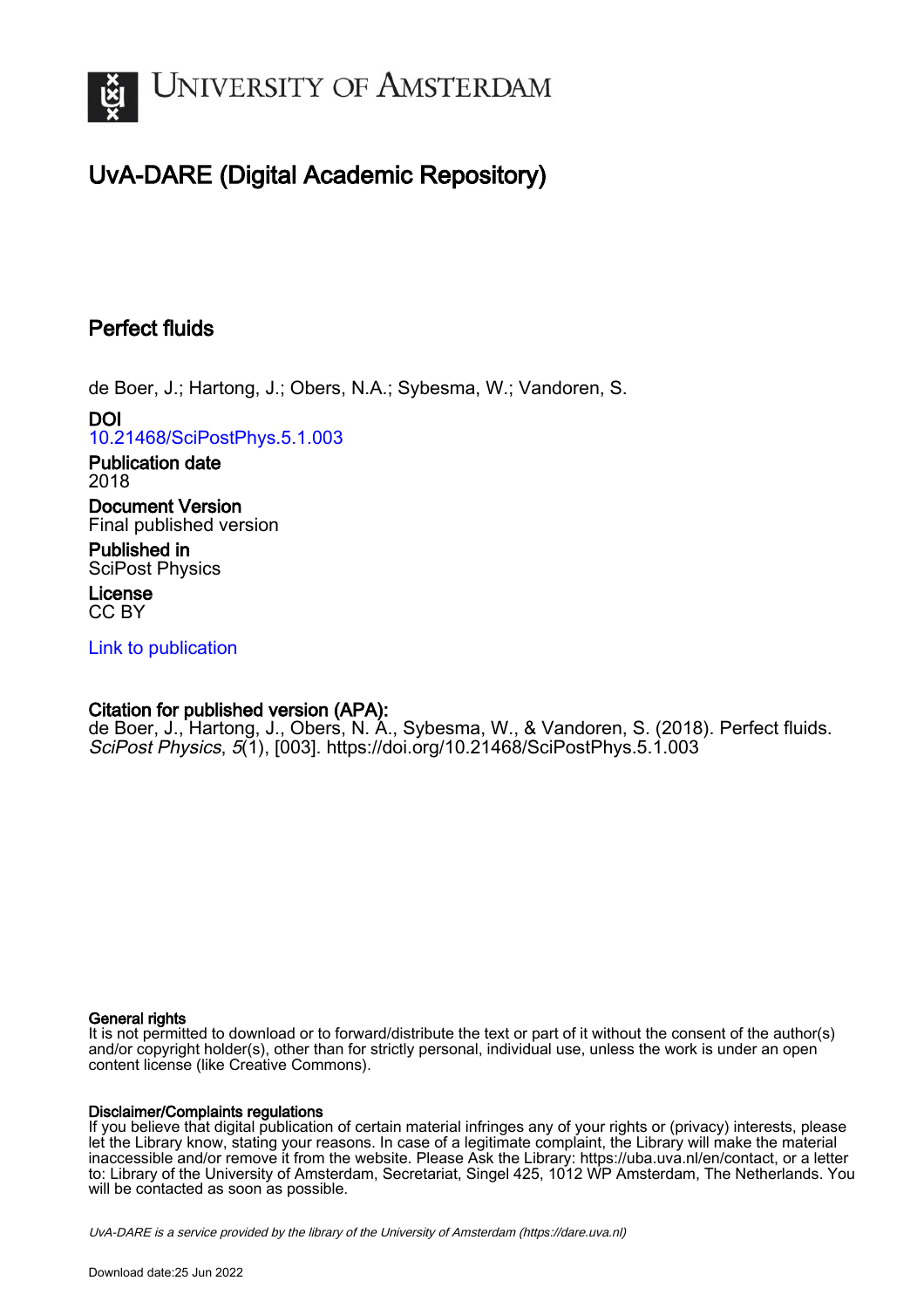# UvA-DARE (Digital Academic Repository)

## Perfect fluids

de Boer, J.; Hartong, J.; Obers, N.A.; Sybesma, W.; Vandoren, S.

**DOI**
10.21468/SciPostPhys.5.1.003

**Publication date**
2018

**Document Version**
Final published version

**Published in**
SciPost Physics

**License**
CC BY

Link to publication

**Citation for published version (APA):**
de Boer, J., Hartong, J., Obers, N. A., Sybesma, W., & Vandoren, S. (2018). Perfect fluids. *SciPost Physics*, *5*(1), [003]. https://doi.org/10.21468/SciPostPhys.5.1.003

**General rights**
It is not permitted to download or to forward/distribute the text or part of it without the consent of the author(s) and/or copyright holder(s), other than for strictly personal, individual use, unless the work is under an open content license (like Creative Commons).

**Disclaimer/Complaints regulations**
If you believe that digital publication of certain material infringes any of your rights or (privacy) interests, please let the Library know, stating your reasons. In case of a legitimate complaint, the Library will make the material inaccessible and/or remove it from the website. Please Ask the Library: https://uba.uva.nl/en/contact, or a letter to: Library of the University of Amsterdam, Secretariat, Singel 425, 1012 WP Amsterdam, The Netherlands. You will be contacted as soon as possible.

*UvA-DARE is a service provided by the library of the University of Amsterdam (https://dare.uva.nl)*

Download date:25 Jun 2022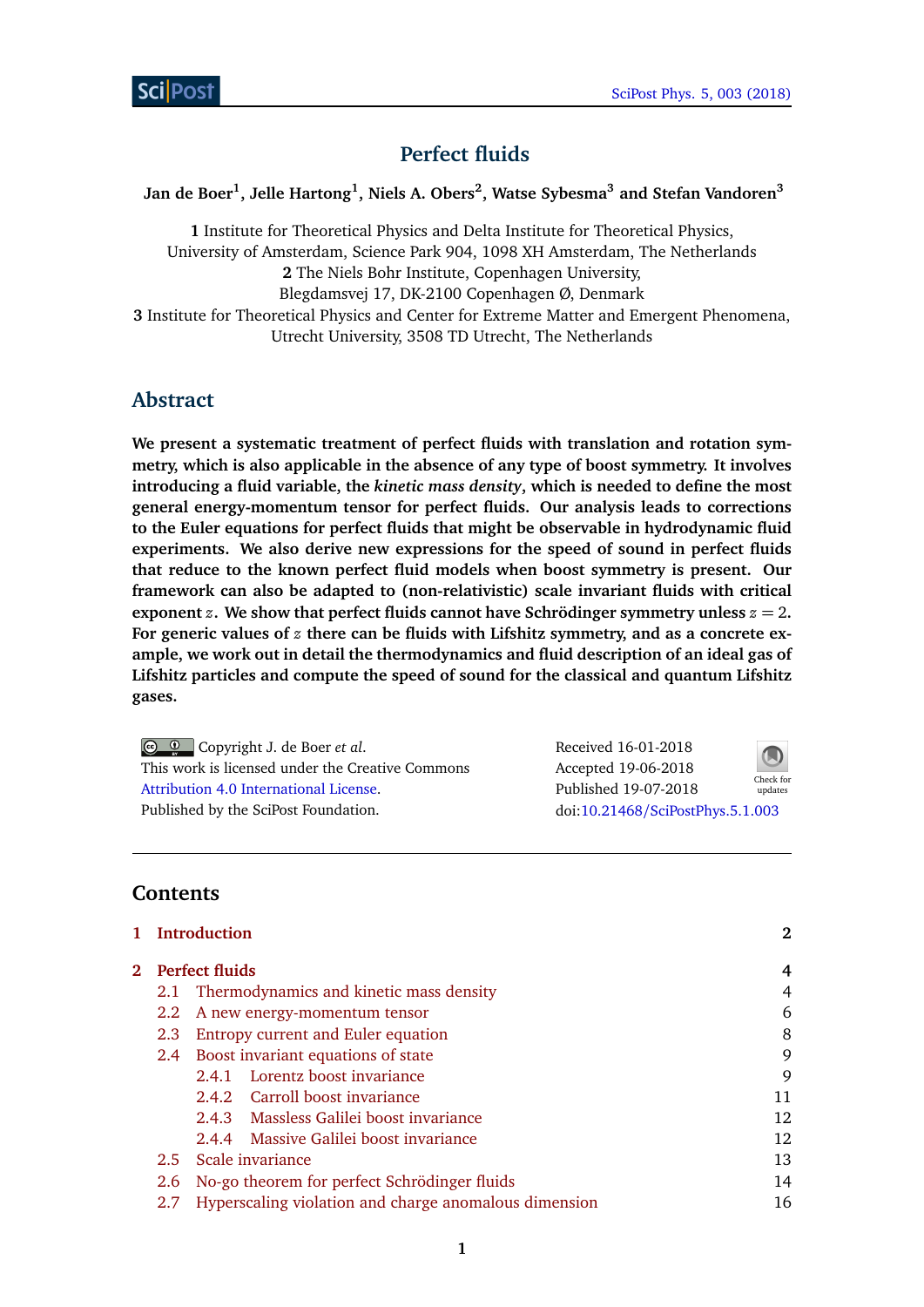# Perfect fluids

**Jan de Boer[1], Jelle Hartong[1], Niels A. Obers[2], Watse Sybesma[3] and Stefan Vandoren[3]**

**1** Institute for Theoretical Physics and Delta Institute for Theoretical Physics, University of Amsterdam, Science Park 904, 1098 XH Amsterdam, The Netherlands
**2** The Niels Bohr Institute, Copenhagen University, Blegdamsvej 17, DK-2100 Copenhagen Ø, Denmark
**3** Institute for Theoretical Physics and Center for Extreme Matter and Emergent Phenomena, Utrecht University, 3508 TD Utrecht, The Netherlands

## Abstract

**We present a systematic treatment of perfect fluids with translation and rotation symmetry, which is also applicable in the absence of any type of boost symmetry. It involves introducing a fluid variable, the *kinetic mass density*, which is needed to define the most general energy-momentum tensor for perfect fluids. Our analysis leads to corrections to the Euler equations for perfect fluids that might be observable in hydrodynamic fluid experiments. We also derive new expressions for the speed of sound in perfect fluids that reduce to the known perfect fluid models when boost symmetry is present. Our framework can also be adapted to (non-relativistic) scale invariant fluids with critical exponent $z$. We show that perfect fluids cannot have Schrödinger symmetry unless $z = 2$. For generic values of $z$ there can be fluids with Lifshitz symmetry, and as a concrete example, we work out in detail the thermodynamics and fluid description of an ideal gas of Lifshitz particles and compute the speed of sound for the classical and quantum Lifshitz gases.**

Copyright J. de Boer *et al.*
This work is licensed under the Creative Commons Attribution 4.0 International License.
Published by the SciPost Foundation.

Received 16-01-2018
Accepted 19-06-2018
Published 19-07-2018
doi:10.21468/SciPostPhys.5.1.003

---

## Contents

| | | |
|---|---|---|
| **1** | **Introduction** | **2** |
| **2** | **Perfect fluids** | **4** |
| 2.1 | Thermodynamics and kinetic mass density | 4 |
| 2.2 | A new energy-momentum tensor | 6 |
| 2.3 | Entropy current and Euler equation | 8 |
| 2.4 | Boost invariant equations of state | 9 |
| 2.4.1 | Lorentz boost invariance | 9 |
| 2.4.2 | Carroll boost invariance | 11 |
| 2.4.3 | Massless Galilei boost invariance | 12 |
| 2.4.4 | Massive Galilei boost invariance | 12 |
| 2.5 | Scale invariance | 13 |
| 2.6 | No-go theorem for perfect Schrödinger fluids | 14 |
| 2.7 | Hyperscaling violation and charge anomalous dimension | 16 |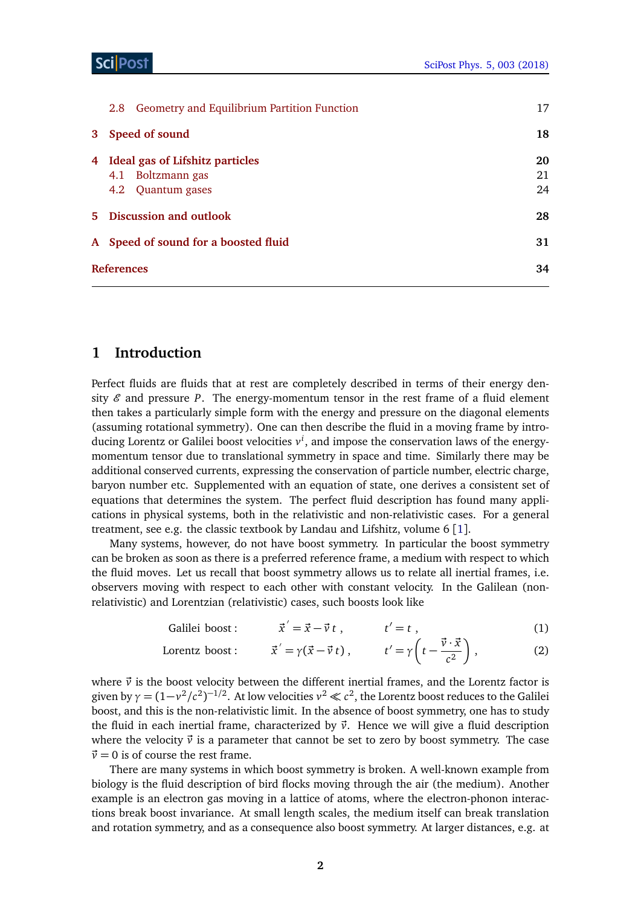| | | |
|---|---|---|
| 2.8 | Geometry and Equilibrium Partition Function | 17 |
| **3** | **Speed of sound** | **18** |
| **4** | **Ideal gas of Lifshitz particles** | **20** |
| 4.1 | Boltzmann gas | 21 |
| 4.2 | Quantum gases | 24 |
| **5** | **Discussion and outlook** | **28** |
| **A** | **Speed of sound for a boosted fluid** | **31** |
| | **References** | **34** |

## 1 Introduction

Perfect fluids are fluids that at rest are completely described in terms of their energy density $\mathcal{E}$ and pressure $P$. The energy-momentum tensor in the rest frame of a fluid element then takes a particularly simple form with the energy and pressure on the diagonal elements (assuming rotational symmetry). One can then describe the fluid in a moving frame by introducing Lorentz or Galilei boost velocities $v^i$, and impose the conservation laws of the energy-momentum tensor due to translational symmetry in space and time. Similarly there may be additional conserved currents, expressing the conservation of particle number, electric charge, baryon number etc. Supplemented with an equation of state, one derives a consistent set of equations that determines the system. The perfect fluid description has found many applications in physical systems, both in the relativistic and non-relativistic cases. For a general treatment, see e.g. the classic textbook by Landau and Lifshitz, volume 6 [1].

Many systems, however, do not have boost symmetry. In particular the boost symmetry can be broken as soon as there is a preferred reference frame, a medium with respect to which the fluid moves. Let us recall that boost symmetry allows us to relate all inertial frames, i.e. observers moving with respect to each other with constant velocity. In the Galilean (non-relativistic) and Lorentzian (relativistic) cases, such boosts look like

$$\text{Galilei boost}: \qquad \vec{x}^{\,\prime} = \vec{x} - \vec{v}\,t\,, \qquad t' = t\,, \tag{1}$$

$$\text{Lorentz boost}: \qquad \vec{x}^{\,\prime} = \gamma(\vec{x} - \vec{v}\,t)\,, \qquad t' = \gamma\left(t - \frac{\vec{v}\cdot\vec{x}}{c^2}\right), \tag{2}$$

where $\vec{v}$ is the boost velocity between the different inertial frames, and the Lorentz factor is given by $\gamma = (1 - v^2/c^2)^{-1/2}$. At low velocities $v^2 \ll c^2$, the Lorentz boost reduces to the Galilei boost, and this is the non-relativistic limit. In the absence of boost symmetry, one has to study the fluid in each inertial frame, characterized by $\vec{v}$. Hence we will give a fluid description where the velocity $\vec{v}$ is a parameter that cannot be set to zero by boost symmetry. The case $\vec{v} = 0$ is of course the rest frame.

There are many systems in which boost symmetry is broken. A well-known example from biology is the fluid description of bird flocks moving through the air (the medium). Another example is an electron gas moving in a lattice of atoms, where the electron-phonon interactions break boost invariance. At small length scales, the medium itself can break translation and rotation symmetry, and as a consequence also boost symmetry. At larger distances, e.g. at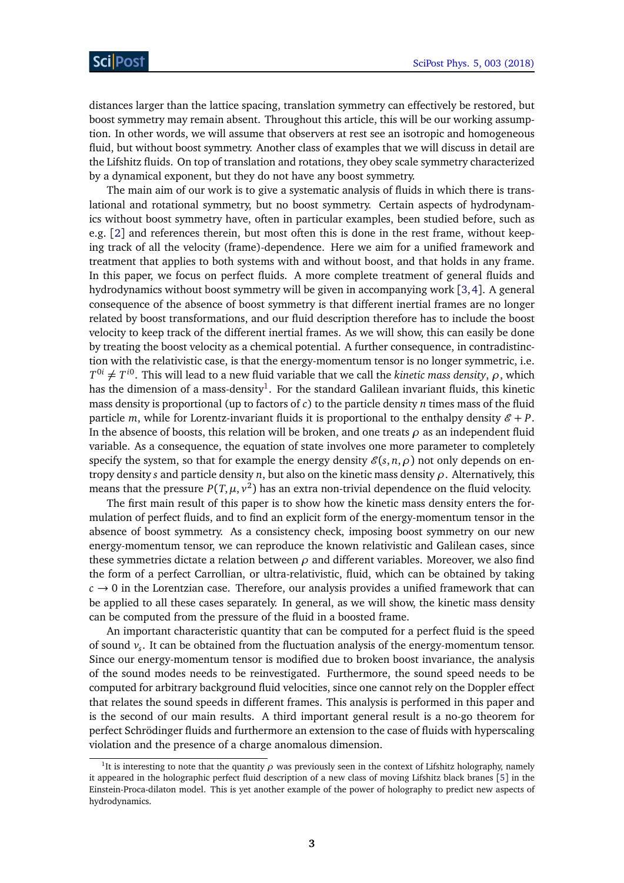distances larger than the lattice spacing, translation symmetry can effectively be restored, but boost symmetry may remain absent. Throughout this article, this will be our working assumption. In other words, we will assume that observers at rest see an isotropic and homogeneous fluid, but without boost symmetry. Another class of examples that we will discuss in detail are the Lifshitz fluids. On top of translation and rotations, they obey scale symmetry characterized by a dynamical exponent, but they do not have any boost symmetry.

The main aim of our work is to give a systematic analysis of fluids in which there is translational and rotational symmetry, but no boost symmetry. Certain aspects of hydrodynamics without boost symmetry have, often in particular examples, been studied before, such as e.g. [2] and references therein, but most often this is done in the rest frame, without keeping track of all the velocity (frame)-dependence. Here we aim for a unified framework and treatment that applies to both systems with and without boost, and that holds in any frame. In this paper, we focus on perfect fluids. A more complete treatment of general fluids and hydrodynamics without boost symmetry will be given in accompanying work [3,4]. A general consequence of the absence of boost symmetry is that different inertial frames are no longer related by boost transformations, and our fluid description therefore has to include the boost velocity to keep track of the different inertial frames. As we will show, this can easily be done by treating the boost velocity as a chemical potential. A further consequence, in contradistinction with the relativistic case, is that the energy-momentum tensor is no longer symmetric, i.e. $T^{0i} \neq T^{i0}$. This will lead to a new fluid variable that we call the *kinetic mass density*, $\rho$, which has the dimension of a mass-density[1]. For the standard Galilean invariant fluids, this kinetic mass density is proportional (up to factors of $c$) to the particle density $n$ times mass of the fluid particle $m$, while for Lorentz-invariant fluids it is proportional to the enthalpy density $\mathscr{E} + P$. In the absence of boosts, this relation will be broken, and one treats $\rho$ as an independent fluid variable. As a consequence, the equation of state involves one more parameter to completely specify the system, so that for example the energy density $\mathscr{E}(s, n, \rho)$ not only depends on entropy density $s$ and particle density $n$, but also on the kinetic mass density $\rho$. Alternatively, this means that the pressure $P(T, \mu, v^2)$ has an extra non-trivial dependence on the fluid velocity.

The first main result of this paper is to show how the kinetic mass density enters the formulation of perfect fluids, and to find an explicit form of the energy-momentum tensor in the absence of boost symmetry. As a consistency check, imposing boost symmetry on our new energy-momentum tensor, we can reproduce the known relativistic and Galilean cases, since these symmetries dictate a relation between $\rho$ and different variables. Moreover, we also find the form of a perfect Carrollian, or ultra-relativistic, fluid, which can be obtained by taking $c \to 0$ in the Lorentzian case. Therefore, our analysis provides a unified framework that can be applied to all these cases separately. In general, as we will show, the kinetic mass density can be computed from the pressure of the fluid in a boosted frame.

An important characteristic quantity that can be computed for a perfect fluid is the speed of sound $v_s$. It can be obtained from the fluctuation analysis of the energy-momentum tensor. Since our energy-momentum tensor is modified due to broken boost invariance, the analysis of the sound modes needs to be reinvestigated. Furthermore, the sound speed needs to be computed for arbitrary background fluid velocities, since one cannot rely on the Doppler effect that relates the sound speeds in different frames. This analysis is performed in this paper and is the second of our main results. A third important general result is a no-go theorem for perfect Schrödinger fluids and furthermore an extension to the case of fluids with hyperscaling violation and the presence of a charge anomalous dimension.

---

[1] It is interesting to note that the quantity $\rho$ was previously seen in the context of Lifshitz holography, namely it appeared in the holographic perfect fluid description of a new class of moving Lifshitz black branes [5] in the Einstein-Proca-dilaton model. This is yet another example of the power of holography to predict new aspects of hydrodynamics.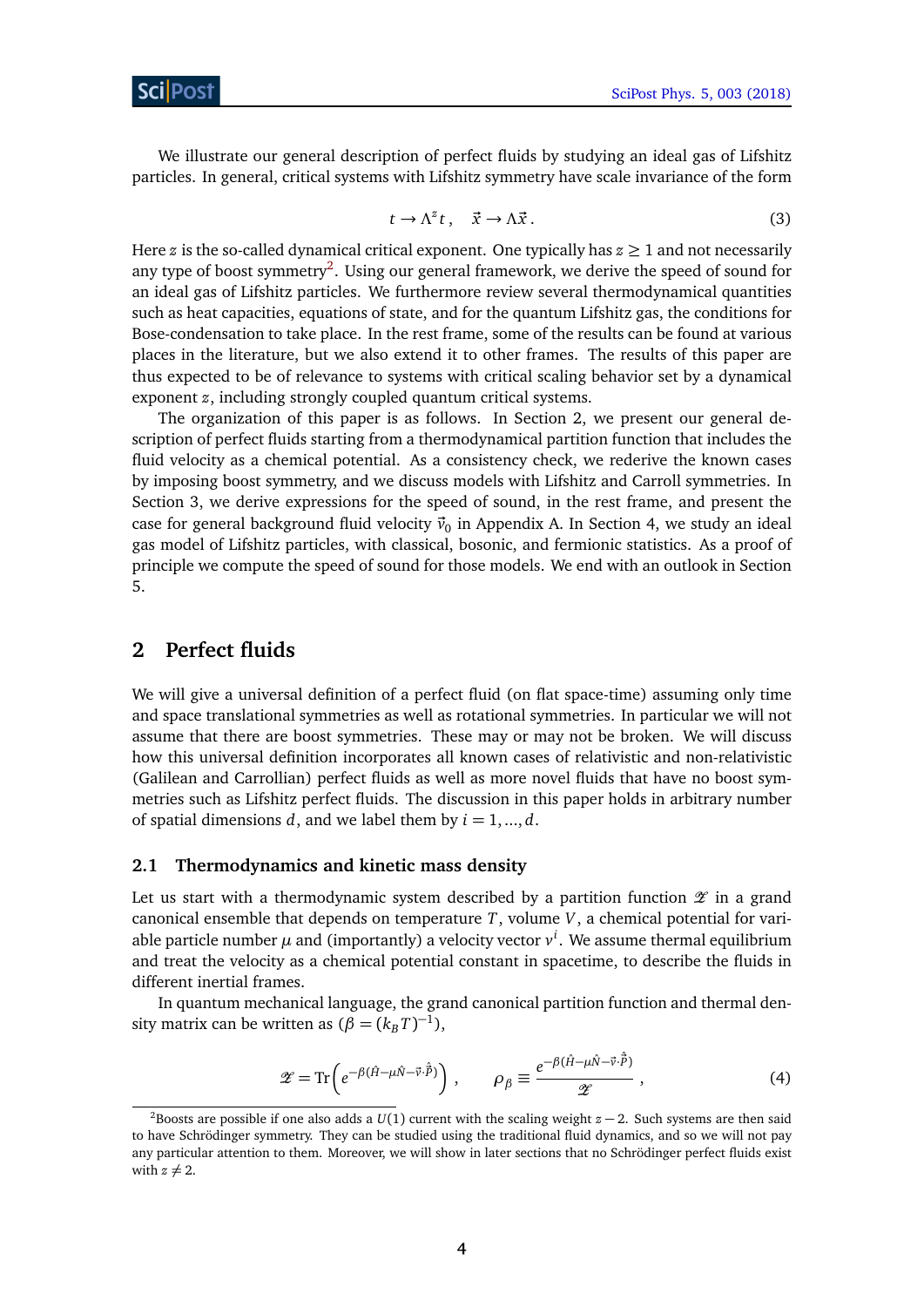We illustrate our general description of perfect fluids by studying an ideal gas of Lifshitz particles. In general, critical systems with Lifshitz symmetry have scale invariance of the form

$$t \to \Lambda^z t\,, \quad \vec{x} \to \Lambda \vec{x}\,. \tag{3}$$

Here $z$ is the so-called dynamical critical exponent. One typically has $z \geq 1$ and not necessarily any type of boost symmetry[2]. Using our general framework, we derive the speed of sound for an ideal gas of Lifshitz particles. We furthermore review several thermodynamical quantities such as heat capacities, equations of state, and for the quantum Lifshitz gas, the conditions for Bose-condensation to take place. In the rest frame, some of the results can be found at various places in the literature, but we also extend it to other frames. The results of this paper are thus expected to be of relevance to systems with critical scaling behavior set by a dynamical exponent $z$, including strongly coupled quantum critical systems.

The organization of this paper is as follows. In Section 2, we present our general description of perfect fluids starting from a thermodynamical partition function that includes the fluid velocity as a chemical potential. As a consistency check, we rederive the known cases by imposing boost symmetry, and we discuss models with Lifshitz and Carroll symmetries. In Section 3, we derive expressions for the speed of sound, in the rest frame, and present the case for general background fluid velocity $\vec{v}_0$ in Appendix A. In Section 4, we study an ideal gas model of Lifshitz particles, with classical, bosonic, and fermionic statistics. As a proof of principle we compute the speed of sound for those models. We end with an outlook in Section 5.

## 2 Perfect fluids

We will give a universal definition of a perfect fluid (on flat space-time) assuming only time and space translational symmetries as well as rotational symmetries. In particular we will not assume that there are boost symmetries. These may or may not be broken. We will discuss how this universal definition incorporates all known cases of relativistic and non-relativistic (Galilean and Carrollian) perfect fluids as well as more novel fluids that have no boost symmetries such as Lifshitz perfect fluids. The discussion in this paper holds in arbitrary number of spatial dimensions $d$, and we label them by $i = 1, ..., d$.

### 2.1 Thermodynamics and kinetic mass density

Let us start with a thermodynamic system described by a partition function $\mathcal{Z}$ in a grand canonical ensemble that depends on temperature $T$, volume $V$, a chemical potential for variable particle number $\mu$ and (importantly) a velocity vector $v^i$. We assume thermal equilibrium and treat the velocity as a chemical potential constant in spacetime, to describe the fluids in different inertial frames.

In quantum mechanical language, the grand canonical partition function and thermal density matrix can be written as ($\beta = (k_B T)^{-1}$),

$$\mathcal{Z} = \mathrm{Tr}\left(e^{-\beta(\hat{H} - \mu\hat{N} - \vec{v}\cdot\hat{\vec{P}})}\right)\,, \qquad \rho_\beta \equiv \frac{e^{-\beta(\hat{H} - \mu\hat{N} - \vec{v}\cdot\hat{\vec{P}})}}{\mathcal{Z}}\,, \tag{4}$$

[2] Boosts are possible if one also adds a $U(1)$ current with the scaling weight $z - 2$. Such systems are then said to have Schrödinger symmetry. They can be studied using the traditional fluid dynamics, and so we will not pay any particular attention to them. Moreover, we will show in later sections that no Schrödinger perfect fluids exist with $z \neq 2$.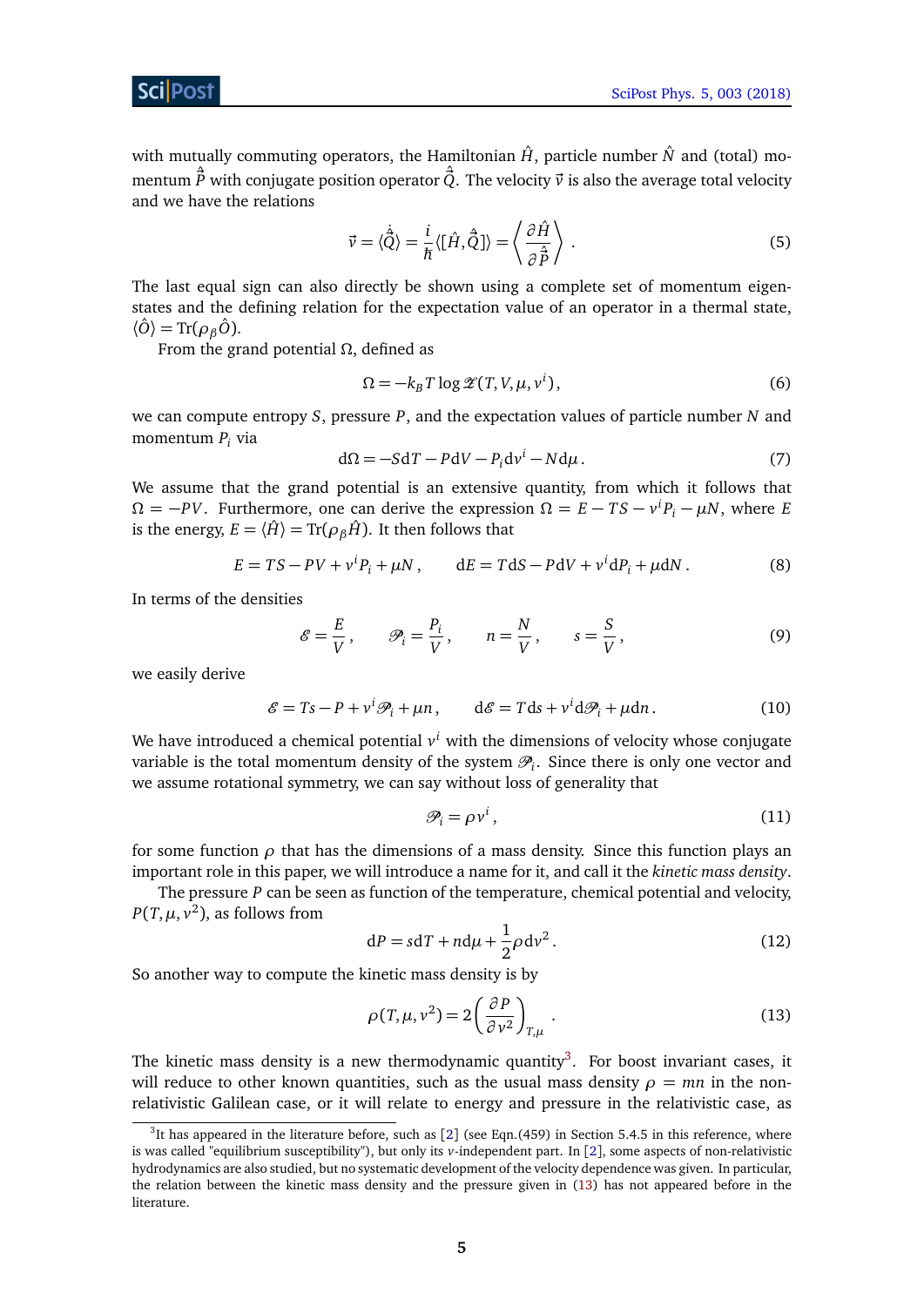with mutually commuting operators, the Hamiltonian $\hat{H}$, particle number $\hat{N}$ and (total) momentum $\hat{\vec{P}}$ with conjugate position operator $\hat{\vec{Q}}$. The velocity $\vec{v}$ is also the average total velocity and we have the relations

$$\vec{v} = \langle \dot{\hat{\vec{Q}}} \rangle = \frac{i}{\hbar} \langle [\hat{H}, \hat{\vec{Q}}] \rangle = \left\langle \frac{\partial \hat{H}}{\partial \hat{\vec{P}}} \right\rangle . \tag{5}$$

The last equal sign can also directly be shown using a complete set of momentum eigenstates and the defining relation for the expectation value of an operator in a thermal state, $\langle \hat{O} \rangle = \mathrm{Tr}(\rho_\beta \hat{O})$.

From the grand potential $\Omega$, defined as

$$\Omega = -k_B T \log \mathscr{Z}(T, V, \mu, v^i) , \tag{6}$$

we can compute entropy $S$, pressure $P$, and the expectation values of particle number $N$ and momentum $P_i$ via

$$\mathrm{d}\Omega = -S\mathrm{d}T - P\mathrm{d}V - P_i \mathrm{d}v^i - N\mathrm{d}\mu . \tag{7}$$

We assume that the grand potential is an extensive quantity, from which it follows that $\Omega = -PV$. Furthermore, one can derive the expression $\Omega = E - TS - v^i P_i - \mu N$, where $E$ is the energy, $E = \langle \hat{H} \rangle = \mathrm{Tr}(\rho_\beta \hat{H})$. It then follows that

$$E = TS - PV + v^i P_i + \mu N , \qquad \mathrm{d}E = T\mathrm{d}S - P\mathrm{d}V + v^i \mathrm{d}P_i + \mu \mathrm{d}N . \tag{8}$$

In terms of the densities

$$\mathscr{E} = \frac{E}{V} , \qquad \mathscr{P}_i = \frac{P_i}{V} , \qquad n = \frac{N}{V} , \qquad s = \frac{S}{V} , \tag{9}$$

we easily derive

$$\mathscr{E} = Ts - P + v^i \mathscr{P}_i + \mu n , \qquad \mathrm{d}\mathscr{E} = T\mathrm{d}s + v^i \mathrm{d}\mathscr{P}_i + \mu \mathrm{d}n . \tag{10}$$

We have introduced a chemical potential $v^i$ with the dimensions of velocity whose conjugate variable is the total momentum density of the system $\mathscr{P}_i$. Since there is only one vector and we assume rotational symmetry, we can say without loss of generality that

$$\mathscr{P}_i = \rho v^i , \tag{11}$$

for some function $\rho$ that has the dimensions of a mass density. Since this function plays an important role in this paper, we will introduce a name for it, and call it the *kinetic mass density*.

The pressure $P$ can be seen as function of the temperature, chemical potential and velocity, $P(T, \mu, v^2)$, as follows from

$$\mathrm{d}P = s\mathrm{d}T + n\mathrm{d}\mu + \frac{1}{2}\rho \mathrm{d}v^2 . \tag{12}$$

So another way to compute the kinetic mass density is by

$$\rho(T, \mu, v^2) = 2 \left( \frac{\partial P}{\partial v^2} \right)_{T,\mu} . \tag{13}$$

The kinetic mass density is a new thermodynamic quantity[3]. For boost invariant cases, it will reduce to other known quantities, such as the usual mass density $\rho = mn$ in the non-relativistic Galilean case, or it will relate to energy and pressure in the relativistic case, as

[3] It has appeared in the literature before, such as [2] (see Eqn.(459) in Section 5.4.5 in this reference, where is was called "equilibrium susceptibility"), but only its $v$-independent part. In [2], some aspects of non-relativistic hydrodynamics are also studied, but no systematic development of the velocity dependence was given. In particular, the relation between the kinetic mass density and the pressure given in (13) has not appeared before in the literature.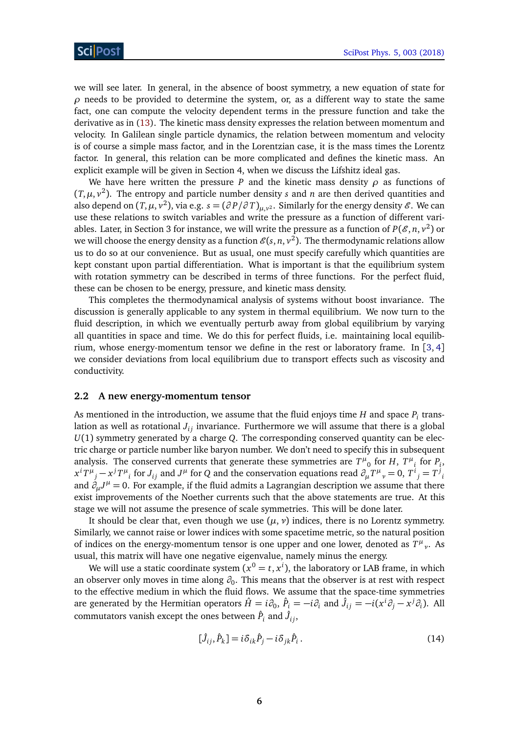we will see later. In general, in the absence of boost symmetry, a new equation of state for $\rho$ needs to be provided to determine the system, or, as a different way to state the same fact, one can compute the velocity dependent terms in the pressure function and take the derivative as in (13). The kinetic mass density expresses the relation between momentum and velocity. In Galilean single particle dynamics, the relation between momentum and velocity is of course a simple mass factor, and in the Lorentzian case, it is the mass times the Lorentz factor. In general, this relation can be more complicated and defines the kinetic mass. An explicit example will be given in Section 4, when we discuss the Lifshitz ideal gas.

We have here written the pressure $P$ and the kinetic mass density $\rho$ as functions of $(T, \mu, v^2)$. The entropy and particle number density $s$ and $n$ are then derived quantities and also depend on $(T, \mu, v^2)$, via e.g. $s = (\partial P/\partial T)_{\mu, v^2}$. Similarly for the energy density $\mathscr{E}$. We can use these relations to switch variables and write the pressure as a function of different variables. Later, in Section 3 for instance, we will write the pressure as a function of $P(\mathscr{E}, n, v^2)$ or we will choose the energy density as a function $\mathscr{E}(s, n, v^2)$. The thermodynamic relations allow us to do so at our convenience. But as usual, one must specify carefully which quantities are kept constant upon partial differentiation. What is important is that the equilibrium system with rotation symmetry can be described in terms of three functions. For the perfect fluid, these can be chosen to be energy, pressure, and kinetic mass density.

This completes the thermodynamical analysis of systems without boost invariance. The discussion is generally applicable to any system in thermal equilibrium. We now turn to the fluid description, in which we eventually perturb away from global equilibrium by varying all quantities in space and time. We do this for perfect fluids, i.e. maintaining local equilibrium, whose energy-momentum tensor we define in the rest or laboratory frame. In [3, 4] we consider deviations from local equilibrium due to transport effects such as viscosity and conductivity.

### 2.2 A new energy-momentum tensor

As mentioned in the introduction, we assume that the fluid enjoys time $H$ and space $P_i$ translation as well as rotational $J_{ij}$ invariance. Furthermore we will assume that there is a global $U(1)$ symmetry generated by a charge $Q$. The corresponding conserved quantity can be electric charge or particle number like baryon number. We don't need to specify this in subsequent analysis. The conserved currents that generate these symmetries are $T^{\mu}{}_0$ for $H$, $T^{\mu}{}_i$ for $P_i$, $x^i T^{\mu}{}_j - x^j T^{\mu}{}_i$ for $J_{ij}$ and $J^{\mu}$ for $Q$ and the conservation equations read $\partial_\mu T^{\mu}{}_\nu = 0$, $T^i{}_j = T^j{}_i$ and $\partial_\mu J^\mu = 0$. For example, if the fluid admits a Lagrangian description we assume that there exist improvements of the Noether currents such that the above statements are true. At this stage we will not assume the presence of scale symmetries. This will be done later.

It should be clear that, even though we use $(\mu, \nu)$ indices, there is no Lorentz symmetry. Similarly, we cannot raise or lower indices with some spacetime metric, so the natural position of indices on the energy-momentum tensor is one upper and one lower, denoted as $T^{\mu}{}_\nu$. As usual, this matrix will have one negative eigenvalue, namely minus the energy.

We will use a static coordinate system $(x^0 = t, x^i)$, the laboratory or LAB frame, in which an observer only moves in time along $\partial_0$. This means that the observer is at rest with respect to the effective medium in which the fluid flows. We assume that the space-time symmetries are generated by the Hermitian operators $\hat{H} = i\partial_0$, $\hat{P}_i = -i\partial_i$ and $\hat{J}_{ij} = -i(x^i\partial_j - x^j\partial_i)$. All commutators vanish except the ones between $\hat{P}_i$ and $\hat{J}_{ij}$,

$$[\hat{J}_{ij}, \hat{P}_k] = i\delta_{ik}\hat{P}_j - i\delta_{jk}\hat{P}_i \,. \tag{14}$$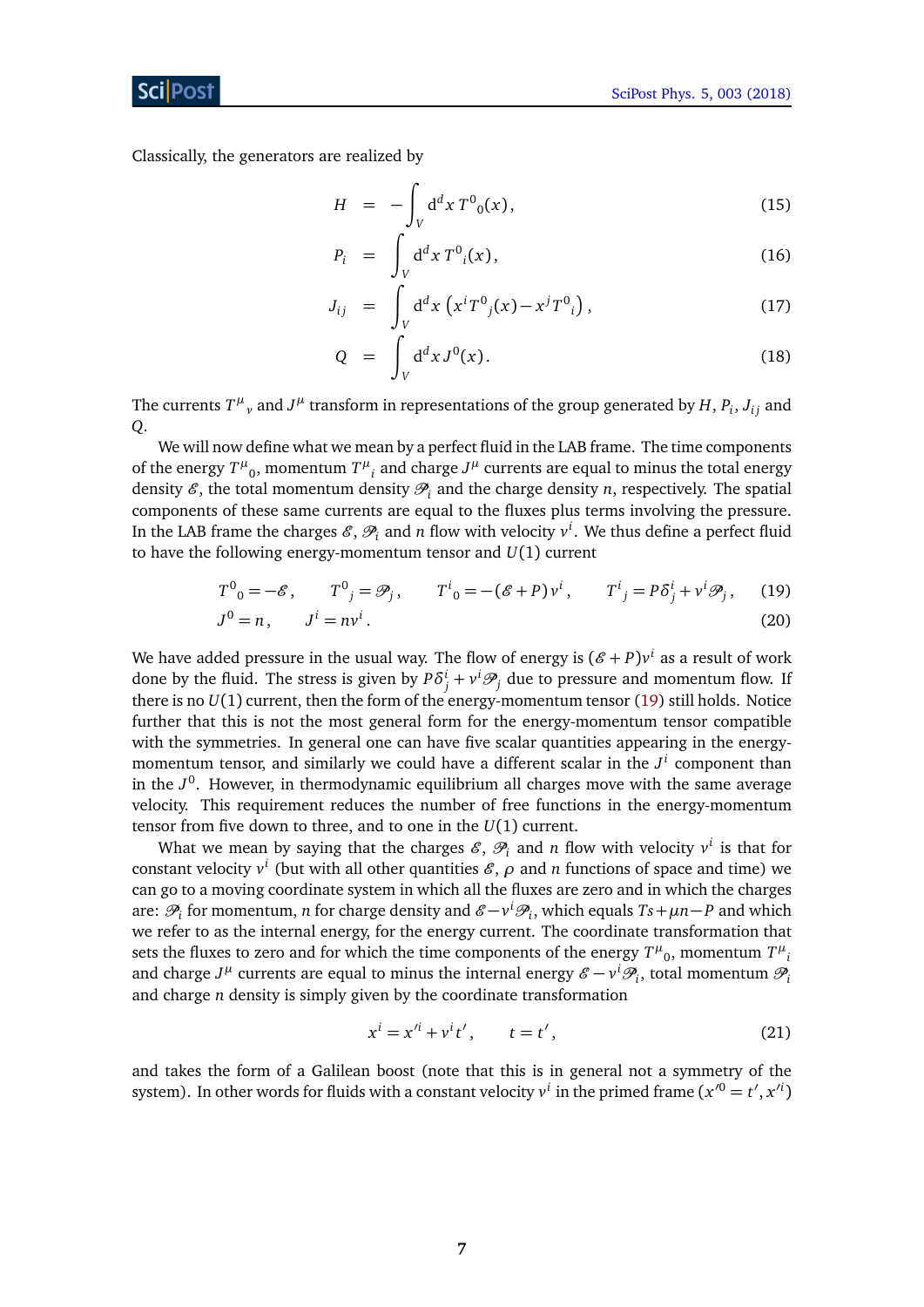Classically, the generators are realized by

$$
\begin{aligned}
H &= -\int_V \mathrm{d}^d x\, T^0{}_0(x)\,, && (15)\\
P_i &= \int_V \mathrm{d}^d x\, T^0{}_i(x)\,, && (16)\\
J_{ij} &= \int_V \mathrm{d}^d x\, \left(x^i T^0{}_j(x) - x^j T^0{}_i\right)\,, && (17)\\
Q &= \int_V \mathrm{d}^d x\, J^0(x)\,. && (18)
\end{aligned}
$$

The currents $T^\mu{}_\nu$ and $J^\mu$ transform in representations of the group generated by $H$, $P_i$, $J_{ij}$ and $Q$.

We will now define what we mean by a perfect fluid in the LAB frame. The time components of the energy $T^\mu{}_0$, momentum $T^\mu{}_i$ and charge $J^\mu$ currents are equal to minus the total energy density $\mathscr{E}$, the total momentum density $\mathscr{P}_i$ and the charge density $n$, respectively. The spatial components of these same currents are equal to the fluxes plus terms involving the pressure. In the LAB frame the charges $\mathscr{E}$, $\mathscr{P}_i$ and $n$ flow with velocity $v^i$. We thus define a perfect fluid to have the following energy-momentum tensor and $U(1)$ current

$$
T^0{}_0 = -\mathscr{E}\,, \qquad T^0{}_j = \mathscr{P}_j\,, \qquad T^i{}_0 = -(\mathscr{E}+P)\,v^i\,, \qquad T^i{}_j = P\delta^i_j + v^i \mathscr{P}_j\,, \qquad (19)
$$

$$
J^0 = n\,, \qquad J^i = n v^i\,. \qquad (20)
$$

We have added pressure in the usual way. The flow of energy is $(\mathscr{E}+P)v^i$ as a result of work done by the fluid. The stress is given by $P\delta^i_j + v^i\mathscr{P}_j$ due to pressure and momentum flow. If there is no $U(1)$ current, then the form of the energy-momentum tensor (19) still holds. Notice further that this is not the most general form for the energy-momentum tensor compatible with the symmetries. In general one can have five scalar quantities appearing in the energy-momentum tensor, and similarly we could have a different scalar in the $J^i$ component than in the $J^0$. However, in thermodynamic equilibrium all charges move with the same average velocity. This requirement reduces the number of free functions in the energy-momentum tensor from five down to three, and to one in the $U(1)$ current.

What we mean by saying that the charges $\mathscr{E}$, $\mathscr{P}_i$ and $n$ flow with velocity $v^i$ is that for constant velocity $v^i$ (but with all other quantities $\mathscr{E}$, $\rho$ and $n$ functions of space and time) we can go to a moving coordinate system in which all the fluxes are zero and in which the charges are: $\mathscr{P}_i$ for momentum, $n$ for charge density and $\mathscr{E} - v^i\mathscr{P}_i$, which equals $Ts + \mu n - P$ and which we refer to as the internal energy, for the energy current. The coordinate transformation that sets the fluxes to zero and for which the time components of the energy $T^\mu{}_0$, momentum $T^\mu{}_i$ and charge $J^\mu$ currents are equal to minus the internal energy $\mathscr{E} - v^i\mathscr{P}_i$, total momentum $\mathscr{P}_i$ and charge $n$ density is simply given by the coordinate transformation

$$
x^i = x'^i + v^i t'\,, \qquad t = t'\,, \qquad (21)
$$

and takes the form of a Galilean boost (note that this is in general not a symmetry of the system). In other words for fluids with a constant velocity $v^i$ in the primed frame ($x'^0 = t', x'^i$)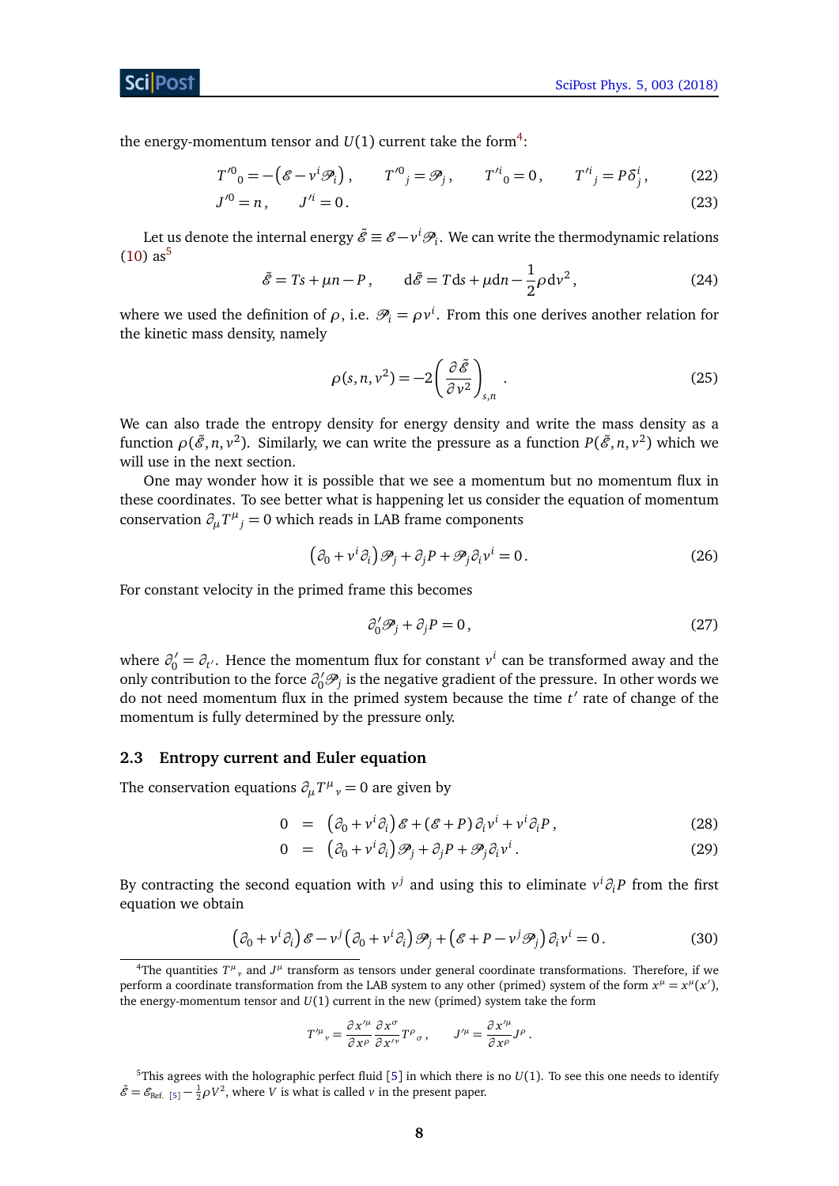the energy-momentum tensor and $U(1)$ current take the form[4]:

$$T'^0{}_0 = -\left(\mathscr{E} - v^i \mathscr{P}_i\right), \qquad T'^0{}_j = \mathscr{P}_j, \qquad T'^i{}_0 = 0, \qquad T'^i{}_j = P\delta^i_j, \tag{22}$$

$$J'^0 = n, \qquad J'^i = 0. \tag{23}$$

Let us denote the internal energy $\tilde{\mathscr{E}} \equiv \mathscr{E} - v^i \mathscr{P}_i$. We can write the thermodynamic relations (10) as[5]

$$\tilde{\mathscr{E}} = Ts + \mu n - P, \qquad d\tilde{\mathscr{E}} = T ds + \mu dn - \frac{1}{2}\rho dv^2, \tag{24}$$

where we used the definition of $\rho$, i.e. $\mathscr{P}_i = \rho v^i$. From this one derives another relation for the kinetic mass density, namely

$$\rho(s, n, v^2) = -2\left(\frac{\partial \tilde{\mathscr{E}}}{\partial v^2}\right)_{s,n}. \tag{25}$$

We can also trade the entropy density for energy density and write the mass density as a function $\rho(\tilde{\mathscr{E}}, n, v^2)$. Similarly, we can write the pressure as a function $P(\tilde{\mathscr{E}}, n, v^2)$ which we will use in the next section.

One may wonder how it is possible that we see a momentum but no momentum flux in these coordinates. To see better what is happening let us consider the equation of momentum conservation $\partial_\mu T^\mu{}_j = 0$ which reads in LAB frame components

$$\left(\partial_0 + v^i \partial_i\right)\mathscr{P}_j + \partial_j P + \mathscr{P}_j \partial_i v^i = 0. \tag{26}$$

For constant velocity in the primed frame this becomes

$$\partial'_0 \mathscr{P}_j + \partial_j P = 0, \tag{27}$$

where $\partial'_0 = \partial_{t'}$. Hence the momentum flux for constant $v^i$ can be transformed away and the only contribution to the force $\partial'_0 \mathscr{P}_j$ is the negative gradient of the pressure. In other words we do not need momentum flux in the primed system because the time $t'$ rate of change of the momentum is fully determined by the pressure only.

## 2.3 Entropy current and Euler equation

The conservation equations $\partial_\mu T^\mu{}_\nu = 0$ are given by

$$0 = \left(\partial_0 + v^i \partial_i\right)\mathscr{E} + (\mathscr{E} + P)\partial_i v^i + v^i \partial_i P, \tag{28}$$

$$0 = \left(\partial_0 + v^i \partial_i\right)\mathscr{P}_j + \partial_j P + \mathscr{P}_j \partial_i v^i. \tag{29}$$

By contracting the second equation with $v^j$ and using this to eliminate $v^i \partial_i P$ from the first equation we obtain

$$\left(\partial_0 + v^i \partial_i\right)\mathscr{E} - v^j \left(\partial_0 + v^i \partial_i\right)\mathscr{P}_j + \left(\mathscr{E} + P - v^j \mathscr{P}_j\right)\partial_i v^i = 0. \tag{30}$$

---

[4] The quantities $T^\mu{}_\nu$ and $J^\mu$ transform as tensors under general coordinate transformations. Therefore, if we perform a coordinate transformation from the LAB system to any other (primed) system of the form $x^\mu = x^\mu(x')$, the energy-momentum tensor and $U(1)$ current in the new (primed) system take the form

$$T'^\mu{}_\nu = \frac{\partial x'^\mu}{\partial x^\rho}\frac{\partial x^\sigma}{\partial x'^\nu} T^\rho{}_\sigma, \qquad J'^\mu = \frac{\partial x'^\mu}{\partial x^\rho} J^\rho.$$

[5] This agrees with the holographic perfect fluid [5] in which there is no $U(1)$. To see this one needs to identify $\tilde{\mathscr{E}} = \mathscr{E}_{\text{Ref. [5]}} - \frac{1}{2}\rho V^2$, where $V$ is what is called $v$ in the present paper.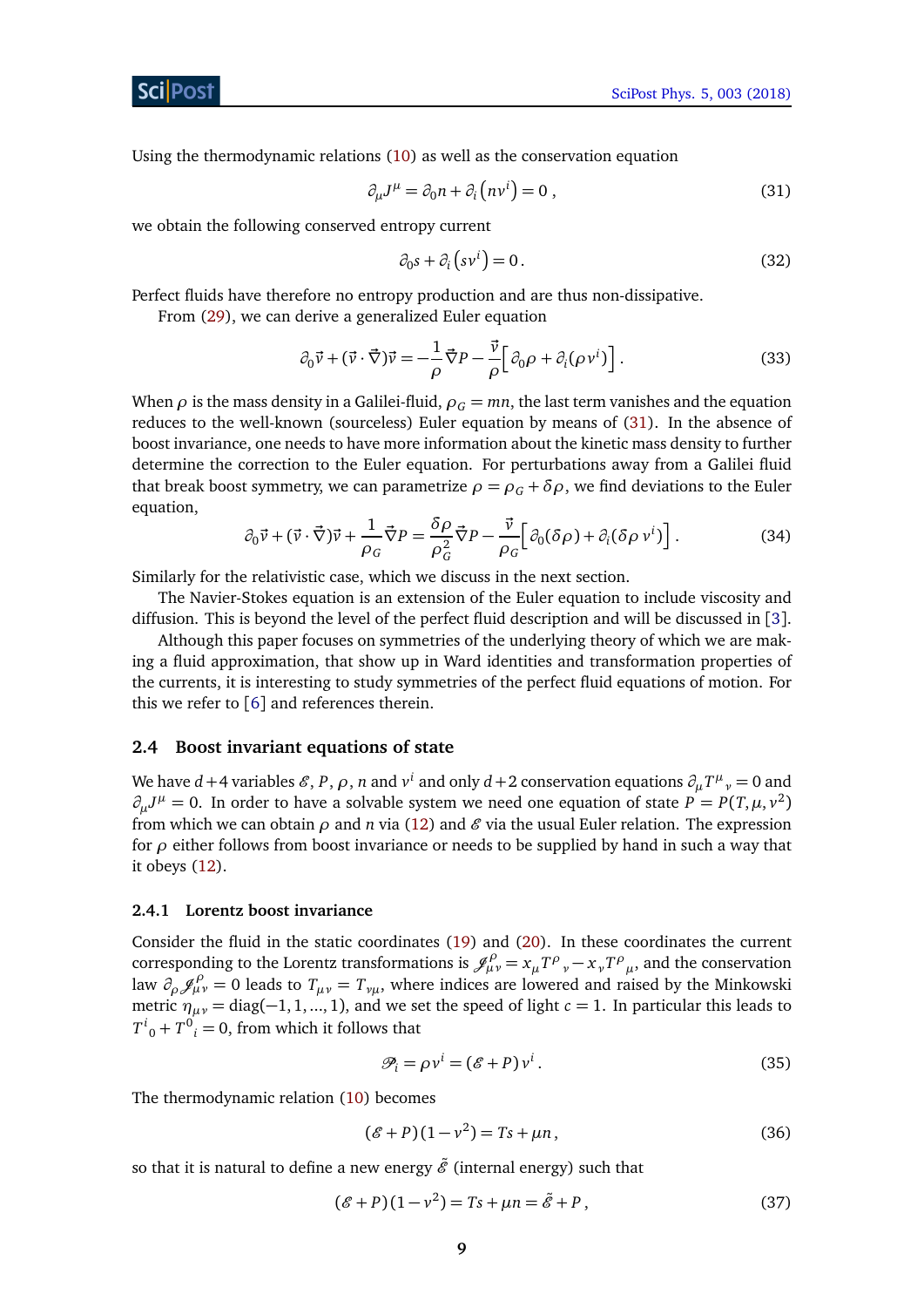Using the thermodynamic relations (10) as well as the conservation equation

$$\partial_\mu J^\mu = \partial_0 n + \partial_i \left(n v^i\right) = 0 \,, \tag{31}$$

we obtain the following conserved entropy current

$$\partial_0 s + \partial_i \left(s v^i\right) = 0 \,. \tag{32}$$

Perfect fluids have therefore no entropy production and are thus non-dissipative.

From (29), we can derive a generalized Euler equation

$$\partial_0 \vec{v} + (\vec{v}\cdot\vec{\nabla})\vec{v} = -\frac{1}{\rho}\vec{\nabla}P - \frac{\vec{v}}{\rho}\Big[\partial_0 \rho + \partial_i(\rho v^i)\Big] \,. \tag{33}$$

When $\rho$ is the mass density in a Galilei-fluid, $\rho_G = mn$, the last term vanishes and the equation reduces to the well-known (sourceless) Euler equation by means of (31). In the absence of boost invariance, one needs to have more information about the kinetic mass density to further determine the correction to the Euler equation. For perturbations away from a Galilei fluid that break boost symmetry, we can parametrize $\rho = \rho_G + \delta\rho$, we find deviations to the Euler equation,

$$\partial_0 \vec{v} + (\vec{v}\cdot\vec{\nabla})\vec{v} + \frac{1}{\rho_G}\vec{\nabla}P = \frac{\delta\rho}{\rho_G^2}\vec{\nabla}P - \frac{\vec{v}}{\rho_G}\Big[\partial_0(\delta\rho) + \partial_i(\delta\rho\, v^i)\Big] \,. \tag{34}$$

Similarly for the relativistic case, which we discuss in the next section.

The Navier-Stokes equation is an extension of the Euler equation to include viscosity and diffusion. This is beyond the level of the perfect fluid description and will be discussed in [3].

Although this paper focuses on symmetries of the underlying theory of which we are making a fluid approximation, that show up in Ward identities and transformation properties of the currents, it is interesting to study symmetries of the perfect fluid equations of motion. For this we refer to [6] and references therein.

### 2.4 Boost invariant equations of state

We have $d+4$ variables $\mathcal{E}$, $P$, $\rho$, $n$ and $v^i$ and only $d+2$ conservation equations $\partial_\mu T^\mu{}_\nu = 0$ and $\partial_\mu J^\mu = 0$. In order to have a solvable system we need one equation of state $P = P(T, \mu, v^2)$ from which we can obtain $\rho$ and $n$ via (12) and $\mathcal{E}$ via the usual Euler relation. The expression for $\rho$ either follows from boost invariance or needs to be supplied by hand in such a way that it obeys (12).

#### 2.4.1 Lorentz boost invariance

Consider the fluid in the static coordinates (19) and (20). In these coordinates the current corresponding to the Lorentz transformations is $\mathscr{J}^\rho_{\mu\nu} = x_\mu T^\rho{}_\nu - x_\nu T^\rho{}_\mu$, and the conservation law $\partial_\rho \mathscr{J}^\rho_{\mu\nu} = 0$ leads to $T_{\mu\nu} = T_{\nu\mu}$, where indices are lowered and raised by the Minkowski metric $\eta_{\mu\nu} = \text{diag}(-1, 1, ..., 1)$, and we set the speed of light $c = 1$. In particular this leads to $T^i{}_0 + T^0{}_i = 0$, from which it follows that

$$\mathscr{P}_i = \rho v^i = (\mathcal{E} + P)\, v^i \,. \tag{35}$$

The thermodynamic relation (10) becomes

$$(\mathcal{E} + P)(1 - v^2) = Ts + \mu n \,, \tag{36}$$

so that it is natural to define a new energy $\tilde{\mathcal{E}}$ (internal energy) such that

$$(\mathcal{E} + P)(1 - v^2) = Ts + \mu n = \tilde{\mathcal{E}} + P \,, \tag{37}$$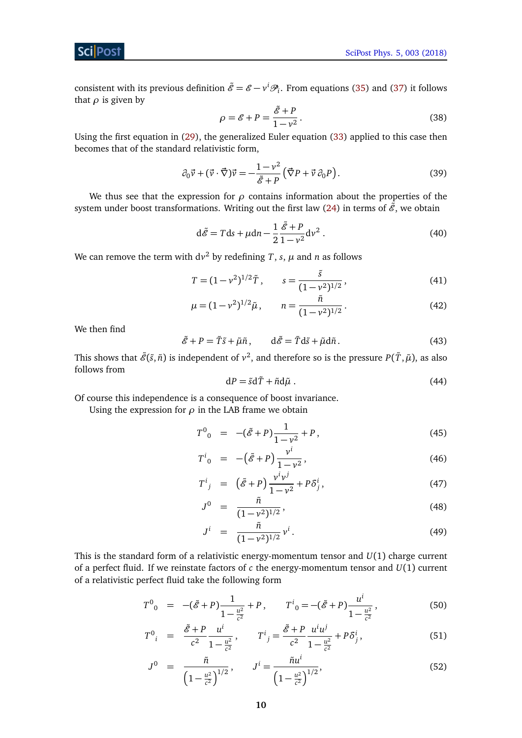consistent with its previous definition $\tilde{\mathscr{E}} = \mathscr{E} - v^i \mathscr{P}_i$. From equations (35) and (37) it follows that $\rho$ is given by

$$\rho = \mathscr{E} + P = \frac{\tilde{\mathscr{E}} + P}{1 - v^2}. \tag{38}$$

Using the first equation in (29), the generalized Euler equation (33) applied to this case then becomes that of the standard relativistic form,

$$\partial_0 \vec{v} + (\vec{v} \cdot \vec{\nabla})\vec{v} = -\frac{1 - v^2}{\tilde{\mathscr{E}} + P}\left(\vec{\nabla} P + \vec{v}\, \partial_0 P\right). \tag{39}$$

We thus see that the expression for $\rho$ contains information about the properties of the system under boost transformations. Writing out the first law (24) in terms of $\tilde{\mathscr{E}}$, we obtain

$$\mathrm{d}\tilde{\mathscr{E}} = T\mathrm{d}s + \mu \mathrm{d}n - \frac{1}{2}\frac{\tilde{\mathscr{E}} + P}{1 - v^2}\mathrm{d}v^2 . \tag{40}$$

We can remove the term with $\mathrm{d}v^2$ by redefining $T$, $s$, $\mu$ and $n$ as follows

$$T = (1 - v^2)^{1/2}\tilde{T}\,, \qquad s = \frac{\tilde{s}}{(1 - v^2)^{1/2}}\,, \tag{41}$$

$$\mu = (1 - v^2)^{1/2}\tilde{\mu}\,, \qquad n = \frac{\tilde{n}}{(1 - v^2)^{1/2}}\,. \tag{42}$$

We then find

$$\tilde{\mathscr{E}} + P = \tilde{T}\tilde{s} + \tilde{\mu}\tilde{n}\,, \qquad \mathrm{d}\tilde{\mathscr{E}} = \tilde{T}\mathrm{d}\tilde{s} + \tilde{\mu}\mathrm{d}\tilde{n}\,. \tag{43}$$

This shows that $\tilde{\mathscr{E}}(\tilde{s}, \tilde{n})$ is independent of $v^2$, and therefore so is the pressure $P(\tilde{T}, \tilde{\mu})$, as also follows from

$$\mathrm{d}P = \tilde{s}\mathrm{d}\tilde{T} + \tilde{n}\mathrm{d}\tilde{\mu}\ . \tag{44}$$

Of course this independence is a consequence of boost invariance.

Using the expression for $\rho$ in the LAB frame we obtain

$$T^0{}_0 = -(\tilde{\mathscr{E}} + P)\frac{1}{1 - v^2} + P\,, \tag{45}$$

$$T^i{}_0 = -\left(\tilde{\mathscr{E}} + P\right)\frac{v^i}{1 - v^2}\,, \tag{46}$$

$$T^i{}_j = \left(\tilde{\mathscr{E}} + P\right)\frac{v^i v^j}{1 - v^2} + P\delta^i_j\,, \tag{47}$$

$$J^0 = \frac{\tilde{n}}{(1 - v^2)^{1/2}}\,, \tag{48}$$

$$J^i = \frac{\tilde{n}}{(1 - v^2)^{1/2}} v^i\,. \tag{49}$$

This is the standard form of a relativistic energy-momentum tensor and $U(1)$ charge current of a perfect fluid. If we reinstate factors of $c$ the energy-momentum tensor and $U(1)$ current of a relativistic perfect fluid take the following form

$$T^0{}_0 = -(\tilde{\mathscr{E}} + P)\frac{1}{1 - \frac{u^2}{c^2}} + P\,, \qquad T^i{}_0 = -(\tilde{\mathscr{E}} + P)\frac{u^i}{1 - \frac{u^2}{c^2}}\,, \tag{50}$$

$$T^0{}_i = \frac{\tilde{\mathscr{E}} + P}{c^2}\frac{u^i}{1 - \frac{u^2}{c^2}}\,, \qquad T^i{}_j = \frac{\tilde{\mathscr{E}} + P}{c^2}\frac{u^i u^j}{1 - \frac{u^2}{c^2}} + P\delta^i_j\,, \tag{51}$$

$$J^0 = \frac{\tilde{n}}{\left(1 - \frac{u^2}{c^2}\right)^{1/2}}\,, \qquad J^i = \frac{\tilde{n}u^i}{\left(1 - \frac{u^2}{c^2}\right)^{1/2}}, \tag{52}$$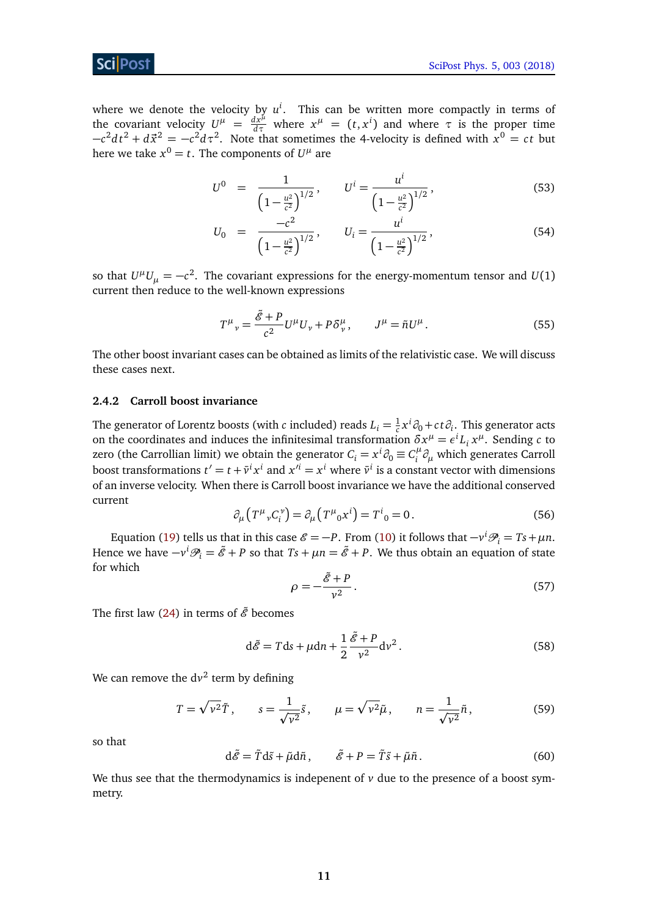where we denote the velocity by $u^i$. This can be written more compactly in terms of the covariant velocity $U^\mu = \frac{dx^\mu}{d\tau}$ where $x^\mu = (t, x^i)$ and where $\tau$ is the proper time $-c^2 dt^2 + d\vec{x}^2 = -c^2 d\tau^2$. Note that sometimes the 4-velocity is defined with $x^0 = ct$ but here we take $x^0 = t$. The components of $U^\mu$ are

$$U^0 = \frac{1}{\left(1-\frac{u^2}{c^2}\right)^{1/2}}, \qquad U^i = \frac{u^i}{\left(1-\frac{u^2}{c^2}\right)^{1/2}}, \tag{53}$$

$$U_0 = \frac{-c^2}{\left(1-\frac{u^2}{c^2}\right)^{1/2}}, \qquad U_i = \frac{u^i}{\left(1-\frac{u^2}{c^2}\right)^{1/2}}, \tag{54}$$

so that $U^\mu U_\mu = -c^2$. The covariant expressions for the energy-momentum tensor and $U(1)$ current then reduce to the well-known expressions

$$T^\mu{}_\nu = \frac{\tilde{\mathcal{E}} + P}{c^2} U^\mu U_\nu + P\delta^\mu_\nu, \qquad J^\mu = \tilde{n} U^\mu. \tag{55}$$

The other boost invariant cases can be obtained as limits of the relativistic case. We will discuss these cases next.

### 2.4.2 Carroll boost invariance

The generator of Lorentz boosts (with $c$ included) reads $L_i = \frac{1}{c} x^i \partial_0 + ct\partial_i$. This generator acts on the coordinates and induces the infinitesimal transformation $\delta x^\mu = \epsilon^i L_i x^\mu$. Sending $c$ to zero (the Carrollian limit) we obtain the generator $C_i = x^i \partial_0 \equiv C_i^\mu \partial_\mu$ which generates Carroll boost transformations $t' = t + \bar{v}^i x^i$ and $x'^i = x^i$ where $\bar{v}^i$ is a constant vector with dimensions of an inverse velocity. When there is Carroll boost invariance we have the additional conserved current

$$\partial_\mu \left( T^\mu{}_\nu C_i^\nu \right) = \partial_\mu \left( T^\mu{}_0 x^i \right) = T^i{}_0 = 0. \tag{56}$$

Equation (19) tells us that in this case $\mathcal{E} = -P$. From (10) it follows that $-v^i \mathcal{P}_i = Ts + \mu n$. Hence we have $-v^i \mathcal{P}_i = \tilde{\mathcal{E}} + P$ so that $Ts + \mu n = \tilde{\mathcal{E}} + P$. We thus obtain an equation of state for which

$$\rho = -\frac{\tilde{\mathcal{E}} + P}{v^2}. \tag{57}$$

The first law (24) in terms of $\tilde{\mathcal{E}}$ becomes

$$\mathrm{d}\tilde{\mathcal{E}} = T\mathrm{d}s + \mu \mathrm{d}n + \frac{1}{2}\frac{\tilde{\mathcal{E}} + P}{v^2}\mathrm{d}v^2. \tag{58}$$

We can remove the $\mathrm{d}v^2$ term by defining

$$T = \sqrt{v^2}\tilde{T}, \qquad s = \frac{1}{\sqrt{v^2}}\tilde{s}, \qquad \mu = \sqrt{v^2}\tilde{\mu}, \qquad n = \frac{1}{\sqrt{v^2}}\tilde{n}, \tag{59}$$

so that

$$\mathrm{d}\tilde{\mathcal{E}} = \tilde{T}\mathrm{d}\tilde{s} + \tilde{\mu}\mathrm{d}\tilde{n}, \qquad \tilde{\mathcal{E}} + P = \tilde{T}\tilde{s} + \tilde{\mu}\tilde{n}. \tag{60}$$

We thus see that the thermodynamics is indepenent of $v$ due to the presence of a boost symmetry.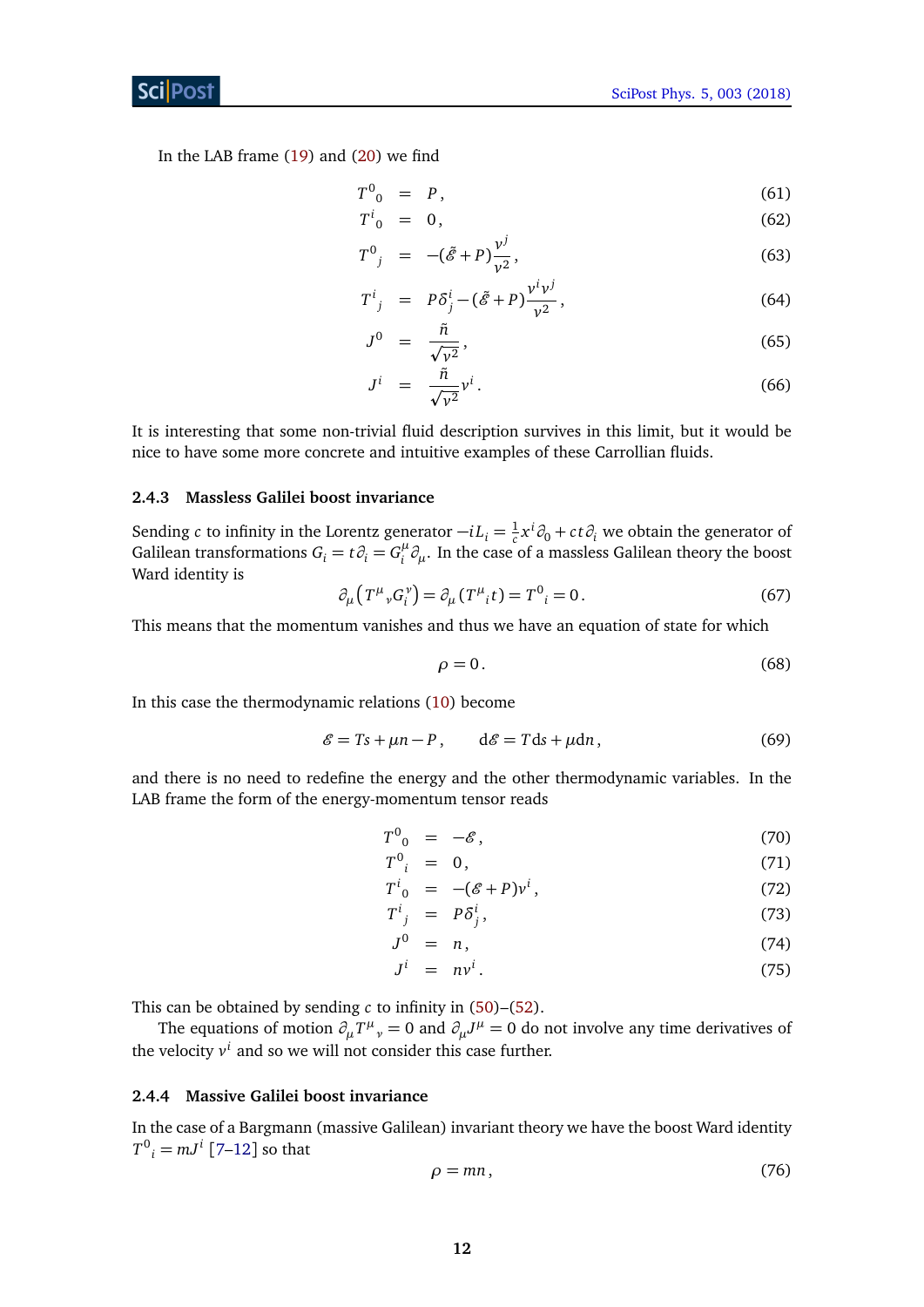In the LAB frame (19) and (20) we find

$$
\begin{aligned}
T^0{}_0 &= P\,, && (61)\\
T^i{}_0 &= 0\,, && (62)\\
T^0{}_j &= -(\tilde{\mathcal{E}}+P)\frac{v^j}{v^2}\,, && (63)\\
T^i{}_j &= P\delta^i_j - (\tilde{\mathcal{E}}+P)\frac{v^i v^j}{v^2}\,, && (64)\\
J^0 &= \frac{\tilde{n}}{\sqrt{v^2}}\,, && (65)\\
J^i &= \frac{\tilde{n}}{\sqrt{v^2}}v^i\,. && (66)
\end{aligned}
$$

It is interesting that some non-trivial fluid description survives in this limit, but it would be nice to have some more concrete and intuitive examples of these Carrollian fluids.

### 2.4.3 Massless Galilei boost invariance

Sending $c$ to infinity in the Lorentz generator $-iL_i = \frac{1}{c}x^i\partial_0 + ct\partial_i$ we obtain the generator of Galilean transformations $G_i = t\partial_i = G_i^\mu \partial_\mu$. In the case of a massless Galilean theory the boost Ward identity is

$$
\partial_\mu\left(T^\mu{}_\nu G_i^\nu\right) = \partial_\mu\left(T^\mu{}_i t\right) = T^0{}_i = 0\,. \tag{67}
$$

This means that the momentum vanishes and thus we have an equation of state for which

$$
\rho = 0\,. \tag{68}
$$

In this case the thermodynamic relations (10) become

$$
\mathcal{E} = Ts + \mu n - P\,, \qquad \mathrm{d}\mathcal{E} = T\mathrm{d}s + \mu \mathrm{d}n\,, \tag{69}
$$

and there is no need to redefine the energy and the other thermodynamic variables. In the LAB frame the form of the energy-momentum tensor reads

$$
\begin{aligned}
T^0{}_0 &= -\mathcal{E}\,, && (70)\\
T^0{}_i &= 0\,, && (71)\\
T^i{}_0 &= -(\mathcal{E}+P)v^i\,, && (72)\\
T^i{}_j &= P\delta^i_j\,, && (73)\\
J^0 &= n\,, && (74)\\
J^i &= nv^i\,. && (75)
\end{aligned}
$$

This can be obtained by sending $c$ to infinity in (50)–(52).

The equations of motion $\partial_\mu T^\mu{}_\nu = 0$ and $\partial_\mu J^\mu = 0$ do not involve any time derivatives of the velocity $v^i$ and so we will not consider this case further.

### 2.4.4 Massive Galilei boost invariance

In the case of a Bargmann (massive Galilean) invariant theory we have the boost Ward identity $T^0{}_i = mJ^i$ [7–12] so that

$$
\rho = mn\,, \tag{76}
$$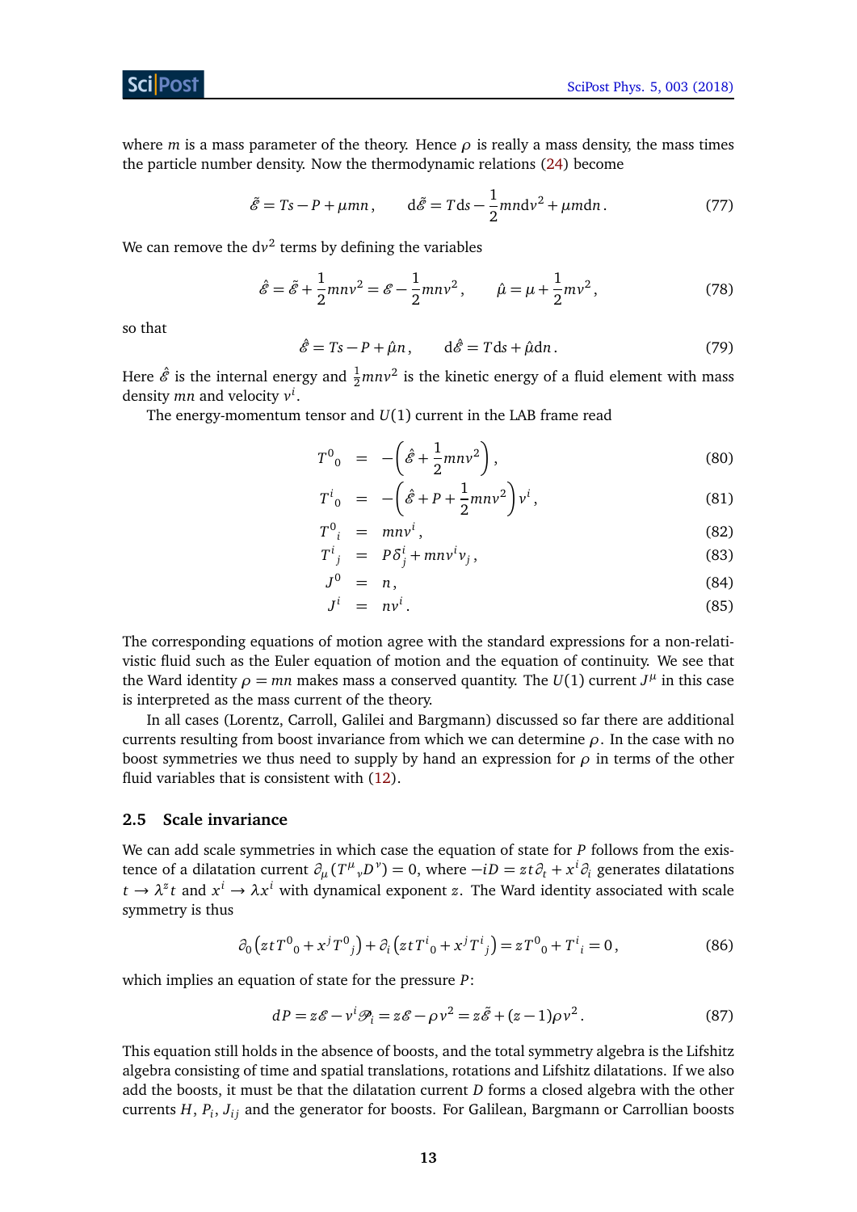where $m$ is a mass parameter of the theory. Hence $\rho$ is really a mass density, the mass times the particle number density. Now the thermodynamic relations (24) become

$$\tilde{\mathscr{E}} = Ts - P + \mu mn\,, \qquad \mathrm{d}\tilde{\mathscr{E}} = T\mathrm{d}s - \frac{1}{2}mn\mathrm{d}v^2 + \mu m\mathrm{d}n\,. \tag{77}$$

We can remove the $\mathrm{d}v^2$ terms by defining the variables

$$\hat{\mathscr{E}} = \tilde{\mathscr{E}} + \frac{1}{2}mnv^2 = \mathscr{E} - \frac{1}{2}mnv^2\,, \qquad \hat{\mu} = \mu + \frac{1}{2}mv^2\,, \tag{78}$$

so that

$$\hat{\mathscr{E}} = Ts - P + \hat{\mu}n\,, \qquad \mathrm{d}\hat{\mathscr{E}} = T\mathrm{d}s + \hat{\mu}\mathrm{d}n\,. \tag{79}$$

Here $\hat{\mathscr{E}}$ is the internal energy and $\frac{1}{2}mnv^2$ is the kinetic energy of a fluid element with mass density $mn$ and velocity $v^i$.

The energy-momentum tensor and $U(1)$ current in the LAB frame read

$$T^0{}_0 = -\left(\hat{\mathscr{E}} + \frac{1}{2}mnv^2\right), \tag{80}$$

$$T^i{}_0 = -\left(\hat{\mathscr{E}} + P + \frac{1}{2}mnv^2\right)v^i\,, \tag{81}$$

$$T^0{}_i = mnv^i\,, \tag{82}$$

$$T^i{}_j = P\delta^i_j + mnv^iv_j\,, \tag{83}$$

$$J^0 = n\,, \tag{84}$$

$$J^i = nv^i\,. \tag{85}$$

The corresponding equations of motion agree with the standard expressions for a non-relativistic fluid such as the Euler equation of motion and the equation of continuity. We see that the Ward identity $\rho = mn$ makes mass a conserved quantity. The $U(1)$ current $J^\mu$ in this case is interpreted as the mass current of the theory.

In all cases (Lorentz, Carroll, Galilei and Bargmann) discussed so far there are additional currents resulting from boost invariance from which we can determine $\rho$. In the case with no boost symmetries we thus need to supply by hand an expression for $\rho$ in terms of the other fluid variables that is consistent with (12).

### 2.5 Scale invariance

We can add scale symmetries in which case the equation of state for $P$ follows from the existence of a dilatation current $\partial_\mu(T^\mu{}_\nu D^\nu) = 0$, where $-iD = zt\partial_t + x^i\partial_i$ generates dilatations $t \to \lambda^z t$ and $x^i \to \lambda x^i$ with dynamical exponent $z$. The Ward identity associated with scale symmetry is thus

$$\partial_0\left(ztT^0{}_0 + x^jT^0{}_j\right) + \partial_i\left(ztT^i{}_0 + x^jT^i{}_j\right) = zT^0{}_0 + T^i{}_i = 0\,, \tag{86}$$

which implies an equation of state for the pressure $P$:

$$dP = z\mathscr{E} - v^i\mathscr{P}_i = z\mathscr{E} - \rho v^2 = z\tilde{\mathscr{E}} + (z-1)\rho v^2\,. \tag{87}$$

This equation still holds in the absence of boosts, and the total symmetry algebra is the Lifshitz algebra consisting of time and spatial translations, rotations and Lifshitz dilatations. If we also add the boosts, it must be that the dilatation current $D$ forms a closed algebra with the other currents $H$, $P_i$, $J_{ij}$ and the generator for boosts. For Galilean, Bargmann or Carrollian boosts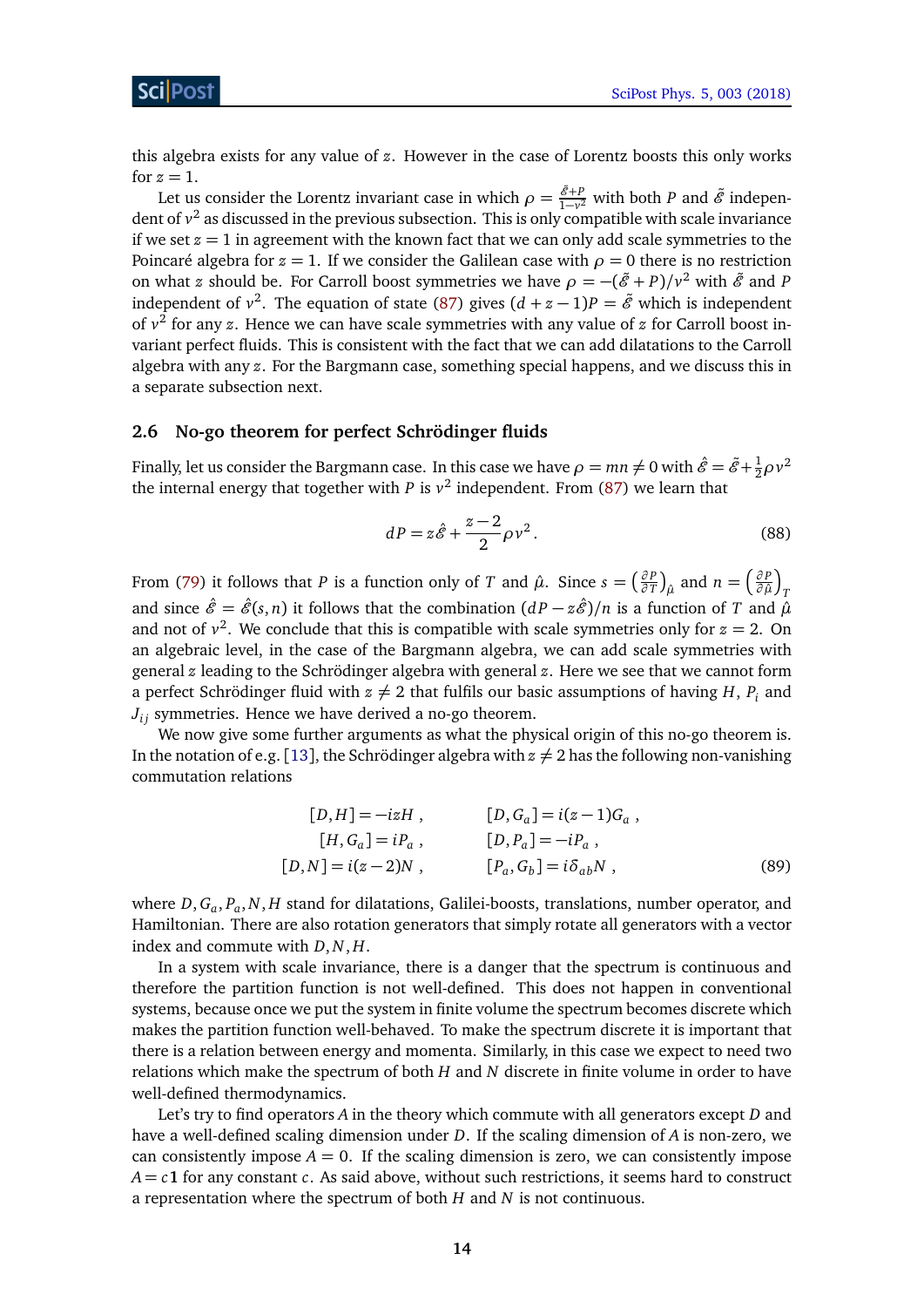this algebra exists for any value of $z$. However in the case of Lorentz boosts this only works for $z = 1$.

Let us consider the Lorentz invariant case in which $\rho = \frac{\tilde{\mathcal{E}}+P}{1-v^2}$ with both $P$ and $\tilde{\mathcal{E}}$ independent of $v^2$ as discussed in the previous subsection. This is only compatible with scale invariance if we set $z = 1$ in agreement with the known fact that we can only add scale symmetries to the Poincaré algebra for $z = 1$. If we consider the Galilean case with $\rho = 0$ there is no restriction on what $z$ should be. For Carroll boost symmetries we have $\rho = -(\tilde{\mathcal{E}} + P)/v^2$ with $\tilde{\mathcal{E}}$ and $P$ independent of $v^2$. The equation of state (87) gives $(d + z - 1)P = \tilde{\mathcal{E}}$ which is independent of $v^2$ for any $z$. Hence we can have scale symmetries with any value of $z$ for Carroll boost invariant perfect fluids. This is consistent with the fact that we can add dilatations to the Carroll algebra with any $z$. For the Bargmann case, something special happens, and we discuss this in a separate subsection next.

### 2.6 No-go theorem for perfect Schrödinger fluids

Finally, let us consider the Bargmann case. In this case we have $\rho = mn \neq 0$ with $\hat{\mathcal{E}} = \tilde{\mathcal{E}} + \frac{1}{2}\rho v^2$ the internal energy that together with $P$ is $v^2$ independent. From (87) we learn that

$$dP = z\hat{\mathcal{E}} + \frac{z-2}{2}\rho v^2 \,. \tag{88}$$

From (79) it follows that $P$ is a function only of $T$ and $\hat{\mu}$. Since $s = \left(\frac{\partial P}{\partial T}\right)_{\hat{\mu}}$ and $n = \left(\frac{\partial P}{\partial \hat{\mu}}\right)_T$ and since $\hat{\mathcal{E}} = \hat{\mathcal{E}}(s, n)$ it follows that the combination $(dP - z\hat{\mathcal{E}})/n$ is a function of $T$ and $\hat{\mu}$ and not of $v^2$. We conclude that this is compatible with scale symmetries only for $z = 2$. On an algebraic level, in the case of the Bargmann algebra, we can add scale symmetries with general $z$ leading to the Schrödinger algebra with general $z$. Here we see that we cannot form a perfect Schrödinger fluid with $z \neq 2$ that fulfils our basic assumptions of having $H$, $P_i$ and $J_{ij}$ symmetries. Hence we have derived a no-go theorem.

We now give some further arguments as what the physical origin of this no-go theorem is. In the notation of e.g. [13], the Schrödinger algebra with $z \neq 2$ has the following non-vanishing commutation relations

$$\begin{aligned}
[D, H] &= -izH \,, & [D, G_a] &= i(z-1)G_a \,, \\
[H, G_a] &= iP_a \,, & [D, P_a] &= -iP_a \,, \\
[D, N] &= i(z-2)N \,, & [P_a, G_b] &= i\delta_{ab}N \,,
\end{aligned} \tag{89}$$

where $D, G_a, P_a, N, H$ stand for dilatations, Galilei-boosts, translations, number operator, and Hamiltonian. There are also rotation generators that simply rotate all generators with a vector index and commute with $D, N, H$.

In a system with scale invariance, there is a danger that the spectrum is continuous and therefore the partition function is not well-defined. This does not happen in conventional systems, because once we put the system in finite volume the spectrum becomes discrete which makes the partition function well-behaved. To make the spectrum discrete it is important that there is a relation between energy and momenta. Similarly, in this case we expect to need two relations which make the spectrum of both $H$ and $N$ discrete in finite volume in order to have well-defined thermodynamics.

Let's try to find operators $A$ in the theory which commute with all generators except $D$ and have a well-defined scaling dimension under $D$. If the scaling dimension of $A$ is non-zero, we can consistently impose $A = 0$. If the scaling dimension is zero, we can consistently impose $A = c\mathbf{1}$ for any constant $c$. As said above, without such restrictions, it seems hard to construct a representation where the spectrum of both $H$ and $N$ is not continuous.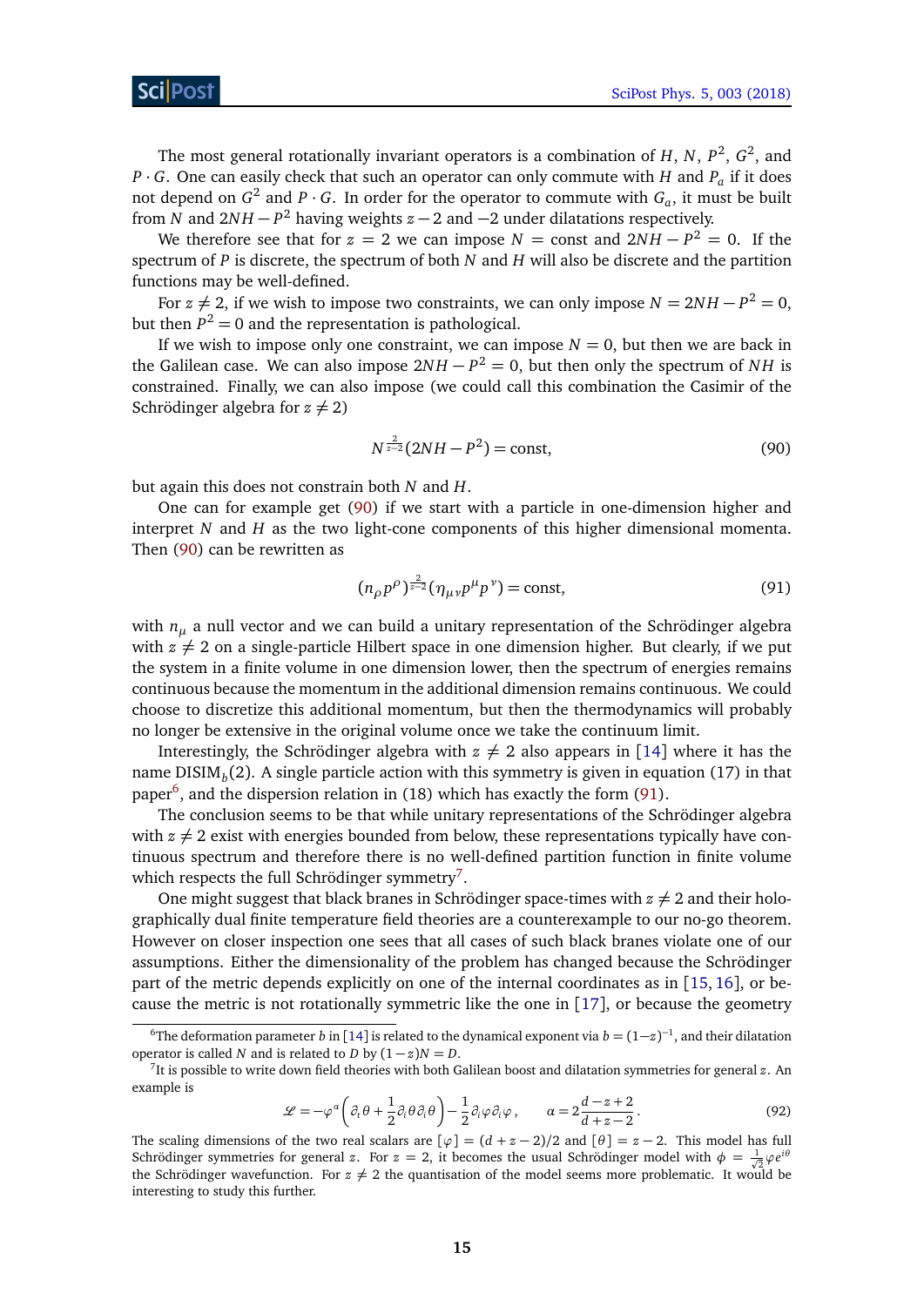The most general rotationally invariant operators is a combination of $H$, $N$, $P^2$, $G^2$, and $P \cdot G$. One can easily check that such an operator can only commute with $H$ and $P_a$ if it does not depend on $G^2$ and $P \cdot G$. In order for the operator to commute with $G_a$, it must be built from $N$ and $2NH - P^2$ having weights $z-2$ and $-2$ under dilatations respectively.

We therefore see that for $z = 2$ we can impose $N = \text{const}$ and $2NH - P^2 = 0$. If the spectrum of $P$ is discrete, the spectrum of both $N$ and $H$ will also be discrete and the partition functions may be well-defined.

For $z \neq 2$, if we wish to impose two constraints, we can only impose $N = 2NH - P^2 = 0$, but then $P^2 = 0$ and the representation is pathological.

If we wish to impose only one constraint, we can impose $N = 0$, but then we are back in the Galilean case. We can also impose $2NH - P^2 = 0$, but then only the spectrum of $NH$ is constrained. Finally, we can also impose (we could call this combination the Casimir of the Schrödinger algebra for $z \neq 2$)

$$N^{\frac{2}{z-2}}(2NH - P^2) = \text{const}, \tag{90}$$

but again this does not constrain both $N$ and $H$.

One can for example get (90) if we start with a particle in one-dimension higher and interpret $N$ and $H$ as the two light-cone components of this higher dimensional momenta. Then (90) can be rewritten as

$$(n_\rho p^\rho)^{\frac{2}{z-2}}(\eta_{\mu\nu}p^\mu p^\nu) = \text{const}, \tag{91}$$

with $n_\mu$ a null vector and we can build a unitary representation of the Schrödinger algebra with $z \neq 2$ on a single-particle Hilbert space in one dimension higher. But clearly, if we put the system in a finite volume in one dimension lower, then the spectrum of energies remains continuous because the momentum in the additional dimension remains continuous. We could choose to discretize this additional momentum, but then the thermodynamics will probably no longer be extensive in the original volume once we take the continuum limit.

Interestingly, the Schrödinger algebra with $z \neq 2$ also appears in [14] where it has the name $\text{DISIM}_b(2)$. A single particle action with this symmetry is given in equation (17) in that paper[6], and the dispersion relation in (18) which has exactly the form (91).

The conclusion seems to be that while unitary representations of the Schrödinger algebra with $z \neq 2$ exist with energies bounded from below, these representations typically have continuous spectrum and therefore there is no well-defined partition function in finite volume which respects the full Schrödinger symmetry[7].

One might suggest that black branes in Schrödinger space-times with $z \neq 2$ and their holographically dual finite temperature field theories are a counterexample to our no-go theorem. However on closer inspection one sees that all cases of such black branes violate one of our assumptions. Either the dimensionality of the problem has changed because the Schrödinger part of the metric depends explicitly on one of the internal coordinates as in [15, 16], or because the metric is not rotationally symmetric like the one in [17], or because the geometry

---

[6] The deformation parameter $b$ in [14] is related to the dynamical exponent via $b = (1-z)^{-1}$, and their dilatation operator is called $N$ and is related to $D$ by $(1-z)N = D$.

[7] It is possible to write down field theories with both Galilean boost and dilatation symmetries for general $z$. An example is

$$\mathscr{L} = -\varphi^\alpha\left(\partial_t\theta + \frac{1}{2}\partial_i\theta\partial_i\theta\right) - \frac{1}{2}\partial_i\varphi\partial_i\varphi\,, \qquad \alpha = 2\frac{d-z+2}{d+z-2}\,. \tag{92}$$

The scaling dimensions of the two real scalars are $[\varphi] = (d+z-2)/2$ and $[\theta] = z-2$. This model has full Schrödinger symmetries for general $z$. For $z = 2$, it becomes the usual Schrödinger model with $\phi = \frac{1}{\sqrt{2}}\varphi e^{i\theta}$ the Schrödinger wavefunction. For $z \neq 2$ the quantisation of the model seems more problematic. It would be interesting to study this further.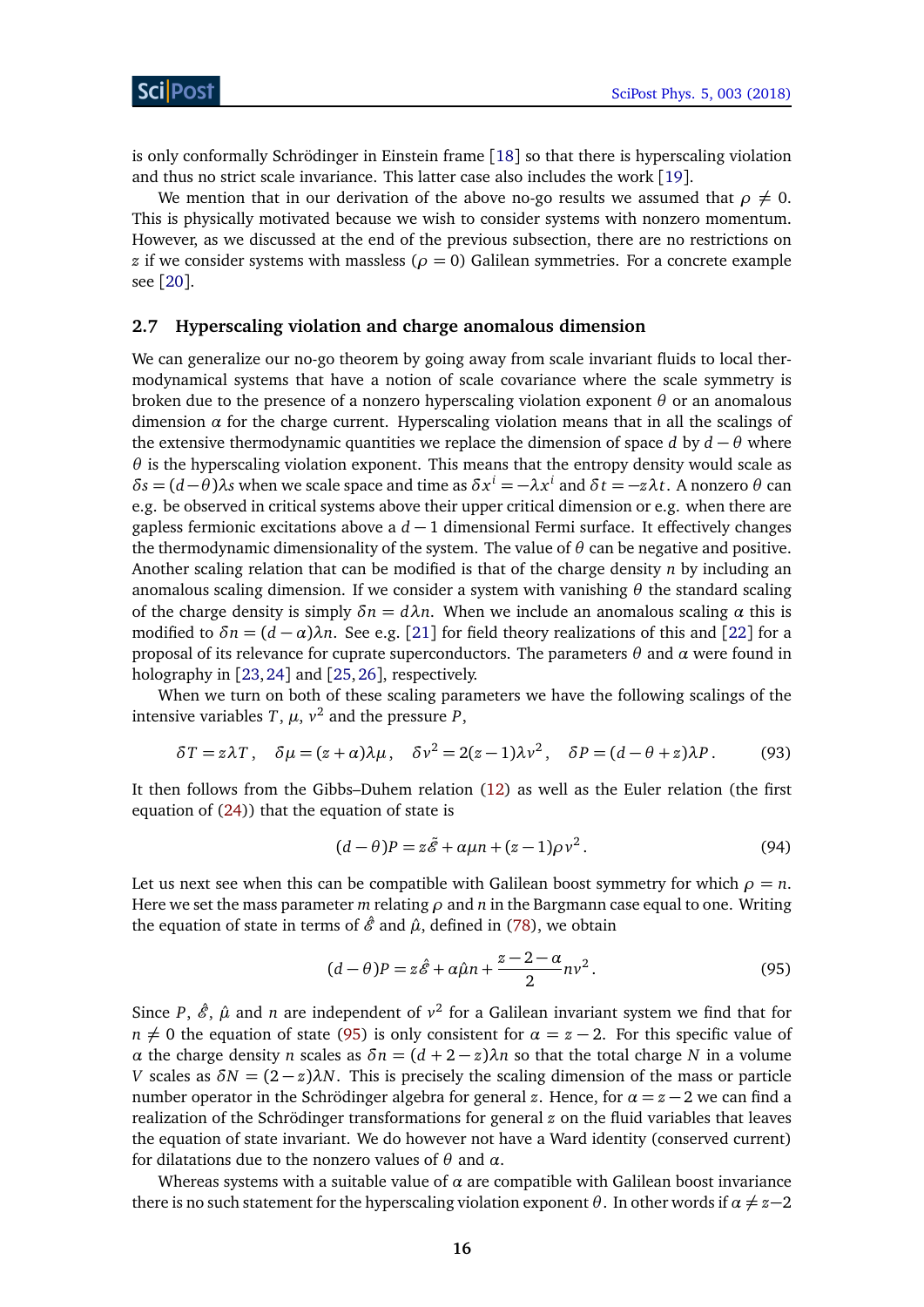is only conformally Schrödinger in Einstein frame [18] so that there is hyperscaling violation and thus no strict scale invariance. This latter case also includes the work [19].

We mention that in our derivation of the above no-go results we assumed that $\rho \neq 0$. This is physically motivated because we wish to consider systems with nonzero momentum. However, as we discussed at the end of the previous subsection, there are no restrictions on $z$ if we consider systems with massless ($\rho = 0$) Galilean symmetries. For a concrete example see [20].

### 2.7 Hyperscaling violation and charge anomalous dimension

We can generalize our no-go theorem by going away from scale invariant fluids to local thermodynamical systems that have a notion of scale covariance where the scale symmetry is broken due to the presence of a nonzero hyperscaling violation exponent $\theta$ or an anomalous dimension $\alpha$ for the charge current. Hyperscaling violation means that in all the scalings of the extensive thermodynamic quantities we replace the dimension of space $d$ by $d - \theta$ where $\theta$ is the hyperscaling violation exponent. This means that the entropy density would scale as $\delta s = (d-\theta)\lambda s$ when we scale space and time as $\delta x^i = -\lambda x^i$ and $\delta t = -z\lambda t$. A nonzero $\theta$ can e.g. be observed in critical systems above their upper critical dimension or e.g. when there are gapless fermionic excitations above a $d-1$ dimensional Fermi surface. It effectively changes the thermodynamic dimensionality of the system. The value of $\theta$ can be negative and positive. Another scaling relation that can be modified is that of the charge density $n$ by including an anomalous scaling dimension. If we consider a system with vanishing $\theta$ the standard scaling of the charge density is simply $\delta n = d\lambda n$. When we include an anomalous scaling $\alpha$ this is modified to $\delta n = (d-\alpha)\lambda n$. See e.g. [21] for field theory realizations of this and [22] for a proposal of its relevance for cuprate superconductors. The parameters $\theta$ and $\alpha$ were found in holography in [23,24] and [25,26], respectively.

When we turn on both of these scaling parameters we have the following scalings of the intensive variables $T$, $\mu$, $v^2$ and the pressure $P$,

$$\delta T = z\lambda T\,, \quad \delta\mu = (z+\alpha)\lambda\mu\,, \quad \delta v^2 = 2(z-1)\lambda v^2\,, \quad \delta P = (d-\theta+z)\lambda P\,. \tag{93}$$

It then follows from the Gibbs–Duhem relation (12) as well as the Euler relation (the first equation of (24)) that the equation of state is

$$(d-\theta)P = z\tilde{\mathcal{E}} + \alpha\mu n + (z-1)\rho v^2\,. \tag{94}$$

Let us next see when this can be compatible with Galilean boost symmetry for which $\rho = n$. Here we set the mass parameter $m$ relating $\rho$ and $n$ in the Bargmann case equal to one. Writing the equation of state in terms of $\hat{\mathcal{E}}$ and $\hat{\mu}$, defined in (78), we obtain

$$(d-\theta)P = z\hat{\mathcal{E}} + \alpha\hat{\mu}n + \frac{z-2-\alpha}{2}nv^2\,. \tag{95}$$

Since $P$, $\hat{\mathcal{E}}$, $\hat{\mu}$ and $n$ are independent of $v^2$ for a Galilean invariant system we find that for $n \neq 0$ the equation of state (95) is only consistent for $\alpha = z-2$. For this specific value of $\alpha$ the charge density $n$ scales as $\delta n = (d+2-z)\lambda n$ so that the total charge $N$ in a volume $V$ scales as $\delta N = (2-z)\lambda N$. This is precisely the scaling dimension of the mass or particle number operator in the Schrödinger algebra for general $z$. Hence, for $\alpha = z-2$ we can find a realization of the Schrödinger transformations for general $z$ on the fluid variables that leaves the equation of state invariant. We do however not have a Ward identity (conserved current) for dilatations due to the nonzero values of $\theta$ and $\alpha$.

Whereas systems with a suitable value of $\alpha$ are compatible with Galilean boost invariance there is no such statement for the hyperscaling violation exponent $\theta$. In other words if $\alpha \neq z-2$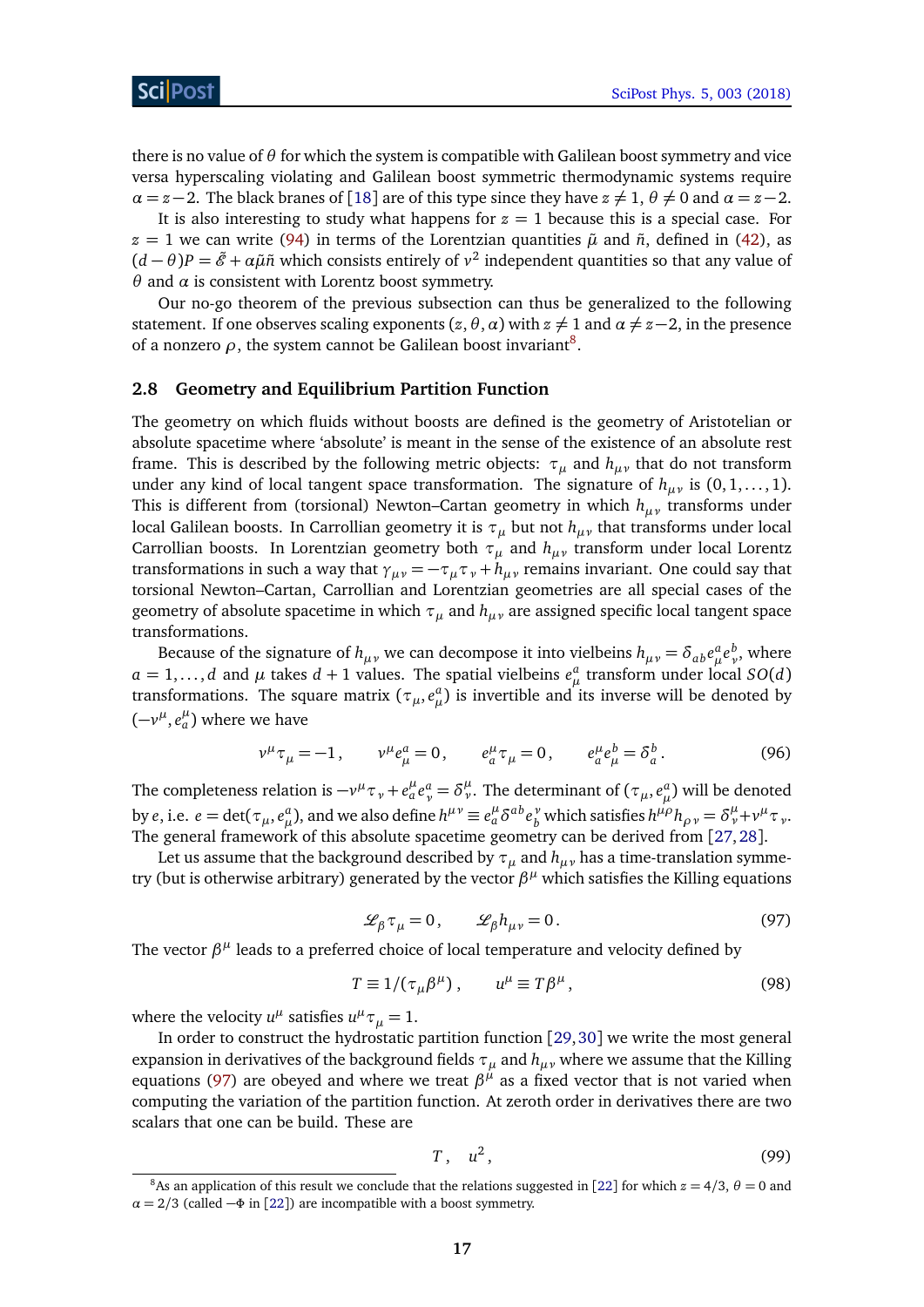there is no value of $\theta$ for which the system is compatible with Galilean boost symmetry and vice versa hyperscaling violating and Galilean boost symmetric thermodynamic systems require $\alpha = z-2$. The black branes of [18] are of this type since they have $z \neq 1$, $\theta \neq 0$ and $\alpha = z-2$.

It is also interesting to study what happens for $z=1$ because this is a special case. For $z=1$ we can write (94) in terms of the Lorentzian quantities $\tilde{\mu}$ and $\tilde{n}$, defined in (42), as $(d-\theta)P = \tilde{\mathcal{E}} + \alpha\tilde{\mu}\tilde{n}$ which consists entirely of $v^2$ independent quantities so that any value of $\theta$ and $\alpha$ is consistent with Lorentz boost symmetry.

Our no-go theorem of the previous subsection can thus be generalized to the following statement. If one observes scaling exponents $(z,\theta,\alpha)$ with $z \neq 1$ and $\alpha \neq z-2$, in the presence of a nonzero $\rho$, the system cannot be Galilean boost invariant[8].

## 2.8 Geometry and Equilibrium Partition Function

The geometry on which fluids without boosts are defined is the geometry of Aristotelian or absolute spacetime where 'absolute' is meant in the sense of the existence of an absolute rest frame. This is described by the following metric objects: $\tau_\mu$ and $h_{\mu\nu}$ that do not transform under any kind of local tangent space transformation. The signature of $h_{\mu\nu}$ is $(0,1,\ldots,1)$. This is different from (torsional) Newton–Cartan geometry in which $h_{\mu\nu}$ transforms under local Galilean boosts. In Carrollian geometry it is $\tau_\mu$ but not $h_{\mu\nu}$ that transforms under local Carrollian boosts. In Lorentzian geometry both $\tau_\mu$ and $h_{\mu\nu}$ transform under local Lorentz transformations in such a way that $\gamma_{\mu\nu} = -\tau_\mu\tau_\nu + h_{\mu\nu}$ remains invariant. One could say that torsional Newton–Cartan, Carrollian and Lorentzian geometries are all special cases of the geometry of absolute spacetime in which $\tau_\mu$ and $h_{\mu\nu}$ are assigned specific local tangent space transformations.

Because of the signature of $h_{\mu\nu}$ we can decompose it into vielbeins $h_{\mu\nu} = \delta_{ab}e^a_\mu e^b_\nu$, where $a = 1,\ldots,d$ and $\mu$ takes $d+1$ values. The spatial vielbeins $e^a_\mu$ transform under local $SO(d)$ transformations. The square matrix $(\tau_\mu, e^a_\mu)$ is invertible and its inverse will be denoted by $(-v^\mu, e^\mu_a)$ where we have

$$v^\mu\tau_\mu = -1\,, \qquad v^\mu e^a_\mu = 0\,, \qquad e^\mu_a\tau_\mu = 0\,, \qquad e^\mu_a e^b_\mu = \delta^b_a\,. \tag{96}$$

The completeness relation is $-v^\mu\tau_\nu + e^\mu_a e^a_\nu = \delta^\mu_\nu$. The determinant of $(\tau_\mu, e^a_\mu)$ will be denoted by $e$, i.e. $e = \det(\tau_\mu, e^a_\mu)$, and we also define $h^{\mu\nu} \equiv e^\mu_a\delta^{ab}e^\nu_b$ which satisfies $h^{\mu\rho}h_{\rho\nu} = \delta^\mu_\nu + v^\mu\tau_\nu$. The general framework of this absolute spacetime geometry can be derived from [27,28].

Let us assume that the background described by $\tau_\mu$ and $h_{\mu\nu}$ has a time-translation symmetry (but is otherwise arbitrary) generated by the vector $\beta^\mu$ which satisfies the Killing equations

$$\mathcal{L}_\beta\tau_\mu = 0\,, \qquad \mathcal{L}_\beta h_{\mu\nu} = 0\,. \tag{97}$$

The vector $\beta^\mu$ leads to a preferred choice of local temperature and velocity defined by

$$T \equiv 1/(\tau_\mu\beta^\mu)\,, \qquad u^\mu \equiv T\beta^\mu\,, \tag{98}$$

where the velocity $u^\mu$ satisfies $u^\mu\tau_\mu = 1$.

In order to construct the hydrostatic partition function [29,30] we write the most general expansion in derivatives of the background fields $\tau_\mu$ and $h_{\mu\nu}$ where we assume that the Killing equations (97) are obeyed and where we treat $\beta^\mu$ as a fixed vector that is not varied when computing the variation of the partition function. At zeroth order in derivatives there are two scalars that one can build. These are

$$T\,, \quad u^2\,, \tag{99}$$

[8] As an application of this result we conclude that the relations suggested in [22] for which $z = 4/3$, $\theta = 0$ and $\alpha = 2/3$ (called $-\Phi$ in [22]) are incompatible with a boost symmetry.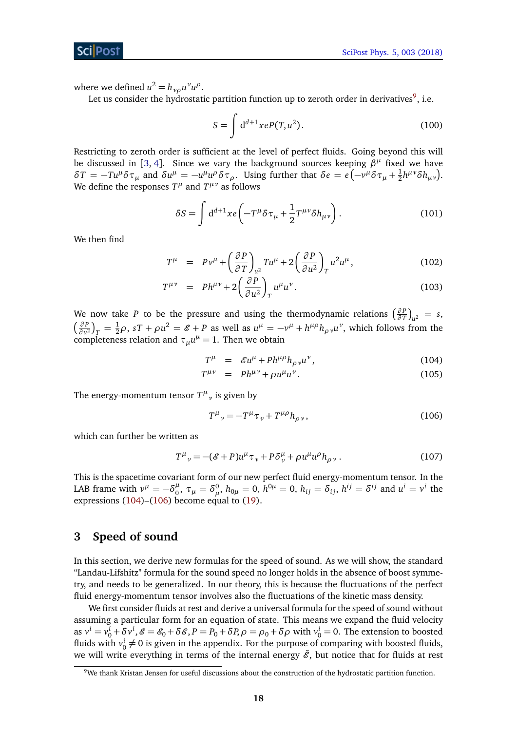where we defined $u^2 = h_{\nu\rho}u^\nu u^\rho$.

Let us consider the hydrostatic partition function up to zeroth order in derivatives[9], i.e.

$$S = \int \mathrm{d}^{d+1}x e P(T, u^2)\,. \tag{100}$$

Restricting to zeroth order is sufficient at the level of perfect fluids. Going beyond this will be discussed in [3, 4]. Since we vary the background sources keeping $\beta^\mu$ fixed we have $\delta T = -Tu^\mu \delta\tau_\mu$ and $\delta u^\mu = -u^\mu u^\rho \delta\tau_\rho$. Using further that $\delta e = e\left(-v^\mu\delta\tau_\mu + \frac{1}{2}h^{\mu\nu}\delta h_{\mu\nu}\right)$. We define the responses $T^\mu$ and $T^{\mu\nu}$ as follows

$$\delta S = \int \mathrm{d}^{d+1}x e\left(-T^\mu \delta\tau_\mu + \frac{1}{2}T^{\mu\nu}\delta h_{\mu\nu}\right). \tag{101}$$

We then find

$$T^\mu = Pv^\mu + \left(\frac{\partial P}{\partial T}\right)_{u^2} Tu^\mu + 2\left(\frac{\partial P}{\partial u^2}\right)_T u^2 u^\mu\,, \tag{102}$$

$$T^{\mu\nu} = Ph^{\mu\nu} + 2\left(\frac{\partial P}{\partial u^2}\right)_T u^\mu u^\nu\,. \tag{103}$$

We now take $P$ to be the pressure and using the thermodynamic relations $\left(\frac{\partial P}{\partial T}\right)_{u^2} = s$, $\left(\frac{\partial P}{\partial u^2}\right)_T = \frac{1}{2}\rho$, $sT + \rho u^2 = \mathscr{E} + P$ as well as $u^\mu = -v^\mu + h^{\mu\rho}h_{\rho\nu}u^\nu$, which follows from the completeness relation and $\tau_\mu u^\mu = 1$. Then we obtain

$$T^\mu = \mathscr{E}u^\mu + Ph^{\mu\rho}h_{\rho\nu}u^\nu\,, \tag{104}$$

$$T^{\mu\nu} = Ph^{\mu\nu} + \rho u^\mu u^\nu\,. \tag{105}$$

The energy-momentum tensor $T^\mu{}_\nu$ is given by

$$T^\mu{}_\nu = -T^\mu\tau_\nu + T^{\mu\rho}h_{\rho\nu}\,, \tag{106}$$

which can further be written as

$$T^\mu{}_\nu = -(\mathscr{E} + P)u^\mu\tau_\nu + P\delta^\mu_\nu + \rho u^\mu u^\rho h_{\rho\nu}\,. \tag{107}$$

This is the spacetime covariant form of our new perfect fluid energy-momentum tensor. In the LAB frame with $v^\mu = -\delta^\mu_0$, $\tau_\mu = \delta^0_\mu$, $h_{0\mu} = 0$, $h^{0\mu} = 0$, $h_{ij} = \delta_{ij}$, $h^{ij} = \delta^{ij}$ and $u^i = v^i$ the expressions (104)–(106) become equal to (19).

## 3 Speed of sound

In this section, we derive new formulas for the speed of sound. As we will show, the standard "Landau-Lifshitz" formula for the sound speed no longer holds in the absence of boost symmetry, and needs to be generalized. In our theory, this is because the fluctuations of the perfect fluid energy-momentum tensor involves also the fluctuations of the kinetic mass density.

We first consider fluids at rest and derive a universal formula for the speed of sound without assuming a particular form for an equation of state. This means we expand the fluid velocity as $v^i = v^i_0 + \delta v^i$, $\mathscr{E} = \mathscr{E}_0 + \delta\mathscr{E}$, $P = P_0 + \delta P$, $\rho = \rho_0 + \delta\rho$ with $v^i_0 = 0$. The extension to boosted fluids with $v^i_0 \neq 0$ is given in the appendix. For the purpose of comparing with boosted fluids, we will write everything in terms of the internal energy $\tilde{\mathscr{E}}$, but notice that for fluids at rest

[9] We thank Kristan Jensen for useful discussions about the construction of the hydrostatic partition function.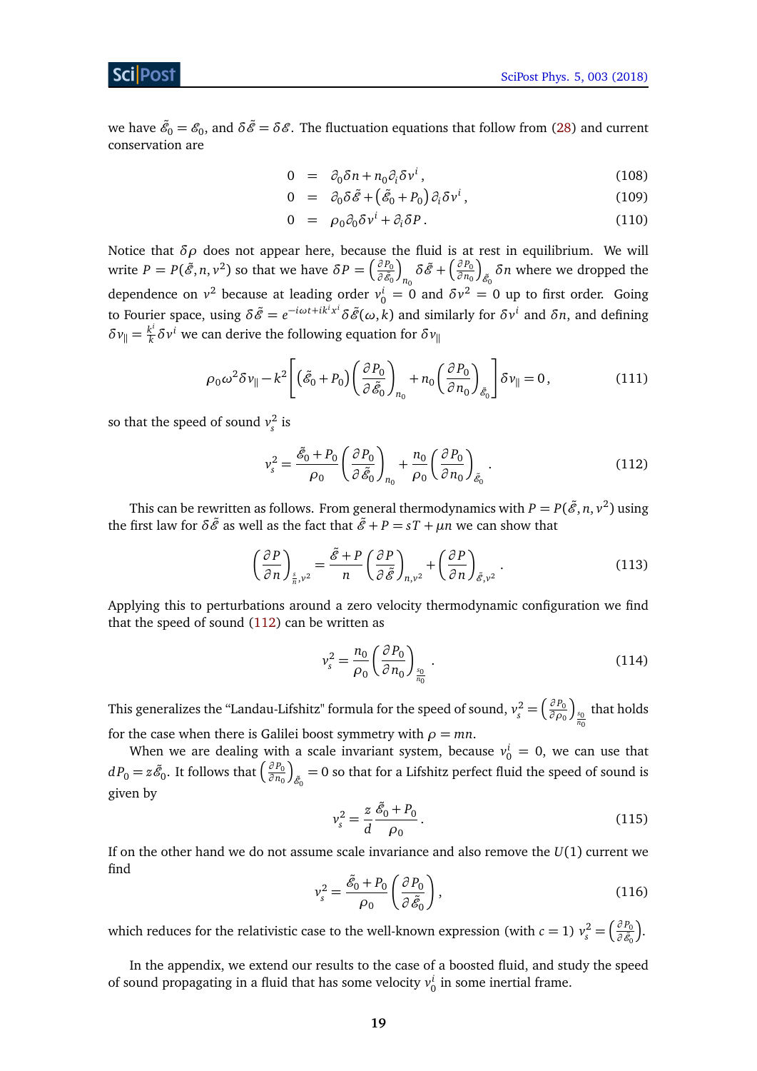we have $\tilde{\mathcal{E}}_0 = \mathcal{E}_0$, and $\delta\tilde{\mathcal{E}} = \delta\mathcal{E}$. The fluctuation equations that follow from (28) and current conservation are

$$
\begin{aligned}
0 &= \partial_0 \delta n + n_0 \partial_i \delta v^i \,, &(108)\\
0 &= \partial_0 \delta\tilde{\mathcal{E}} + \left(\tilde{\mathcal{E}}_0 + P_0\right) \partial_i \delta v^i \,, &(109)\\
0 &= \rho_0 \partial_0 \delta v^i + \partial_i \delta P \,. &(110)
\end{aligned}
$$

Notice that $\delta\rho$ does not appear here, because the fluid is at rest in equilibrium. We will write $P = P(\tilde{\mathcal{E}}, n, v^2)$ so that we have $\delta P = \left(\frac{\partial P_0}{\partial \tilde{\mathcal{E}}_0}\right)_{n_0} \delta\tilde{\mathcal{E}} + \left(\frac{\partial P_0}{\partial n_0}\right)_{\tilde{\mathcal{E}}_0} \delta n$ where we dropped the dependence on $v^2$ because at leading order $v_0^i = 0$ and $\delta v^2 = 0$ up to first order. Going to Fourier space, using $\delta\tilde{\mathcal{E}} = e^{-i\omega t + ik^i x^i} \delta\tilde{\mathcal{E}}(\omega, k)$ and similarly for $\delta v^i$ and $\delta n$, and defining $\delta v_{\parallel} = \frac{k^i}{k} \delta v^i$ we can derive the following equation for $\delta v_{\parallel}$

$$
\rho_0 \omega^2 \delta v_{\parallel} - k^2 \left[ \left(\tilde{\mathcal{E}}_0 + P_0\right) \left(\frac{\partial P_0}{\partial \tilde{\mathcal{E}}_0}\right)_{n_0} + n_0 \left(\frac{\partial P_0}{\partial n_0}\right)_{\tilde{\mathcal{E}}_0} \right] \delta v_{\parallel} = 0 \,, \tag{111}
$$

so that the speed of sound $v_s^2$ is

$$
v_s^2 = \frac{\tilde{\mathcal{E}}_0 + P_0}{\rho_0} \left(\frac{\partial P_0}{\partial \tilde{\mathcal{E}}_0}\right)_{n_0} + \frac{n_0}{\rho_0} \left(\frac{\partial P_0}{\partial n_0}\right)_{\tilde{\mathcal{E}}_0} \,. \tag{112}
$$

This can be rewritten as follows. From general thermodynamics with $P = P(\tilde{\mathcal{E}}, n, v^2)$ using the first law for $\delta\tilde{\mathcal{E}}$ as well as the fact that $\tilde{\mathcal{E}} + P = sT + \mu n$ we can show that

$$
\left(\frac{\partial P}{\partial n}\right)_{\frac{s}{n}, v^2} = \frac{\tilde{\mathcal{E}} + P}{n} \left(\frac{\partial P}{\partial \tilde{\mathcal{E}}}\right)_{n, v^2} + \left(\frac{\partial P}{\partial n}\right)_{\tilde{\mathcal{E}}, v^2} \,. \tag{113}
$$

Applying this to perturbations around a zero velocity thermodynamic configuration we find that the speed of sound (112) can be written as

$$
v_s^2 = \frac{n_0}{\rho_0} \left(\frac{\partial P_0}{\partial n_0}\right)_{\frac{s_0}{n_0}} \,. \tag{114}
$$

This generalizes the "Landau-Lifshitz" formula for the speed of sound, $v_s^2 = \left(\frac{\partial P_0}{\partial \rho_0}\right)_{\frac{s_0}{n_0}}$ that holds for the case when there is Galilei boost symmetry with $\rho = mn$.

When we are dealing with a scale invariant system, because $v_0^i = 0$, we can use that $dP_0 = z\tilde{\mathcal{E}}_0$. It follows that $\left(\frac{\partial P_0}{\partial n_0}\right)_{\tilde{\mathcal{E}}_0} = 0$ so that for a Lifshitz perfect fluid the speed of sound is given by

$$
v_s^2 = \frac{z}{d} \frac{\tilde{\mathcal{E}}_0 + P_0}{\rho_0} \,. \tag{115}
$$

If on the other hand we do not assume scale invariance and also remove the $U(1)$ current we find

$$
v_s^2 = \frac{\tilde{\mathcal{E}}_0 + P_0}{\rho_0} \left(\frac{\partial P_0}{\partial \tilde{\mathcal{E}}_0}\right) \,, \tag{116}
$$

which reduces for the relativistic case to the well-known expression (with $c = 1$) $v_s^2 = \left(\frac{\partial P_0}{\partial \tilde{\mathcal{E}}_0}\right)$.

In the appendix, we extend our results to the case of a boosted fluid, and study the speed of sound propagating in a fluid that has some velocity $v_0^i$ in some inertial frame.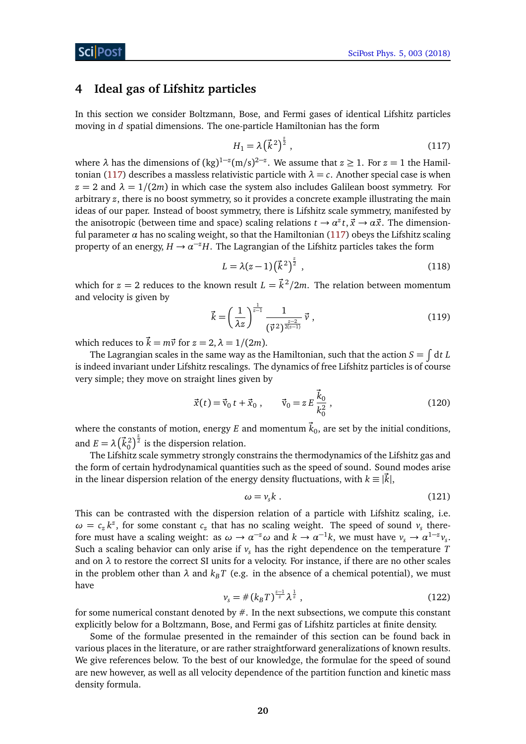## 4 Ideal gas of Lifshitz particles

In this section we consider Boltzmann, Bose, and Fermi gases of identical Lifshitz particles moving in $d$ spatial dimensions. The one-particle Hamiltonian has the form

$$H_1 = \lambda \left(\vec{k}^2\right)^{\frac{z}{2}} , \tag{117}$$

where $\lambda$ has the dimensions of $(\text{kg})^{1-z}(\text{m/s})^{2-z}$. We assume that $z \geq 1$. For $z = 1$ the Hamiltonian (117) describes a massless relativistic particle with $\lambda = c$. Another special case is when $z = 2$ and $\lambda = 1/(2m)$ in which case the system also includes Galilean boost symmetry. For arbitrary $z$, there is no boost symmetry, so it provides a concrete example illustrating the main ideas of our paper. Instead of boost symmetry, there is Lifshitz scale symmetry, manifested by the anisotropic (between time and space) scaling relations $t \to \alpha^z t, \vec{x} \to \alpha \vec{x}$. The dimensionful parameter $\alpha$ has no scaling weight, so that the Hamiltonian (117) obeys the Lifshitz scaling property of an energy, $H \to \alpha^{-z} H$. The Lagrangian of the Lifshitz particles takes the form

$$L = \lambda(z-1)\left(\vec{k}^2\right)^{\frac{z}{2}} , \tag{118}$$

which for $z = 2$ reduces to the known result $L = \vec{k}^2/2m$. The relation between momentum and velocity is given by

$$\vec{k} = \left(\frac{1}{\lambda z}\right)^{\frac{1}{z-1}} \frac{1}{(\vec{v}^{\,2})^{\frac{z-2}{2(z-1)}}}\, \vec{v} , \tag{119}$$

which reduces to $\vec{k} = m\vec{v}$ for $z = 2, \lambda = 1/(2m)$.

The Lagrangian scales in the same way as the Hamiltonian, such that the action $S = \int \mathrm{d}t\, L$ is indeed invariant under Lifshitz rescalings. The dynamics of free Lifshitz particles is of course very simple; they move on straight lines given by

$$\vec{x}(t) = \vec{v}_0\, t + \vec{x}_0 , \qquad \vec{v}_0 = z\, E\, \frac{\vec{k}_0}{k_0^2} , \tag{120}$$

where the constants of motion, energy $E$ and momentum $\vec{k}_0$, are set by the initial conditions, and $E = \lambda\left(\vec{k}_0^2\right)^{\frac{z}{2}}$ is the dispersion relation.

The Lifshitz scale symmetry strongly constrains the thermodynamics of the Lifshitz gas and the form of certain hydrodynamical quantities such as the speed of sound. Sound modes arise in the linear dispersion relation of the energy density fluctuations, with $k \equiv |\vec{k}|$,

$$\omega = v_s k . \tag{121}$$

This can be contrasted with the dispersion relation of a particle with Lifshitz scaling, i.e. $\omega = c_z k^z$, for some constant $c_z$ that has no scaling weight. The speed of sound $v_s$ therefore must have a scaling weight: as $\omega \to \alpha^{-z}\omega$ and $k \to \alpha^{-1}k$, we must have $v_s \to \alpha^{1-z} v_s$. Such a scaling behavior can only arise if $v_s$ has the right dependence on the temperature $T$ and on $\lambda$ to restore the correct SI units for a velocity. For instance, if there are no other scales in the problem other than $\lambda$ and $k_B T$ (e.g. in the absence of a chemical potential), we must have

$$v_s = \#\, (k_B T)^{\frac{z-1}{z}} \lambda^{\frac{1}{z}} , \tag{122}$$

for some numerical constant denoted by $\#$. In the next subsections, we compute this constant explicitly below for a Boltzmann, Bose, and Fermi gas of Lifshitz particles at finite density.

Some of the formulae presented in the remainder of this section can be found back in various places in the literature, or are rather straightforward generalizations of known results. We give references below. To the best of our knowledge, the formulae for the speed of sound are new however, as well as all velocity dependence of the partition function and kinetic mass density formula.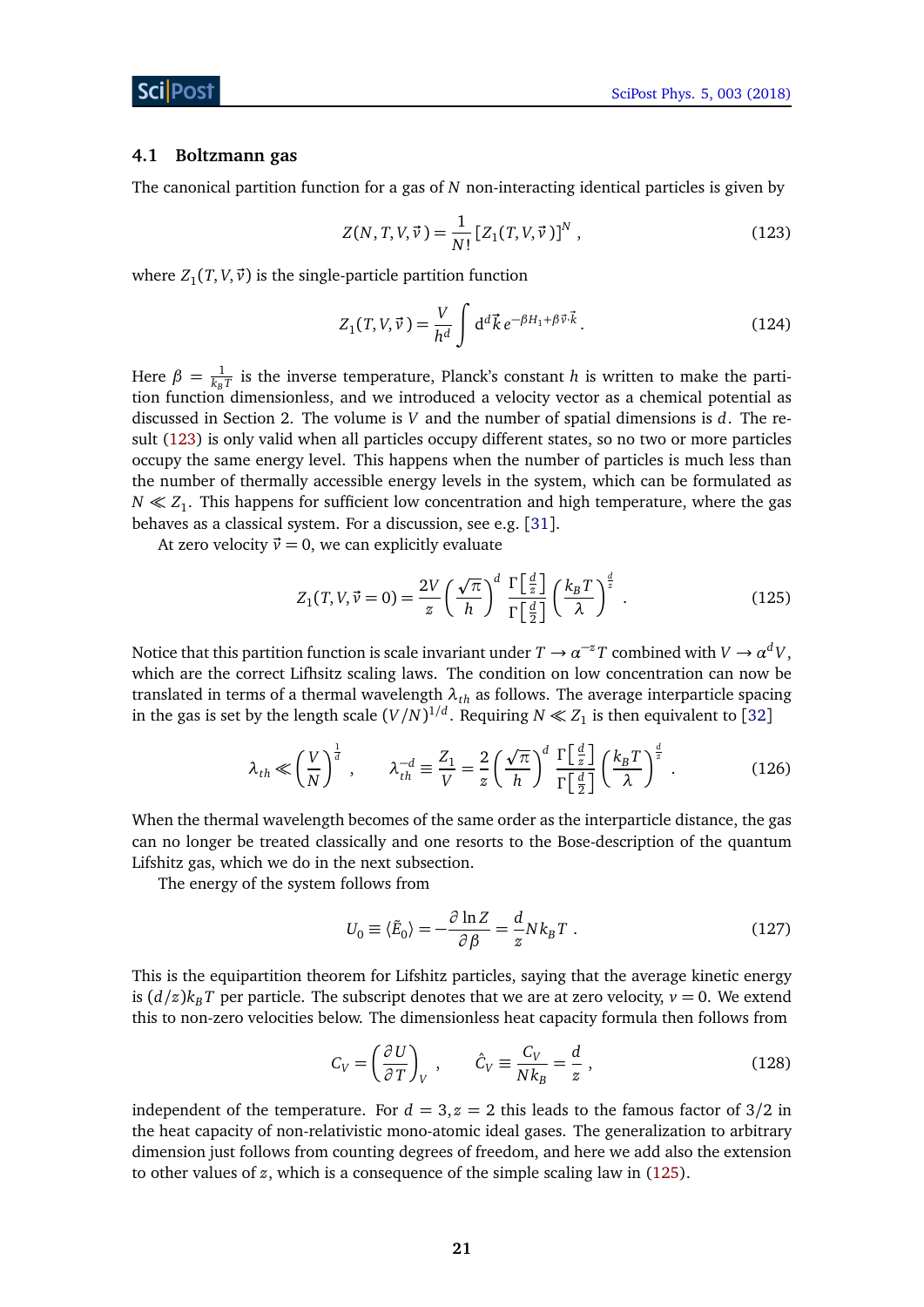### 4.1 Boltzmann gas

The canonical partition function for a gas of $N$ non-interacting identical particles is given by

$$Z(N,T,V,\vec{v}) = \frac{1}{N!}\left[Z_1(T,V,\vec{v})\right]^N , \tag{123}$$

where $Z_1(T,V,\vec{v})$ is the single-particle partition function

$$Z_1(T,V,\vec{v}) = \frac{V}{h^d}\int \mathrm{d}^d\vec{k}\, e^{-\beta H_1 + \beta\vec{v}\cdot\vec{k}} . \tag{124}$$

Here $\beta = \frac{1}{k_B T}$ is the inverse temperature, Planck's constant $h$ is written to make the partition function dimensionless, and we introduced a velocity vector as a chemical potential as discussed in Section 2. The volume is $V$ and the number of spatial dimensions is $d$. The result (123) is only valid when all particles occupy different states, so no two or more particles occupy the same energy level. This happens when the number of particles is much less than the number of thermally accessible energy levels in the system, which can be formulated as $N \ll Z_1$. This happens for sufficient low concentration and high temperature, where the gas behaves as a classical system. For a discussion, see e.g. [31].

At zero velocity $\vec{v} = 0$, we can explicitly evaluate

$$Z_1(T,V,\vec{v}=0) = \frac{2V}{z}\left(\frac{\sqrt{\pi}}{h}\right)^d \frac{\Gamma\left[\frac{d}{z}\right]}{\Gamma\left[\frac{d}{2}\right]}\left(\frac{k_B T}{\lambda}\right)^{\frac{d}{z}} . \tag{125}$$

Notice that this partition function is scale invariant under $T \to \alpha^{-z} T$ combined with $V \to \alpha^d V$, which are the correct Lifhsitz scaling laws. The condition on low concentration can now be translated in terms of a thermal wavelength $\lambda_{th}$ as follows. The average interparticle spacing in the gas is set by the length scale $(V/N)^{1/d}$. Requiring $N \ll Z_1$ is then equivalent to [32]

$$\lambda_{th} \ll \left(\frac{V}{N}\right)^{\frac{1}{d}} , \qquad \lambda_{th}^{-d} \equiv \frac{Z_1}{V} = \frac{2}{z}\left(\frac{\sqrt{\pi}}{h}\right)^d \frac{\Gamma\left[\frac{d}{z}\right]}{\Gamma\left[\frac{d}{2}\right]}\left(\frac{k_B T}{\lambda}\right)^{\frac{d}{z}} . \tag{126}$$

When the thermal wavelength becomes of the same order as the interparticle distance, the gas can no longer be treated classically and one resorts to the Bose-description of the quantum Lifshitz gas, which we do in the next subsection.

The energy of the system follows from

$$U_0 \equiv \langle \tilde{E}_0 \rangle = -\frac{\partial \ln Z}{\partial \beta} = \frac{d}{z} N k_B T . \tag{127}$$

This is the equipartition theorem for Lifshitz particles, saying that the average kinetic energy is $(d/z)k_B T$ per particle. The subscript denotes that we are at zero velocity, $v = 0$. We extend this to non-zero velocities below. The dimensionless heat capacity formula then follows from

$$C_V = \left(\frac{\partial U}{\partial T}\right)_V , \qquad \hat{C}_V \equiv \frac{C_V}{N k_B} = \frac{d}{z} , \tag{128}$$

independent of the temperature. For $d = 3, z = 2$ this leads to the famous factor of $3/2$ in the heat capacity of non-relativistic mono-atomic ideal gases. The generalization to arbitrary dimension just follows from counting degrees of freedom, and here we add also the extension to other values of $z$, which is a consequence of the simple scaling law in (125).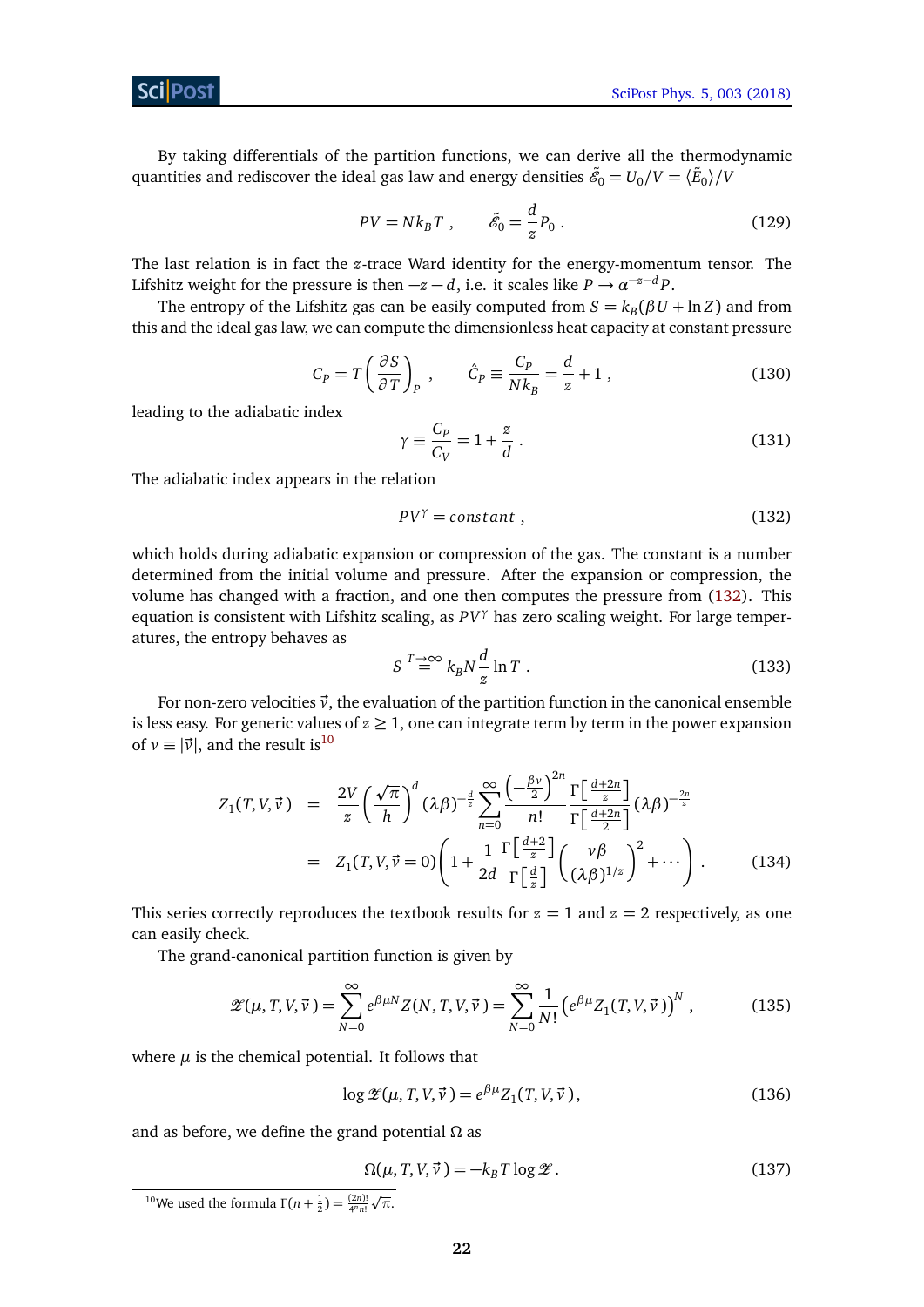By taking differentials of the partition functions, we can derive all the thermodynamic quantities and rediscover the ideal gas law and energy densities $\tilde{\mathcal{E}}_0 = U_0/V = \langle \tilde{E}_0 \rangle / V$

$$
PV = Nk_BT \; , \qquad \tilde{\mathcal{E}}_0 = \frac{d}{z} P_0 \; . \tag{129}
$$

The last relation is in fact the $z$-trace Ward identity for the energy-momentum tensor. The Lifshitz weight for the pressure is then $-z-d$, i.e. it scales like $P \to \alpha^{-z-d} P$.

The entropy of the Lifshitz gas can be easily computed from $S = k_B(\beta U + \ln Z)$ and from this and the ideal gas law, we can compute the dimensionless heat capacity at constant pressure

$$
C_P = T \left( \frac{\partial S}{\partial T} \right)_P \; , \qquad \hat{C}_P \equiv \frac{C_P}{N k_B} = \frac{d}{z} + 1 \; , \tag{130}
$$

leading to the adiabatic index

$$
\gamma \equiv \frac{C_P}{C_V} = 1 + \frac{z}{d} \; . \tag{131}
$$

The adiabatic index appears in the relation

$$
PV^\gamma = constant \; , \tag{132}
$$

which holds during adiabatic expansion or compression of the gas. The constant is a number determined from the initial volume and pressure. After the expansion or compression, the volume has changed with a fraction, and one then computes the pressure from (132). This equation is consistent with Lifshitz scaling, as $PV^\gamma$ has zero scaling weight. For large temperatures, the entropy behaves as

$$
S \overset{T \to \infty}{=} k_B N \frac{d}{z} \ln T \; . \tag{133}
$$

For non-zero velocities $\vec{v}$, the evaluation of the partition function in the canonical ensemble is less easy. For generic values of $z \geq 1$, one can integrate term by term in the power expansion of $v \equiv |\vec{v}|$, and the result is[10]

$$
\begin{aligned}
Z_1(T,V,\vec{v}) &= \frac{2V}{z} \left( \frac{\sqrt{\pi}}{h} \right)^d (\lambda\beta)^{-\frac{d}{z}} \sum_{n=0}^{\infty} \frac{\left(-\frac{\beta v}{2}\right)^{2n}}{n!} \frac{\Gamma\left[\frac{d+2n}{z}\right]}{\Gamma\left[\frac{d+2n}{2}\right]} (\lambda\beta)^{-\frac{2n}{z}} \\
&= Z_1(T,V,\vec{v}=0) \left( 1 + \frac{1}{2d} \frac{\Gamma\left[\frac{d+2}{z}\right]}{\Gamma\left[\frac{d}{z}\right]} \left( \frac{v\beta}{(\lambda\beta)^{1/z}} \right)^2 + \cdots \right) \; .
\end{aligned} \tag{134}
$$

This series correctly reproduces the textbook results for $z = 1$ and $z = 2$ respectively, as one can easily check.

The grand-canonical partition function is given by

$$
\mathscr{Z}(\mu,T,V,\vec{v}) = \sum_{N=0}^{\infty} e^{\beta\mu N} Z(N,T,V,\vec{v}) = \sum_{N=0}^{\infty} \frac{1}{N!} \left( e^{\beta\mu} Z_1(T,V,\vec{v}) \right)^N \; , \tag{135}
$$

where $\mu$ is the chemical potential. It follows that

$$
\log \mathscr{Z}(\mu,T,V,\vec{v}) = e^{\beta\mu} Z_1(T,V,\vec{v}) \, , \tag{136}
$$

and as before, we define the grand potential $\Omega$ as

$$
\Omega(\mu,T,V,\vec{v}) = -k_B T \log \mathscr{Z} \, . \tag{137}
$$

[10] We used the formula $\Gamma(n+\frac{1}{2}) = \frac{(2n)!}{4^n n!}\sqrt{\pi}$.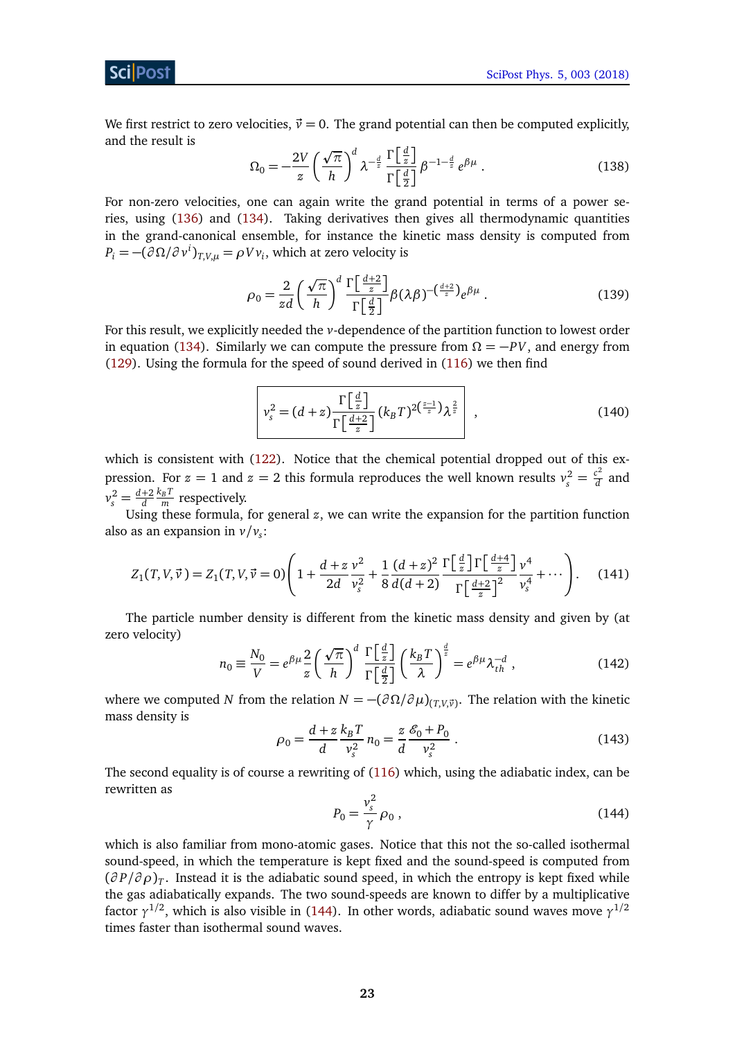We first restrict to zero velocities, $\vec{v} = 0$. The grand potential can then be computed explicitly, and the result is

$$\Omega_0 = -\frac{2V}{z}\left(\frac{\sqrt{\pi}}{h}\right)^d \lambda^{-\frac{d}{z}} \frac{\Gamma\left[\frac{d}{z}\right]}{\Gamma\left[\frac{d}{2}\right]} \beta^{-1-\frac{d}{z}} e^{\beta\mu} . \tag{138}$$

For non-zero velocities, one can again write the grand potential in terms of a power series, using (136) and (134). Taking derivatives then gives all thermodynamic quantities in the grand-canonical ensemble, for instance the kinetic mass density is computed from $P_i = -(\partial\Omega/\partial v^i)_{T,V,\mu} = \rho V v_i$, which at zero velocity is

$$\rho_0 = \frac{2}{zd}\left(\frac{\sqrt{\pi}}{h}\right)^d \frac{\Gamma\left[\frac{d+2}{z}\right]}{\Gamma\left[\frac{d}{2}\right]} \beta(\lambda\beta)^{-\left(\frac{d+2}{z}\right)} e^{\beta\mu} . \tag{139}$$

For this result, we explicitly needed the $v$-dependence of the partition function to lowest order in equation (134). Similarly we can compute the pressure from $\Omega = -PV$, and energy from (129). Using the formula for the speed of sound derived in (116) we then find

$$\boxed{v_s^2 = (d+z)\frac{\Gamma\left[\frac{d}{z}\right]}{\Gamma\left[\frac{d+2}{z}\right]}(k_B T)^{2\left(\frac{z-1}{z}\right)} \lambda^{\frac{2}{z}}} \quad , \tag{140}$$

which is consistent with (122). Notice that the chemical potential dropped out of this expression. For $z = 1$ and $z = 2$ this formula reproduces the well known results $v_s^2 = \frac{c^2}{d}$ and $v_s^2 = \frac{d+2}{d}\frac{k_B T}{m}$ respectively.

Using these formula, for general $z$, we can write the expansion for the partition function also as an expansion in $v/v_s$:

$$Z_1(T,V,\vec{v}) = Z_1(T,V,\vec{v}=0)\left(1 + \frac{d+z}{2d}\frac{v^2}{v_s^2} + \frac{1}{8}\frac{(d+z)^2}{d(d+2)}\frac{\Gamma\left[\frac{d}{z}\right]\Gamma\left[\frac{d+4}{z}\right]}{\Gamma\left[\frac{d+2}{z}\right]^2}\frac{v^4}{v_s^4} + \cdots\right) . \tag{141}$$

The particle number density is different from the kinetic mass density and given by (at zero velocity)

$$n_0 \equiv \frac{N_0}{V} = e^{\beta\mu}\frac{2}{z}\left(\frac{\sqrt{\pi}}{h}\right)^d \frac{\Gamma\left[\frac{d}{z}\right]}{\Gamma\left[\frac{d}{2}\right]}\left(\frac{k_B T}{\lambda}\right)^{\frac{d}{z}} = e^{\beta\mu}\lambda_{th}^{-d} , \tag{142}$$

where we computed $N$ from the relation $N = -(\partial\Omega/\partial\mu)_{(T,V,\vec{v})}$. The relation with the kinetic mass density is

$$\rho_0 = \frac{d+z}{d}\frac{k_B T}{v_s^2} n_0 = \frac{z}{d}\frac{\mathscr{E}_0 + P_0}{v_s^2} . \tag{143}$$

The second equality is of course a rewriting of (116) which, using the adiabatic index, can be rewritten as

$$P_0 = \frac{v_s^2}{\gamma}\rho_0 , \tag{144}$$

which is also familiar from mono-atomic gases. Notice that this not the so-called isothermal sound-speed, in which the temperature is kept fixed and the sound-speed is computed from $(\partial P/\partial\rho)_T$. Instead it is the adiabatic sound speed, in which the entropy is kept fixed while the gas adiabatically expands. The two sound-speeds are known to differ by a multiplicative factor $\gamma^{1/2}$, which is also visible in (144). In other words, adiabatic sound waves move $\gamma^{1/2}$ times faster than isothermal sound waves.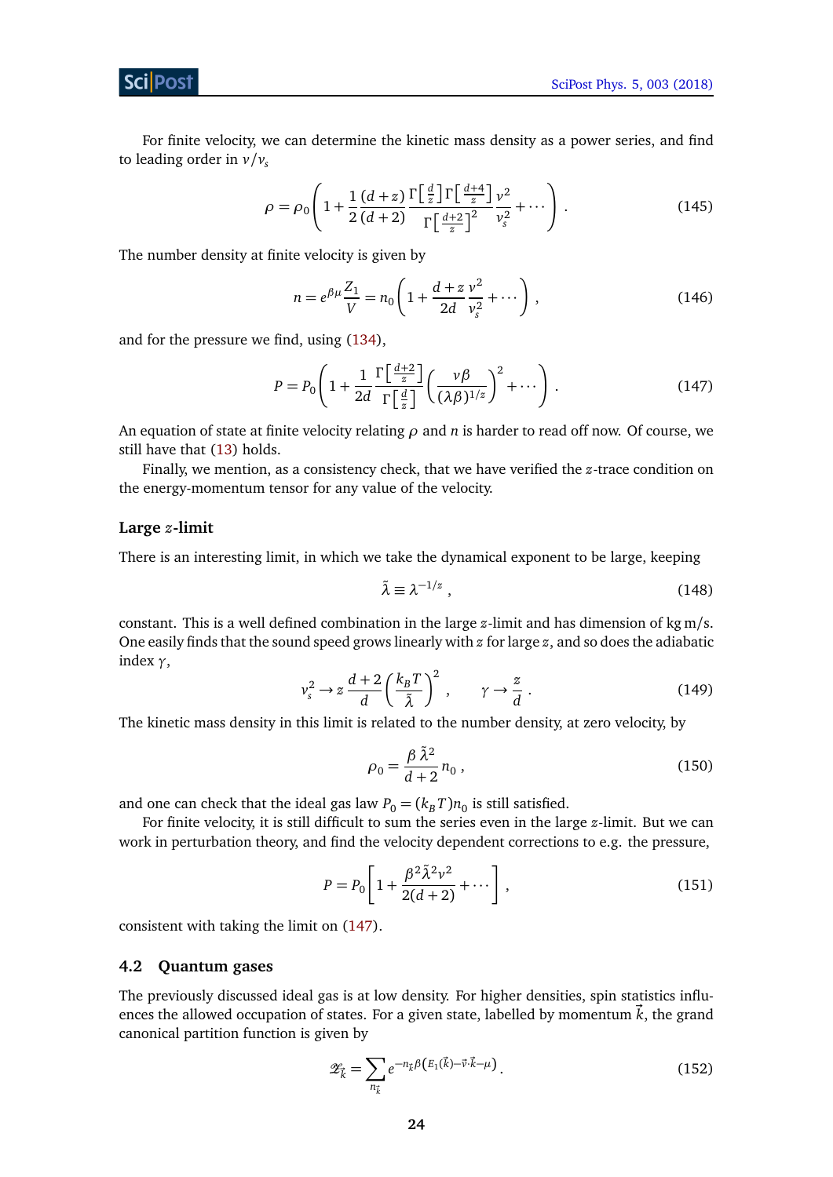For finite velocity, we can determine the kinetic mass density as a power series, and find to leading order in $v/v_s$

$$\rho = \rho_0 \left( 1 + \frac{1}{2}\frac{(d+z)}{(d+2)} \frac{\Gamma\left[\frac{d}{z}\right]\Gamma\left[\frac{d+4}{z}\right]}{\Gamma\left[\frac{d+2}{z}\right]^2} \frac{v^2}{v_s^2} + \cdots \right) . \tag{145}$$

The number density at finite velocity is given by

$$n = e^{\beta\mu}\frac{Z_1}{V} = n_0 \left( 1 + \frac{d+z}{2d}\frac{v^2}{v_s^2} + \cdots \right) , \tag{146}$$

and for the pressure we find, using (134),

$$P = P_0 \left( 1 + \frac{1}{2d}\frac{\Gamma\left[\frac{d+2}{z}\right]}{\Gamma\left[\frac{d}{z}\right]} \left( \frac{v\beta}{(\lambda\beta)^{1/z}} \right)^2 + \cdots \right) . \tag{147}$$

An equation of state at finite velocity relating $\rho$ and $n$ is harder to read off now. Of course, we still have that (13) holds.

Finally, we mention, as a consistency check, that we have verified the $z$-trace condition on the energy-momentum tensor for any value of the velocity.

### Large $z$-limit

There is an interesting limit, in which we take the dynamical exponent to be large, keeping

$$\tilde{\lambda} \equiv \lambda^{-1/z} , \tag{148}$$

constant. This is a well defined combination in the large $z$-limit and has dimension of kg m/s. One easily finds that the sound speed grows linearly with $z$ for large $z$, and so does the adiabatic index $\gamma$,

$$v_s^2 \to z\,\frac{d+2}{d}\left(\frac{k_B T}{\tilde{\lambda}}\right)^2 , \qquad \gamma \to \frac{z}{d} . \tag{149}$$

The kinetic mass density in this limit is related to the number density, at zero velocity, by

$$\rho_0 = \frac{\beta\,\tilde{\lambda}^2}{d+2} n_0 , \tag{150}$$

and one can check that the ideal gas law $P_0 = (k_B T)n_0$ is still satisfied.

For finite velocity, it is still difficult to sum the series even in the large $z$-limit. But we can work in perturbation theory, and find the velocity dependent corrections to e.g. the pressure,

$$P = P_0 \left[ 1 + \frac{\beta^2\tilde{\lambda}^2 v^2}{2(d+2)} + \cdots \right] , \tag{151}$$

consistent with taking the limit on (147).

## 4.2 Quantum gases

The previously discussed ideal gas is at low density. For higher densities, spin statistics influences the allowed occupation of states. For a given state, labelled by momentum $\vec{k}$, the grand canonical partition function is given by

$$\mathcal{Z}_{\vec{k}} = \sum_{n_{\vec{k}}} e^{-n_{\vec{k}}\beta\left(E_1(\vec{k}) - \vec{v}\cdot\vec{k} - \mu\right)} . \tag{152}$$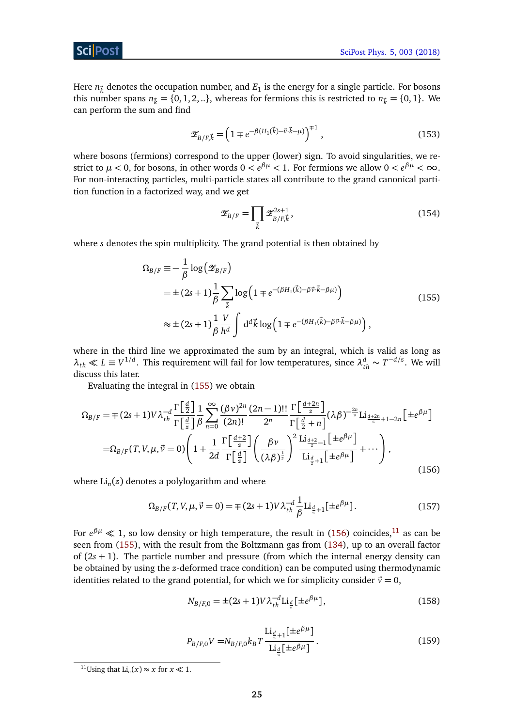Here $n_{\vec{k}}$ denotes the occupation number, and $E_1$ is the energy for a single particle. For bosons this number spans $n_{\vec{k}} = \{0, 1, 2, ..\}$, whereas for fermions this is restricted to $n_{\vec{k}} = \{0, 1\}$. We can perform the sum and find

$$\mathscr{Z}_{B/F,\vec{k}} = \left(1 \mp e^{-\beta(H_1(\vec{k}) - \vec{v}\cdot\vec{k} - \mu)}\right)^{\mp 1}, \tag{153}$$

where bosons (fermions) correspond to the upper (lower) sign. To avoid singularities, we restrict to $\mu < 0$, for bosons, in other words $0 < e^{\beta\mu} < 1$. For fermions we allow $0 < e^{\beta\mu} < \infty$. For non-interacting particles, multi-particle states all contribute to the grand canonical partition function in a factorized way, and we get

$$\mathscr{Z}_{B/F} = \prod_{\vec{k}} \mathscr{Z}^{2s+1}_{B/F,\vec{k}}, \tag{154}$$

where $s$ denotes the spin multiplicity. The grand potential is then obtained by

$$\begin{aligned}
\Omega_{B/F} &\equiv -\frac{1}{\beta}\log\left(\mathscr{Z}_{B/F}\right) \\
&= \pm(2s+1)\frac{1}{\beta}\sum_{\vec{k}}\log\left(1 \mp e^{-(\beta H_1(\vec{k}) - \beta\vec{v}\cdot\vec{k} - \beta\mu)}\right) \\
&\approx \pm(2s+1)\frac{1}{\beta}\frac{V}{h^d}\int \mathrm{d}^d\vec{k}\,\log\left(1 \mp e^{-(\beta H_1(\vec{k}) - \beta\vec{v}\cdot\vec{k} - \beta\mu)}\right),
\end{aligned} \tag{155}$$

where in the third line we approximated the sum by an integral, which is valid as long as $\lambda_{th} \ll L \equiv V^{1/d}$. This requirement will fail for low temperatures, since $\lambda^d_{th} \sim T^{-d/z}$. We will discuss this later.

Evaluating the integral in (155) we obtain

$$\begin{aligned}
\Omega_{B/F} &= \mp(2s+1)V\lambda_{th}^{-d}\frac{\Gamma\left[\frac{d}{2}\right]}{\Gamma\left[\frac{d}{z}\right]}\frac{1}{\beta}\sum_{n=0}^{\infty}\frac{(\beta v)^{2n}}{(2n)!}\frac{(2n-1)!!}{2^n}\frac{\Gamma\left[\frac{d+2n}{z}\right]}{\Gamma\left[\frac{d}{2}+n\right]}(\lambda\beta)^{-\frac{2n}{z}}\mathrm{Li}_{\frac{d+2n}{z}+1-2n}\left[\pm e^{\beta\mu}\right] \\
&= \Omega_{B/F}(T, V, \mu, \vec{v} = 0)\left(1 + \frac{1}{2d}\frac{\Gamma\left[\frac{d+2}{z}\right]}{\Gamma\left[\frac{d}{z}\right]}\left(\frac{\beta v}{(\lambda\beta)^{\frac{1}{z}}}\right)^2\frac{\mathrm{Li}_{\frac{d+2}{z}-1}\left[\pm e^{\beta\mu}\right]}{\mathrm{Li}_{\frac{d}{z}+1}\left[\pm e^{\beta\mu}\right]} + \cdots\right),
\end{aligned} \tag{156}$$

where $\mathrm{Li}_n(z)$ denotes a polylogarithm and where

$$\Omega_{B/F}(T, V, \mu, \vec{v} = 0) = \mp(2s+1)V\lambda_{th}^{-d}\frac{1}{\beta}\mathrm{Li}_{\frac{d}{z}+1}[\pm e^{\beta\mu}]. \tag{157}$$

For $e^{\beta\mu} \ll 1$, so low density or high temperature, the result in (156) coincides,[11] as can be seen from (155), with the result from the Boltzmann gas from (134), up to an overall factor of $(2s+1)$. The particle number and pressure (from which the internal energy density can be obtained by using the $z$-deformed trace condition) can be computed using thermodynamic identities related to the grand potential, for which we for simplicity consider $\vec{v} = 0$,

$$N_{B/F,0} = \pm(2s+1)V\lambda_{th}^{-d}\mathrm{Li}_{\frac{d}{z}}[\pm e^{\beta\mu}], \tag{158}$$

$$P_{B/F,0}V = N_{B/F,0}k_B T\frac{\mathrm{Li}_{\frac{d}{z}+1}[\pm e^{\beta\mu}]}{\mathrm{Li}_{\frac{d}{z}}[\pm e^{\beta\mu}]}. \tag{159}$$

[11] Using that $\mathrm{Li}_n(x) \approx x$ for $x \ll 1$.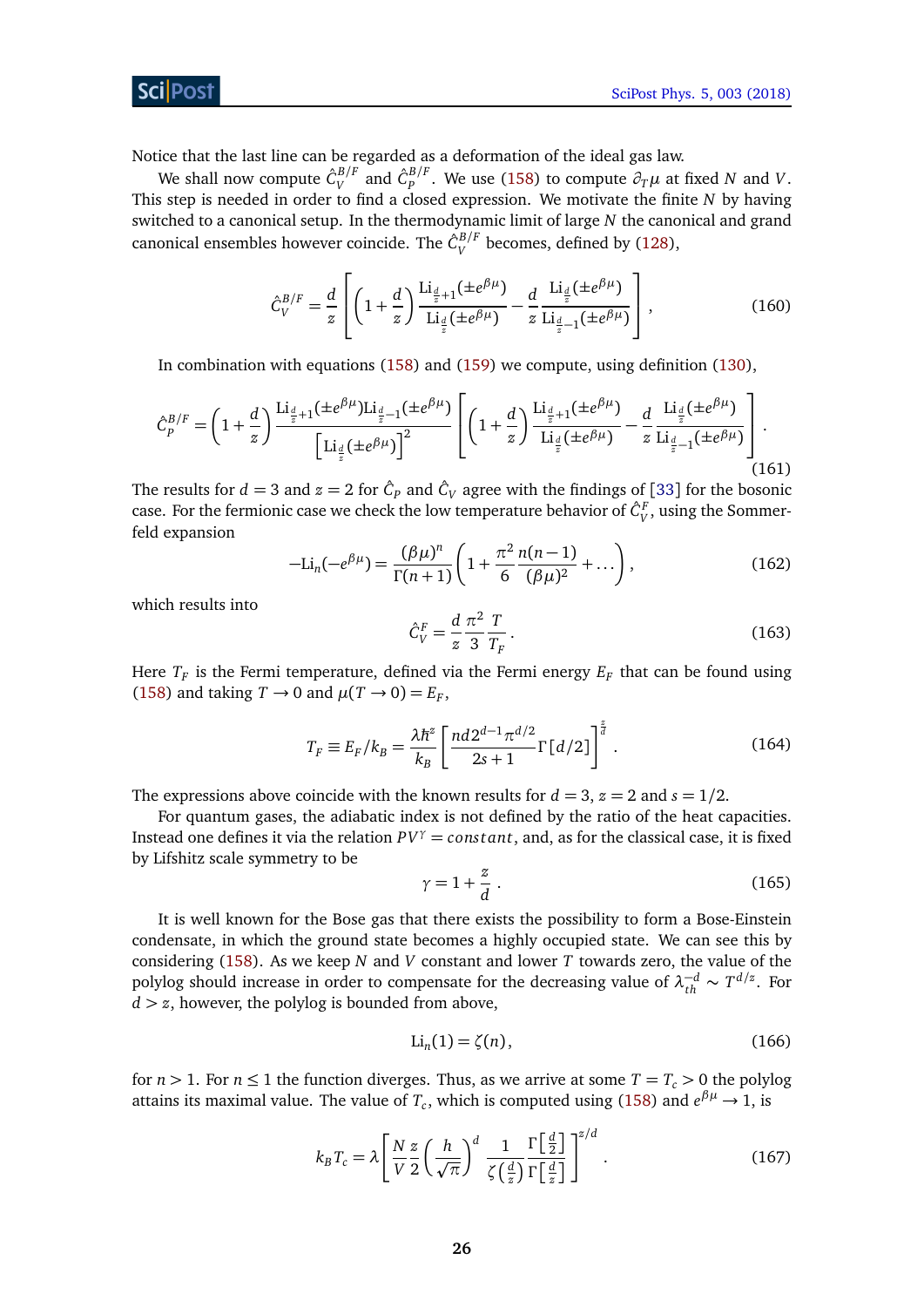Notice that the last line can be regarded as a deformation of the ideal gas law.

We shall now compute $\hat{C}_V^{B/F}$ and $\hat{C}_P^{B/F}$. We use (158) to compute $\partial_T \mu$ at fixed $N$ and $V$. This step is needed in order to find a closed expression. We motivate the finite $N$ by having switched to a canonical setup. In the thermodynamic limit of large $N$ the canonical and grand canonical ensembles however coincide. The $\hat{C}_V^{B/F}$ becomes, defined by (128),

$$\hat{C}_V^{B/F} = \frac{d}{z}\left[\left(1+\frac{d}{z}\right)\frac{\mathrm{Li}_{\frac{d}{z}+1}(\pm e^{\beta\mu})}{\mathrm{Li}_{\frac{d}{z}}(\pm e^{\beta\mu})} - \frac{d}{z}\frac{\mathrm{Li}_{\frac{d}{z}}(\pm e^{\beta\mu})}{\mathrm{Li}_{\frac{d}{z}-1}(\pm e^{\beta\mu})}\right], \tag{160}$$

In combination with equations (158) and (159) we compute, using definition (130),

$$\hat{C}_P^{B/F} = \left(1+\frac{d}{z}\right)\frac{\mathrm{Li}_{\frac{d}{z}+1}(\pm e^{\beta\mu})\mathrm{Li}_{\frac{d}{z}-1}(\pm e^{\beta\mu})}{\left[\mathrm{Li}_{\frac{d}{z}}(\pm e^{\beta\mu})\right]^2}\left[\left(1+\frac{d}{z}\right)\frac{\mathrm{Li}_{\frac{d}{z}+1}(\pm e^{\beta\mu})}{\mathrm{Li}_{\frac{d}{z}}(\pm e^{\beta\mu})} - \frac{d}{z}\frac{\mathrm{Li}_{\frac{d}{z}}(\pm e^{\beta\mu})}{\mathrm{Li}_{\frac{d}{z}-1}(\pm e^{\beta\mu})}\right]. \tag{161}$$

The results for $d=3$ and $z=2$ for $\hat{C}_P$ and $\hat{C}_V$ agree with the findings of [33] for the bosonic case. For the fermionic case we check the low temperature behavior of $\hat{C}_V^F$, using the Sommerfeld expansion

$$-\mathrm{Li}_n(-e^{\beta\mu}) = \frac{(\beta\mu)^n}{\Gamma(n+1)}\left(1+\frac{\pi^2}{6}\frac{n(n-1)}{(\beta\mu)^2}+\dots\right), \tag{162}$$

which results into

$$\hat{C}_V^F = \frac{d}{z}\frac{\pi^2}{3}\frac{T}{T_F}. \tag{163}$$

Here $T_F$ is the Fermi temperature, defined via the Fermi energy $E_F$ that can be found using (158) and taking $T \to 0$ and $\mu(T\to 0) = E_F$,

$$T_F \equiv E_F/k_B = \frac{\lambda\hbar^z}{k_B}\left[\frac{nd2^{d-1}\pi^{d/2}}{2s+1}\Gamma[d/2]\right]^{\frac{z}{d}}. \tag{164}$$

The expressions above coincide with the known results for $d=3$, $z=2$ and $s=1/2$.

For quantum gases, the adiabatic index is not defined by the ratio of the heat capacities. Instead one defines it via the relation $PV^\gamma = constant$, and, as for the classical case, it is fixed by Lifshitz scale symmetry to be

$$\gamma = 1+\frac{z}{d}. \tag{165}$$

It is well known for the Bose gas that there exists the possibility to form a Bose-Einstein condensate, in which the ground state becomes a highly occupied state. We can see this by considering (158). As we keep $N$ and $V$ constant and lower $T$ towards zero, the value of the polylog should increase in order to compensate for the decreasing value of $\lambda_{th}^{-d} \sim T^{d/z}$. For $d > z$, however, the polylog is bounded from above,

$$\mathrm{Li}_n(1) = \zeta(n), \tag{166}$$

for $n > 1$. For $n \leq 1$ the function diverges. Thus, as we arrive at some $T = T_c > 0$ the polylog attains its maximal value. The value of $T_c$, which is computed using (158) and $e^{\beta\mu} \to 1$, is

$$k_B T_c = \lambda\left[\frac{N}{V}\frac{z}{2}\left(\frac{h}{\sqrt{\pi}}\right)^d \frac{1}{\zeta\left(\frac{d}{z}\right)}\frac{\Gamma\left[\frac{d}{2}\right]}{\Gamma\left[\frac{d}{z}\right]}\right]^{z/d}. \tag{167}$$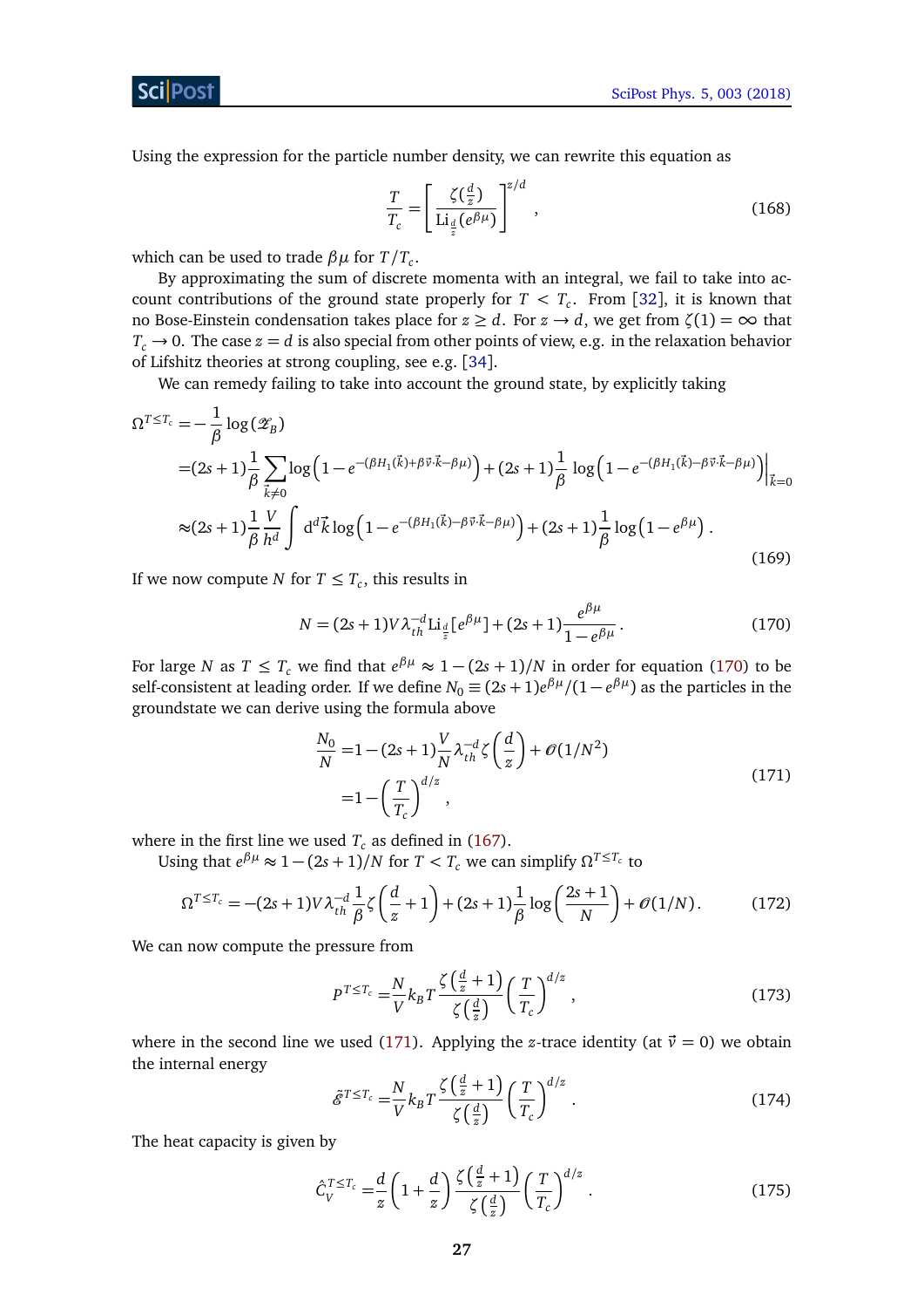Using the expression for the particle number density, we can rewrite this equation as

$$\frac{T}{T_c} = \left[ \frac{\zeta(\frac{d}{z})}{\mathrm{Li}_{\frac{d}{z}}(e^{\beta\mu})} \right]^{z/d} , \tag{168}$$

which can be used to trade $\beta\mu$ for $T/T_c$.

By approximating the sum of discrete momenta with an integral, we fail to take into account contributions of the ground state properly for $T < T_c$. From [32], it is known that no Bose-Einstein condensation takes place for $z \geq d$. For $z \to d$, we get from $\zeta(1) = \infty$ that $T_c \to 0$. The case $z = d$ is also special from other points of view, e.g. in the relaxation behavior of Lifshitz theories at strong coupling, see e.g. [34].

We can remedy failing to take into account the ground state, by explicitly taking

$$\begin{aligned}
\Omega^{T \leq T_c} =& -\frac{1}{\beta} \log(\mathscr{Z}_B) \\
=& (2s+1)\frac{1}{\beta} \sum_{\vec{k} \neq 0} \log\left(1 - e^{-(\beta H_1(\vec{k}) + \beta\vec{v}\cdot\vec{k} - \beta\mu)}\right) + (2s+1)\frac{1}{\beta} \log\left(1 - e^{-(\beta H_1(\vec{k}) - \beta\vec{v}\cdot\vec{k} - \beta\mu)}\right)\Big|_{\vec{k}=0} \\
\approx& (2s+1)\frac{1}{\beta}\frac{V}{h^d} \int \mathrm{d}^d\vec{k} \log\left(1 - e^{-(\beta H_1(\vec{k}) - \beta\vec{v}\cdot\vec{k} - \beta\mu)}\right) + (2s+1)\frac{1}{\beta} \log\left(1 - e^{\beta\mu}\right) .
\end{aligned} \tag{169}$$

If we now compute $N$ for $T \leq T_c$, this results in

$$N = (2s+1) V \lambda_{th}^{-d} \mathrm{Li}_{\frac{d}{z}}[e^{\beta\mu}] + (2s+1)\frac{e^{\beta\mu}}{1 - e^{\beta\mu}} . \tag{170}$$

For large $N$ as $T \leq T_c$ we find that $e^{\beta\mu} \approx 1 - (2s+1)/N$ in order for equation (170) to be self-consistent at leading order. If we define $N_0 \equiv (2s+1)e^{\beta\mu}/(1 - e^{\beta\mu})$ as the particles in the groundstate we can derive using the formula above

$$\begin{aligned}
\frac{N_0}{N} =& 1 - (2s+1)\frac{V}{N}\lambda_{th}^{-d}\zeta\left(\frac{d}{z}\right) + \mathscr{O}(1/N^2) \\
=& 1 - \left(\frac{T}{T_c}\right)^{d/z} ,
\end{aligned} \tag{171}$$

where in the first line we used $T_c$ as defined in (167).

Using that $e^{\beta\mu} \approx 1 - (2s+1)/N$ for $T < T_c$ we can simplify $\Omega^{T \leq T_c}$ to

$$\Omega^{T \leq T_c} = -(2s+1) V \lambda_{th}^{-d} \frac{1}{\beta} \zeta\left(\frac{d}{z} + 1\right) + (2s+1)\frac{1}{\beta} \log\left(\frac{2s+1}{N}\right) + \mathscr{O}(1/N) . \tag{172}$$

We can now compute the pressure from

$$P^{T \leq T_c} = \frac{N}{V} k_B T \frac{\zeta\left(\frac{d}{z} + 1\right)}{\zeta\left(\frac{d}{z}\right)} \left(\frac{T}{T_c}\right)^{d/z} , \tag{173}$$

where in the second line we used (171). Applying the $z$-trace identity (at $\vec{v} = 0$) we obtain the internal energy

$$\tilde{\mathscr{E}}^{T \leq T_c} = \frac{N}{V} k_B T \frac{\zeta\left(\frac{d}{z} + 1\right)}{\zeta\left(\frac{d}{z}\right)} \left(\frac{T}{T_c}\right)^{d/z} . \tag{174}$$

The heat capacity is given by

$$\hat{C}_V^{T \leq T_c} = \frac{d}{z}\left(1 + \frac{d}{z}\right) \frac{\zeta\left(\frac{d}{z} + 1\right)}{\zeta\left(\frac{d}{z}\right)} \left(\frac{T}{T_c}\right)^{d/z} . \tag{175}$$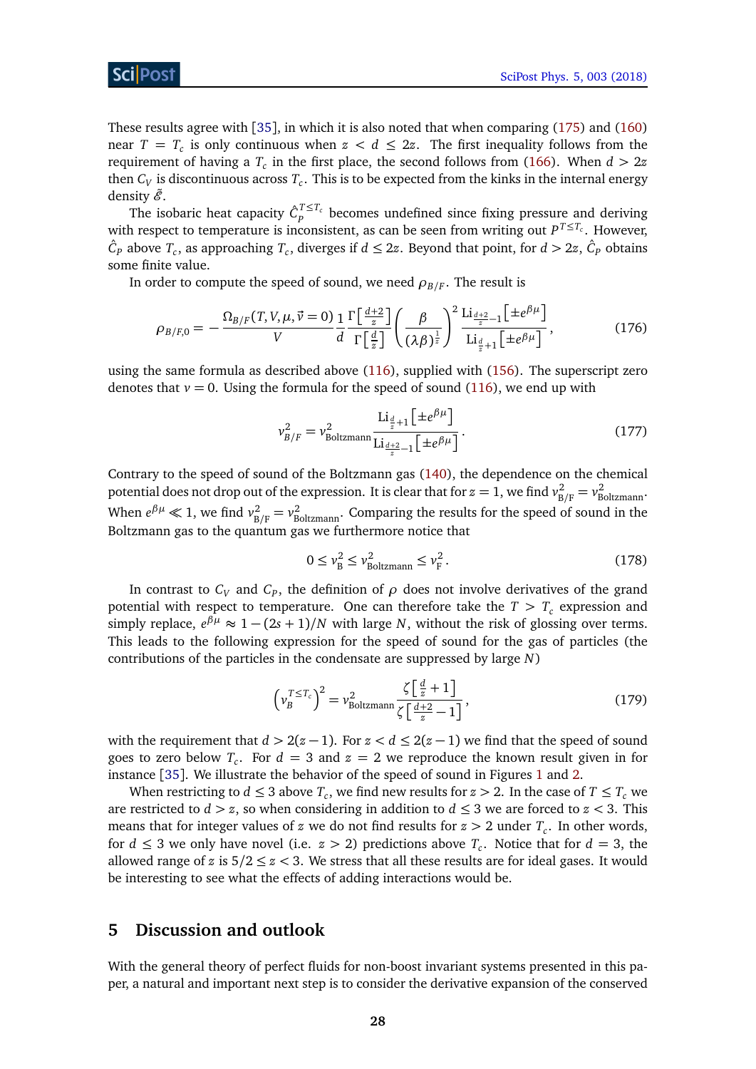These results agree with [35], in which it is also noted that when comparing (175) and (160) near $T = T_c$ is only continuous when $z < d \leq 2z$. The first inequality follows from the requirement of having a $T_c$ in the first place, the second follows from (166). When $d > 2z$ then $C_V$ is discontinuous across $T_c$. This is to be expected from the kinks in the internal energy density $\tilde{\mathcal{E}}$.

The isobaric heat capacity $\hat{C}_P^{T \leq T_c}$ becomes undefined since fixing pressure and deriving with respect to temperature is inconsistent, as can be seen from writing out $P^{T \leq T_c}$. However, $\hat{C}_P$ above $T_c$, as approaching $T_c$, diverges if $d \leq 2z$. Beyond that point, for $d > 2z$, $\hat{C}_P$ obtains some finite value.

In order to compute the speed of sound, we need $\rho_{B/F}$. The result is

$$\rho_{B/F,0} = -\frac{\Omega_{B/F}(T, V, \mu, \vec{v} = 0)}{V} \frac{1}{d} \frac{\Gamma\left[\frac{d+2}{z}\right]}{\Gamma\left[\frac{d}{z}\right]} \left(\frac{\beta}{(\lambda\beta)^{\frac{1}{z}}}\right)^2 \frac{\mathrm{Li}_{\frac{d+2}{z}-1}\left[\pm e^{\beta\mu}\right]}{\mathrm{Li}_{\frac{d}{z}+1}\left[\pm e^{\beta\mu}\right]}, \tag{176}$$

using the same formula as described above (116), supplied with (156). The superscript zero denotes that $v = 0$. Using the formula for the speed of sound (116), we end up with

$$v_{B/F}^2 = v_{\text{Boltzmann}}^2 \frac{\mathrm{Li}_{\frac{d}{z}+1}\left[\pm e^{\beta\mu}\right]}{\mathrm{Li}_{\frac{d+2}{z}-1}\left[\pm e^{\beta\mu}\right]}. \tag{177}$$

Contrary to the speed of sound of the Boltzmann gas (140), the dependence on the chemical potential does not drop out of the expression. It is clear that for $z = 1$, we find $v_{\text{B/F}}^2 = v_{\text{Boltzmann}}^2$. When $e^{\beta\mu} \ll 1$, we find $v_{\text{B/F}}^2 = v_{\text{Boltzmann}}^2$. Comparing the results for the speed of sound in the Boltzmann gas to the quantum gas we furthermore notice that

$$0 \leq v_{\text{B}}^2 \leq v_{\text{Boltzmann}}^2 \leq v_{\text{F}}^2. \tag{178}$$

In contrast to $C_V$ and $C_P$, the definition of $\rho$ does not involve derivatives of the grand potential with respect to temperature. One can therefore take the $T > T_c$ expression and simply replace, $e^{\beta\mu} \approx 1 - (2s+1)/N$ with large $N$, without the risk of glossing over terms. This leads to the following expression for the speed of sound for the gas of particles (the contributions of the particles in the condensate are suppressed by large $N$)

$$\left(v_B^{T \leq T_c}\right)^2 = v_{\text{Boltzmann}}^2 \frac{\zeta\left[\frac{d}{z}+1\right]}{\zeta\left[\frac{d+2}{z}-1\right]}, \tag{179}$$

with the requirement that $d > 2(z-1)$. For $z < d \leq 2(z-1)$ we find that the speed of sound goes to zero below $T_c$. For $d = 3$ and $z = 2$ we reproduce the known result given in for instance [35]. We illustrate the behavior of the speed of sound in Figures 1 and 2.

When restricting to $d \leq 3$ above $T_c$, we find new results for $z > 2$. In the case of $T \leq T_c$ we are restricted to $d > z$, so when considering in addition to $d \leq 3$ we are forced to $z < 3$. This means that for integer values of $z$ we do not find results for $z > 2$ under $T_c$. In other words, for $d \leq 3$ we only have novel (i.e. $z > 2$) predictions above $T_c$. Notice that for $d = 3$, the allowed range of $z$ is $5/2 \leq z < 3$. We stress that all these results are for ideal gases. It would be interesting to see what the effects of adding interactions would be.

## 5 Discussion and outlook

With the general theory of perfect fluids for non-boost invariant systems presented in this paper, a natural and important next step is to consider the derivative expansion of the conserved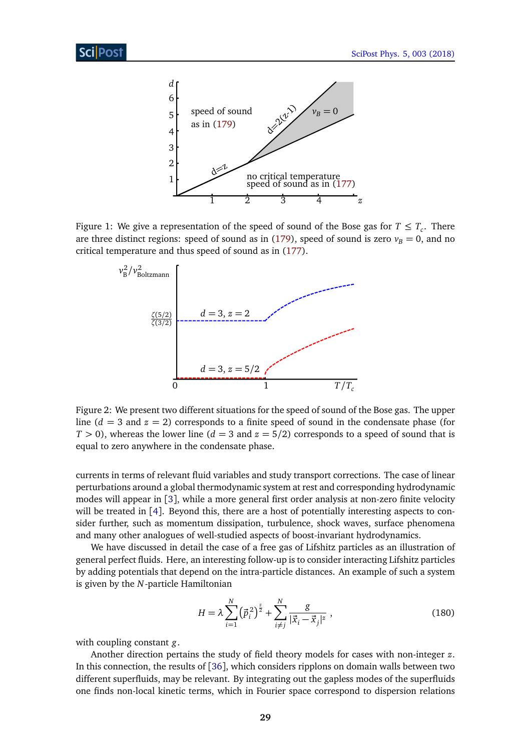Figure 1: We give a representation of the speed of sound of the Bose gas for $T \leq T_c$. There are three distinct regions: speed of sound as in (179), speed of sound is zero $v_B = 0$, and no critical temperature and thus speed of sound as in (177).

Figure 2: We present two different situations for the speed of sound of the Bose gas. The upper line ($d = 3$ and $z = 2$) corresponds to a finite speed of sound in the condensate phase (for $T > 0$), whereas the lower line ($d = 3$ and $z = 5/2$) corresponds to a speed of sound that is equal to zero anywhere in the condensate phase.

currents in terms of relevant fluid variables and study transport corrections. The case of linear perturbations around a global thermodynamic system at rest and corresponding hydrodynamic modes will appear in [3], while a more general first order analysis at non-zero finite velocity will be treated in [4]. Beyond this, there are a host of potentially interesting aspects to consider further, such as momentum dissipation, turbulence, shock waves, surface phenomena and many other analogues of well-studied aspects of boost-invariant hydrodynamics.

We have discussed in detail the case of a free gas of Lifshitz particles as an illustration of general perfect fluids. Here, an interesting follow-up is to consider interacting Lifshitz particles by adding potentials that depend on the intra-particle distances. An example of such a system is given by the $N$-particle Hamiltonian

$$H = \lambda \sum_{i=1}^{N} \left(\vec{p}_i^{\,2}\right)^{\frac{z}{2}} + \sum_{i \neq j}^{N} \frac{g}{|\vec{x}_i - \vec{x}_j|^z} \,, \tag{180}$$

with coupling constant $g$.

Another direction pertains the study of field theory models for cases with non-integer $z$. In this connection, the results of [36], which considers ripplons on domain walls between two different superfluids, may be relevant. By integrating out the gapless modes of the superfluids one finds non-local kinetic terms, which in Fourier space correspond to dispersion relations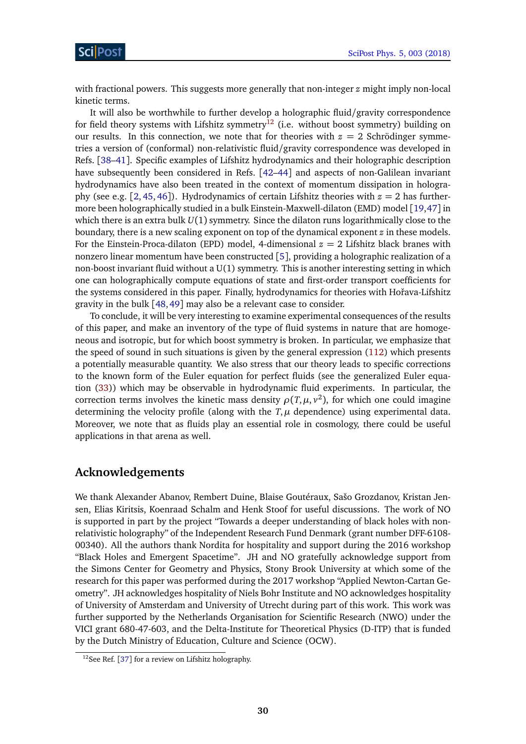with fractional powers. This suggests more generally that non-integer $z$ might imply non-local kinetic terms.

It will also be worthwhile to further develop a holographic fluid/gravity correspondence for field theory systems with Lifshitz symmetry[12] (i.e. without boost symmetry) building on our results. In this connection, we note that for theories with $z = 2$ Schrödinger symmetries a version of (conformal) non-relativistic fluid/gravity correspondence was developed in Refs. [38–41]. Specific examples of Lifshitz hydrodynamics and their holographic description have subsequently been considered in Refs. [42–44] and aspects of non-Galilean invariant hydrodynamics have also been treated in the context of momentum dissipation in holography (see e.g. [2, 45, 46]). Hydrodynamics of certain Lifshitz theories with $z = 2$ has furthermore been holographically studied in a bulk Einstein-Maxwell-dilaton (EMD) model [19, 47] in which there is an extra bulk $U(1)$ symmetry. Since the dilaton runs logarithmically close to the boundary, there is a new scaling exponent on top of the dynamical exponent $z$ in these models. For the Einstein-Proca-dilaton (EPD) model, 4-dimensional $z = 2$ Lifshitz black branes with nonzero linear momentum have been constructed [5], providing a holographic realization of a non-boost invariant fluid without a U(1) symmetry. This is another interesting setting in which one can holographically compute equations of state and first-order transport coefficients for the systems considered in this paper. Finally, hydrodynamics for theories with Hořava-Lifshitz gravity in the bulk [48, 49] may also be a relevant case to consider.

To conclude, it will be very interesting to examine experimental consequences of the results of this paper, and make an inventory of the type of fluid systems in nature that are homogeneous and isotropic, but for which boost symmetry is broken. In particular, we emphasize that the speed of sound in such situations is given by the general expression (112) which presents a potentially measurable quantity. We also stress that our theory leads to specific corrections to the known form of the Euler equation for perfect fluids (see the generalized Euler equation (33)) which may be observable in hydrodynamic fluid experiments. In particular, the correction terms involves the kinetic mass density $\rho(T, \mu, v^2)$, for which one could imagine determining the velocity profile (along with the $T, \mu$ dependence) using experimental data. Moreover, we note that as fluids play an essential role in cosmology, there could be useful applications in that arena as well.

## Acknowledgements

We thank Alexander Abanov, Rembert Duine, Blaise Goutéraux, Sašo Grozdanov, Kristan Jensen, Elias Kiritsis, Koenraad Schalm and Henk Stoof for useful discussions. The work of NO is supported in part by the project "Towards a deeper understanding of black holes with non-relativistic holography" of the Independent Research Fund Denmark (grant number DFF-6108-00340). All the authors thank Nordita for hospitality and support during the 2016 workshop "Black Holes and Emergent Spacetime". JH and NO gratefully acknowledge support from the Simons Center for Geometry and Physics, Stony Brook University at which some of the research for this paper was performed during the 2017 workshop "Applied Newton-Cartan Geometry". JH acknowledges hospitality of Niels Bohr Institute and NO acknowledges hospitality of University of Amsterdam and University of Utrecht during part of this work. This work was further supported by the Netherlands Organisation for Scientific Research (NWO) under the VICI grant 680-47-603, and the Delta-Institute for Theoretical Physics (D-ITP) that is funded by the Dutch Ministry of Education, Culture and Science (OCW).

[12] See Ref. [37] for a review on Lifshitz holography.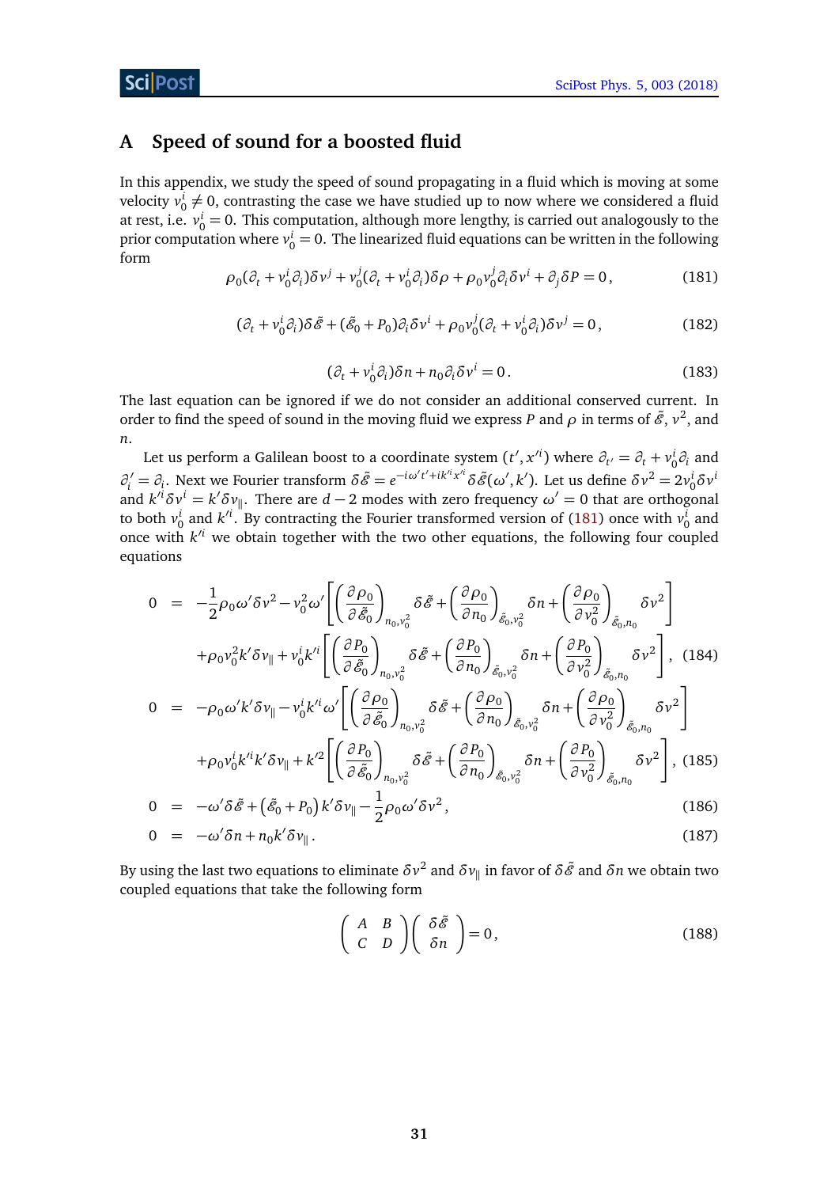## A Speed of sound for a boosted fluid

In this appendix, we study the speed of sound propagating in a fluid which is moving at some velocity $v_0^i \neq 0$, contrasting the case we have studied up to now where we considered a fluid at rest, i.e. $v_0^i = 0$. This computation, although more lengthy, is carried out analogously to the prior computation where $v_0^i = 0$. The linearized fluid equations can be written in the following form

$$\rho_0(\partial_t + v_0^i\partial_i)\delta v^j + v_0^j(\partial_t + v_0^i\partial_i)\delta\rho + \rho_0 v_0^j\partial_i\delta v^i + \partial_j\delta P = 0\,, \tag{181}$$

$$(\partial_t + v_0^i\partial_i)\delta\tilde{\mathcal{E}} + (\tilde{\mathcal{E}}_0 + P_0)\partial_i\delta v^i + \rho_0 v_0^j(\partial_t + v_0^i\partial_i)\delta v^j = 0\,, \tag{182}$$

$$(\partial_t + v_0^i\partial_i)\delta n + n_0\partial_i\delta v^i = 0\,. \tag{183}$$

The last equation can be ignored if we do not consider an additional conserved current. In order to find the speed of sound in the moving fluid we express $P$ and $\rho$ in terms of $\tilde{\mathcal{E}}$, $v^2$, and $n$.

Let us perform a Galilean boost to a coordinate system $(t', x'^i)$ where $\partial_{t'} = \partial_t + v_0^i\partial_i$ and $\partial_i' = \partial_i$. Next we Fourier transform $\delta\tilde{\mathcal{E}} = e^{-i\omega' t' + ik'^i x'^i}\delta\tilde{\mathcal{E}}(\omega', k')$. Let us define $\delta v^2 = 2v_0^i\delta v^i$ and $k'^i\delta v^i = k'\delta v_\parallel$. There are $d-2$ modes with zero frequency $\omega' = 0$ that are orthogonal to both $v_0^i$ and $k'^i$. By contracting the Fourier transformed version of (181) once with $v_0^i$ and once with $k'^i$ we obtain together with the two other equations, the following four coupled equations

$$\begin{aligned}
0 &= -\frac{1}{2}\rho_0\omega'\delta v^2 - v_0^2\omega'\left[\left(\frac{\partial\rho_0}{\partial\tilde{\mathcal{E}}_0}\right)_{n_0,v_0^2}\delta\tilde{\mathcal{E}} + \left(\frac{\partial\rho_0}{\partial n_0}\right)_{\tilde{\mathcal{E}}_0,v_0^2}\delta n + \left(\frac{\partial\rho_0}{\partial v_0^2}\right)_{\tilde{\mathcal{E}}_0,n_0}\delta v^2\right] \\
&\quad + \rho_0 v_0^2 k'\delta v_\parallel + v_0^i k'^i\left[\left(\frac{\partial P_0}{\partial\tilde{\mathcal{E}}_0}\right)_{n_0,v_0^2}\delta\tilde{\mathcal{E}} + \left(\frac{\partial P_0}{\partial n_0}\right)_{\tilde{\mathcal{E}}_0,v_0^2}\delta n + \left(\frac{\partial P_0}{\partial v_0^2}\right)_{\tilde{\mathcal{E}}_0,n_0}\delta v^2\right], \quad (184) \\
0 &= -\rho_0\omega' k'\delta v_\parallel - v_0^i k'^i\omega'\left[\left(\frac{\partial\rho_0}{\partial\tilde{\mathcal{E}}_0}\right)_{n_0,v_0^2}\delta\tilde{\mathcal{E}} + \left(\frac{\partial\rho_0}{\partial n_0}\right)_{\tilde{\mathcal{E}}_0,v_0^2}\delta n + \left(\frac{\partial\rho_0}{\partial v_0^2}\right)_{\tilde{\mathcal{E}}_0,n_0}\delta v^2\right] \\
&\quad + \rho_0 v_0^i k'^i k'\delta v_\parallel + k'^2\left[\left(\frac{\partial P_0}{\partial\tilde{\mathcal{E}}_0}\right)_{n_0,v_0^2}\delta\tilde{\mathcal{E}} + \left(\frac{\partial P_0}{\partial n_0}\right)_{\tilde{\mathcal{E}}_0,v_0^2}\delta n + \left(\frac{\partial P_0}{\partial v_0^2}\right)_{\tilde{\mathcal{E}}_0,n_0}\delta v^2\right], \quad (185) \\
0 &= -\omega'\delta\tilde{\mathcal{E}} + \left(\tilde{\mathcal{E}}_0 + P_0\right)k'\delta v_\parallel - \frac{1}{2}\rho_0\omega'\delta v^2\,, \quad (186) \\
0 &= -\omega'\delta n + n_0 k'\delta v_\parallel\,. \quad (187)
\end{aligned}$$

By using the last two equations to eliminate $\delta v^2$ and $\delta v_\parallel$ in favor of $\delta\tilde{\mathcal{E}}$ and $\delta n$ we obtain two coupled equations that take the following form

$$\begin{pmatrix} A & B \\ C & D \end{pmatrix}\begin{pmatrix} \delta\tilde{\mathcal{E}} \\ \delta n \end{pmatrix} = 0\,, \tag{188}$$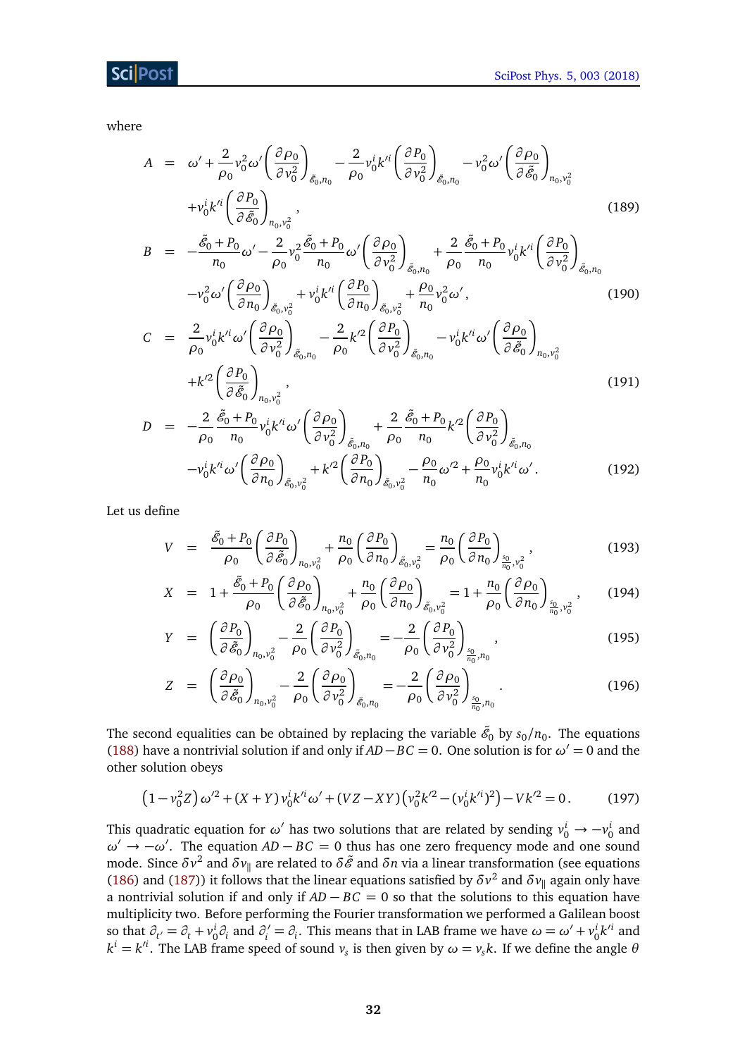where

$$
\begin{aligned}
A &= \omega' + \frac{2}{\rho_0} v_0^2 \omega' \left(\frac{\partial \rho_0}{\partial v_0^2}\right)_{\tilde{\mathcal{E}}_0, n_0} - \frac{2}{\rho_0} v_0^i k'^i \left(\frac{\partial P_0}{\partial v_0^2}\right)_{\tilde{\mathcal{E}}_0, n_0} - v_0^2 \omega' \left(\frac{\partial \rho_0}{\partial \tilde{\mathcal{E}}_0}\right)_{n_0, v_0^2} \\
&\quad + v_0^i k'^i \left(\frac{\partial P_0}{\partial \tilde{\mathcal{E}}_0}\right)_{n_0, v_0^2}, \qquad (189)\\
B &= -\frac{\tilde{\mathcal{E}}_0 + P_0}{n_0}\omega' - \frac{2}{\rho_0} v_0^2 \frac{\tilde{\mathcal{E}}_0 + P_0}{n_0}\omega' \left(\frac{\partial \rho_0}{\partial v_0^2}\right)_{\tilde{\mathcal{E}}_0, n_0} + \frac{2}{\rho_0}\frac{\tilde{\mathcal{E}}_0 + P_0}{n_0} v_0^i k'^i \left(\frac{\partial P_0}{\partial v_0^2}\right)_{\tilde{\mathcal{E}}_0, n_0} \\
&\quad - v_0^2 \omega' \left(\frac{\partial \rho_0}{\partial n_0}\right)_{\tilde{\mathcal{E}}_0, v_0^2} + v_0^i k'^i \left(\frac{\partial P_0}{\partial n_0}\right)_{\tilde{\mathcal{E}}_0, v_0^2} + \frac{\rho_0}{n_0} v_0^2 \omega', \qquad (190)\\
C &= \frac{2}{\rho_0} v_0^i k'^i \omega' \left(\frac{\partial \rho_0}{\partial v_0^2}\right)_{\tilde{\mathcal{E}}_0, n_0} - \frac{2}{\rho_0} k'^2 \left(\frac{\partial P_0}{\partial v_0^2}\right)_{\tilde{\mathcal{E}}_0, n_0} - v_0^i k'^i \omega' \left(\frac{\partial \rho_0}{\partial \tilde{\mathcal{E}}_0}\right)_{n_0, v_0^2} \\
&\quad + k'^2 \left(\frac{\partial P_0}{\partial \tilde{\mathcal{E}}_0}\right)_{n_0, v_0^2}, \qquad (191)\\
D &= -\frac{2}{\rho_0}\frac{\tilde{\mathcal{E}}_0 + P_0}{n_0} v_0^i k'^i \omega' \left(\frac{\partial \rho_0}{\partial v_0^2}\right)_{\tilde{\mathcal{E}}_0, n_0} + \frac{2}{\rho_0}\frac{\tilde{\mathcal{E}}_0 + P_0}{n_0} k'^2 \left(\frac{\partial P_0}{\partial v_0^2}\right)_{\tilde{\mathcal{E}}_0, n_0} \\
&\quad - v_0^i k'^i \omega' \left(\frac{\partial \rho_0}{\partial n_0}\right)_{\tilde{\mathcal{E}}_0, v_0^2} + k'^2 \left(\frac{\partial P_0}{\partial n_0}\right)_{\tilde{\mathcal{E}}_0, v_0^2} - \frac{\rho_0}{n_0}\omega'^2 + \frac{\rho_0}{n_0} v_0^i k'^i \omega'. \qquad (192)
\end{aligned}
$$

Let us define

$$
\begin{aligned}
V &= \frac{\tilde{\mathcal{E}}_0 + P_0}{\rho_0}\left(\frac{\partial P_0}{\partial \tilde{\mathcal{E}}_0}\right)_{n_0, v_0^2} + \frac{n_0}{\rho_0}\left(\frac{\partial P_0}{\partial n_0}\right)_{\tilde{\mathcal{E}}_0, v_0^2} = \frac{n_0}{\rho_0}\left(\frac{\partial P_0}{\partial n_0}\right)_{\frac{s_0}{n_0}, v_0^2}, \qquad (193)\\
X &= 1 + \frac{\tilde{\mathcal{E}}_0 + P_0}{\rho_0}\left(\frac{\partial \rho_0}{\partial \tilde{\mathcal{E}}_0}\right)_{n_0, v_0^2} + \frac{n_0}{\rho_0}\left(\frac{\partial \rho_0}{\partial n_0}\right)_{\tilde{\mathcal{E}}_0, v_0^2} = 1 + \frac{n_0}{\rho_0}\left(\frac{\partial \rho_0}{\partial n_0}\right)_{\frac{s_0}{n_0}, v_0^2}, \qquad (194)\\
Y &= \left(\frac{\partial P_0}{\partial \tilde{\mathcal{E}}_0}\right)_{n_0, v_0^2} - \frac{2}{\rho_0}\left(\frac{\partial P_0}{\partial v_0^2}\right)_{\tilde{\mathcal{E}}_0, n_0} = -\frac{2}{\rho_0}\left(\frac{\partial P_0}{\partial v_0^2}\right)_{\frac{s_0}{n_0}, n_0}, \qquad (195)\\
Z &= \left(\frac{\partial \rho_0}{\partial \tilde{\mathcal{E}}_0}\right)_{n_0, v_0^2} - \frac{2}{\rho_0}\left(\frac{\partial \rho_0}{\partial v_0^2}\right)_{\tilde{\mathcal{E}}_0, n_0} = -\frac{2}{\rho_0}\left(\frac{\partial \rho_0}{\partial v_0^2}\right)_{\frac{s_0}{n_0}, n_0}. \qquad (196)
\end{aligned}
$$

The second equalities can be obtained by replacing the variable $\tilde{\mathcal{E}}_0$ by $s_0/n_0$. The equations (188) have a nontrivial solution if and only if $AD - BC = 0$. One solution is for $\omega' = 0$ and the other solution obeys

$$
\left(1 - v_0^2 Z\right)\omega'^2 + (X + Y) v_0^i k'^i \omega' + (VZ - XY)\left(v_0^2 k'^2 - (v_0^i k'^i)^2\right) - V k'^2 = 0. \qquad (197)
$$

This quadratic equation for $\omega'$ has two solutions that are related by sending $v_0^i \to -v_0^i$ and $\omega' \to -\omega'$. The equation $AD - BC = 0$ thus has one zero frequency mode and one sound mode. Since $\delta v^2$ and $\delta v_\parallel$ are related to $\delta\tilde{\mathcal{E}}$ and $\delta n$ via a linear transformation (see equations (186) and (187)) it follows that the linear equations satisfied by $\delta v^2$ and $\delta v_\parallel$ again only have a nontrivial solution if and only if $AD - BC = 0$ so that the solutions to this equation have multiplicity two. Before performing the Fourier transformation we performed a Galilean boost so that $\partial_{t'} = \partial_t + v_0^i \partial_i$ and $\partial'_i = \partial_i$. This means that in LAB frame we have $\omega = \omega' + v_0^i k'^i$ and $k^i = k'^i$. The LAB frame speed of sound $v_s$ is then given by $\omega = v_s k$. If we define the angle $\theta$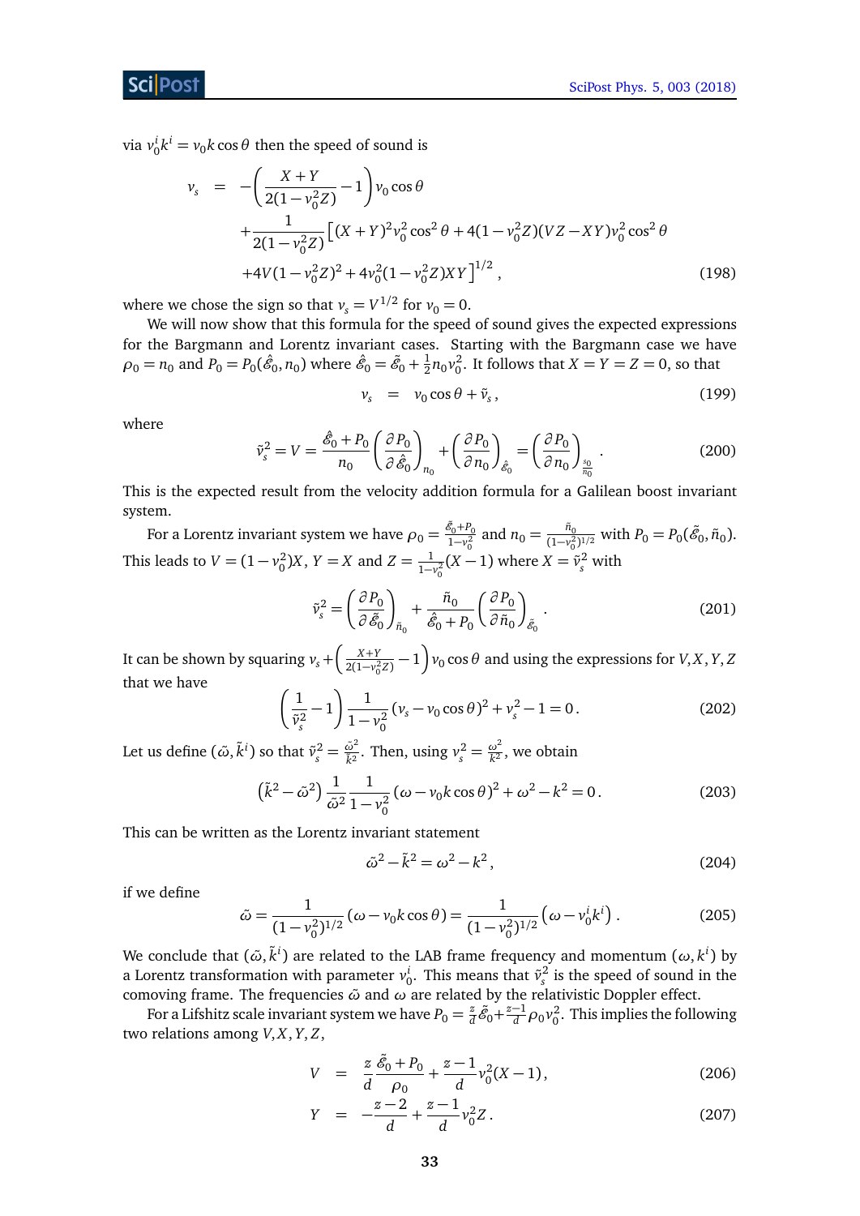via $v_0^i k^i = v_0 k\cos\theta$ then the speed of sound is

$$
\begin{aligned}
v_s &= -\left(\frac{X+Y}{2(1-v_0^2 Z)}-1\right)v_0\cos\theta \\
&\quad +\frac{1}{2(1-v_0^2 Z)}\left[(X+Y)^2 v_0^2\cos^2\theta + 4(1-v_0^2 Z)(VZ-XY)v_0^2\cos^2\theta\right.\\
&\quad \left.+4V(1-v_0^2 Z)^2 + 4v_0^2(1-v_0^2 Z)XY\right]^{1/2}, \qquad (198)
\end{aligned}
$$

where we chose the sign so that $v_s = V^{1/2}$ for $v_0 = 0$.

We will now show that this formula for the speed of sound gives the expected expressions for the Bargmann and Lorentz invariant cases. Starting with the Bargmann case we have $\rho_0 = n_0$ and $P_0 = P_0(\hat{\mathcal{E}}_0, n_0)$ where $\hat{\mathcal{E}}_0 = \tilde{\mathcal{E}}_0 + \frac{1}{2}n_0 v_0^2$. It follows that $X = Y = Z = 0$, so that

$$
v_s = v_0\cos\theta + \tilde{v}_s\,, \qquad (199)
$$

where

$$
\tilde{v}_s^2 = V = \frac{\hat{\mathcal{E}}_0 + P_0}{n_0}\left(\frac{\partial P_0}{\partial\hat{\mathcal{E}}_0}\right)_{n_0} + \left(\frac{\partial P_0}{\partial n_0}\right)_{\hat{\mathcal{E}}_0} = \left(\frac{\partial P_0}{\partial n_0}\right)_{\frac{s_0}{n_0}}. \qquad (200)
$$

This is the expected result from the velocity addition formula for a Galilean boost invariant system.

For a Lorentz invariant system we have $\rho_0 = \frac{\tilde{\mathcal{E}}_0 + P_0}{1-v_0^2}$ and $n_0 = \frac{\tilde{n}_0}{(1-v_0^2)^{1/2}}$ with $P_0 = P_0(\tilde{\mathcal{E}}_0, \tilde{n}_0)$. This leads to $V = (1-v_0^2)X$, $Y = X$ and $Z = \frac{1}{1-v_0^2}(X-1)$ where $X = \tilde{v}_s^2$ with

$$
\tilde{v}_s^2 = \left(\frac{\partial P_0}{\partial\tilde{\mathcal{E}}_0}\right)_{\tilde{n}_0} + \frac{\tilde{n}_0}{\hat{\mathcal{E}}_0 + P_0}\left(\frac{\partial P_0}{\partial\tilde{n}_0}\right)_{\tilde{\mathcal{E}}_0}. \qquad (201)
$$

It can be shown by squaring $v_s + \left(\frac{X+Y}{2(1-v_0^2 Z)}-1\right)v_0\cos\theta$ and using the expressions for $V, X, Y, Z$ that we have

$$
\left(\frac{1}{\tilde{v}_s^2}-1\right)\frac{1}{1-v_0^2}(v_s - v_0\cos\theta)^2 + v_s^2 - 1 = 0\,. \qquad (202)
$$

Let us define $(\tilde{\omega}, \tilde{k}^i)$ so that $\tilde{v}_s^2 = \frac{\tilde{\omega}^2}{\tilde{k}^2}$. Then, using $v_s^2 = \frac{\omega^2}{k^2}$, we obtain

$$
\left(\tilde{k}^2 - \tilde{\omega}^2\right)\frac{1}{\tilde{\omega}^2}\frac{1}{1-v_0^2}(\omega - v_0 k\cos\theta)^2 + \omega^2 - k^2 = 0\,. \qquad (203)
$$

This can be written as the Lorentz invariant statement

$$
\tilde{\omega}^2 - \tilde{k}^2 = \omega^2 - k^2\,, \qquad (204)
$$

if we define

$$
\tilde{\omega} = \frac{1}{(1-v_0^2)^{1/2}}(\omega - v_0 k\cos\theta) = \frac{1}{(1-v_0^2)^{1/2}}\left(\omega - v_0^i k^i\right). \qquad (205)
$$

We conclude that $(\tilde{\omega}, \tilde{k}^i)$ are related to the LAB frame frequency and momentum $(\omega, k^i)$ by a Lorentz transformation with parameter $v_0^i$. This means that $\tilde{v}_s^2$ is the speed of sound in the comoving frame. The frequencies $\tilde{\omega}$ and $\omega$ are related by the relativistic Doppler effect.

For a Lifshitz scale invariant system we have $P_0 = \frac{z}{d}\tilde{\mathcal{E}}_0 + \frac{z-1}{d}\rho_0 v_0^2$. This implies the following two relations among $V, X, Y, Z$,

$$
\begin{aligned}
V &= \frac{z}{d}\frac{\tilde{\mathcal{E}}_0 + P_0}{\rho_0} + \frac{z-1}{d}v_0^2(X-1)\,, \qquad (206)\\
Y &= -\frac{z-2}{d} + \frac{z-1}{d}v_0^2 Z\,. \qquad (207)
\end{aligned}
$$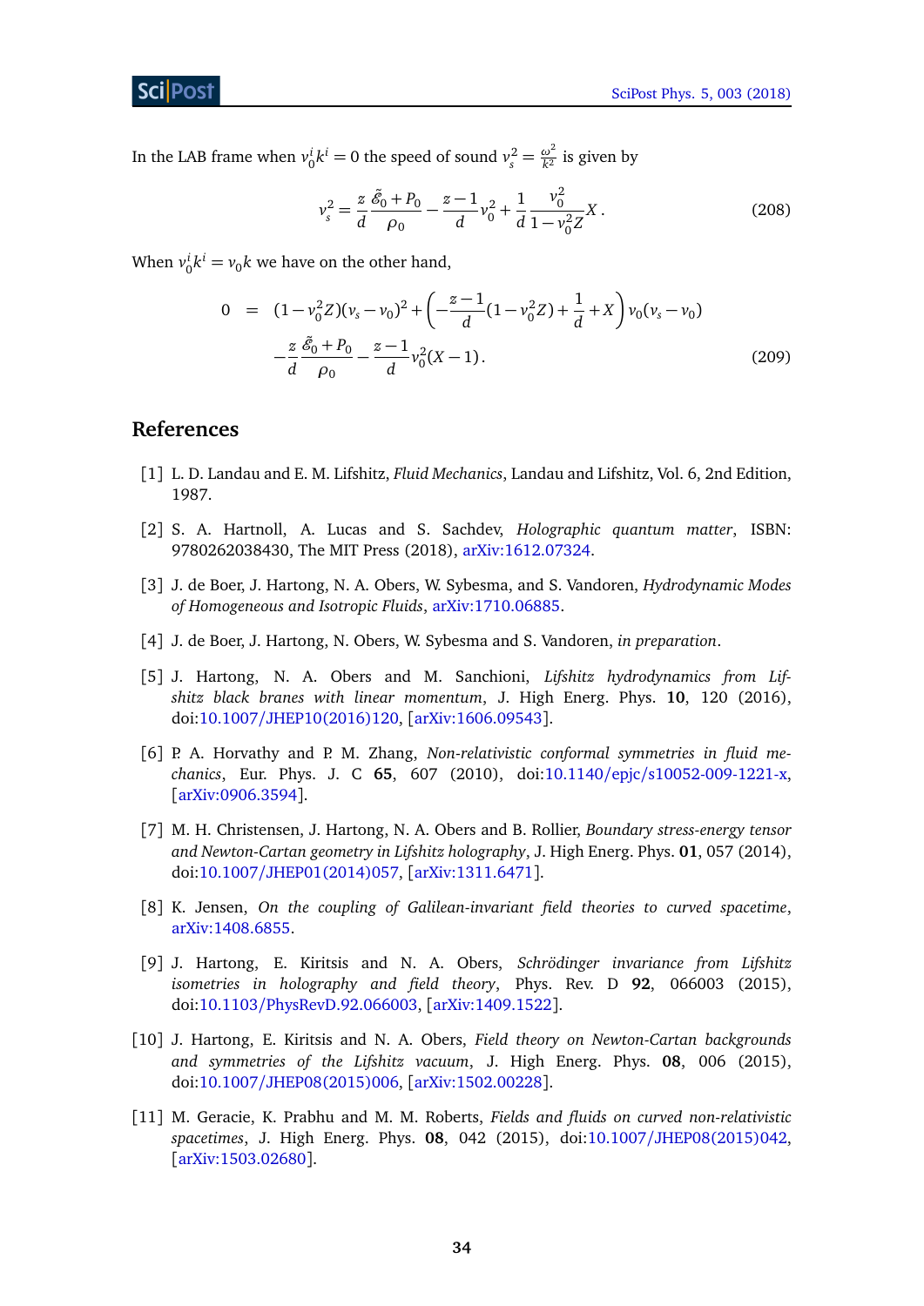In the LAB frame when $v_0^i k^i = 0$ the speed of sound $v_s^2 = \frac{\omega^2}{k^2}$ is given by

$$
v_s^2 = \frac{z}{d}\frac{\tilde{\mathcal{E}}_0 + P_0}{\rho_0} - \frac{z-1}{d}v_0^2 + \frac{1}{d}\frac{v_0^2}{1-v_0^2 Z}X\,. \tag{208}
$$

When $v_0^i k^i = v_0 k$ we have on the other hand,

$$
\begin{aligned}
0 &= (1-v_0^2 Z)(v_s - v_0)^2 + \left(-\frac{z-1}{d}(1-v_0^2 Z) + \frac{1}{d} + X\right) v_0(v_s - v_0) \\
&\quad -\frac{z}{d}\frac{\tilde{\mathcal{E}}_0 + P_0}{\rho_0} - \frac{z-1}{d}v_0^2(X-1)\,.
\end{aligned} \tag{209}
$$

## References

[1] L. D. Landau and E. M. Lifshitz, *Fluid Mechanics*, Landau and Lifshitz, Vol. 6, 2nd Edition, 1987.

[2] S. A. Hartnoll, A. Lucas and S. Sachdev, *Holographic quantum matter*, ISBN: 9780262038430, The MIT Press (2018), arXiv:1612.07324.

[3] J. de Boer, J. Hartong, N. A. Obers, W. Sybesma, and S. Vandoren, *Hydrodynamic Modes of Homogeneous and Isotropic Fluids*, arXiv:1710.06885.

[4] J. de Boer, J. Hartong, N. Obers, W. Sybesma and S. Vandoren, *in preparation*.

[5] J. Hartong, N. A. Obers and M. Sanchioni, *Lifshitz hydrodynamics from Lifshitz black branes with linear momentum*, J. High Energ. Phys. **10**, 120 (2016), doi:10.1007/JHEP10(2016)120, [arXiv:1606.09543].

[6] P. A. Horvathy and P. M. Zhang, *Non-relativistic conformal symmetries in fluid mechanics*, Eur. Phys. J. C **65**, 607 (2010), doi:10.1140/epjc/s10052-009-1221-x, [arXiv:0906.3594].

[7] M. H. Christensen, J. Hartong, N. A. Obers and B. Rollier, *Boundary stress-energy tensor and Newton-Cartan geometry in Lifshitz holography*, J. High Energ. Phys. **01**, 057 (2014), doi:10.1007/JHEP01(2014)057, [arXiv:1311.6471].

[8] K. Jensen, *On the coupling of Galilean-invariant field theories to curved spacetime*, arXiv:1408.6855.

[9] J. Hartong, E. Kiritsis and N. A. Obers, *Schrödinger invariance from Lifshitz isometries in holography and field theory*, Phys. Rev. D **92**, 066003 (2015), doi:10.1103/PhysRevD.92.066003, [arXiv:1409.1522].

[10] J. Hartong, E. Kiritsis and N. A. Obers, *Field theory on Newton-Cartan backgrounds and symmetries of the Lifshitz vacuum*, J. High Energ. Phys. **08**, 006 (2015), doi:10.1007/JHEP08(2015)006, [arXiv:1502.00228].

[11] M. Geracie, K. Prabhu and M. M. Roberts, *Fields and fluids on curved non-relativistic spacetimes*, J. High Energ. Phys. **08**, 042 (2015), doi:10.1007/JHEP08(2015)042, [arXiv:1503.02680].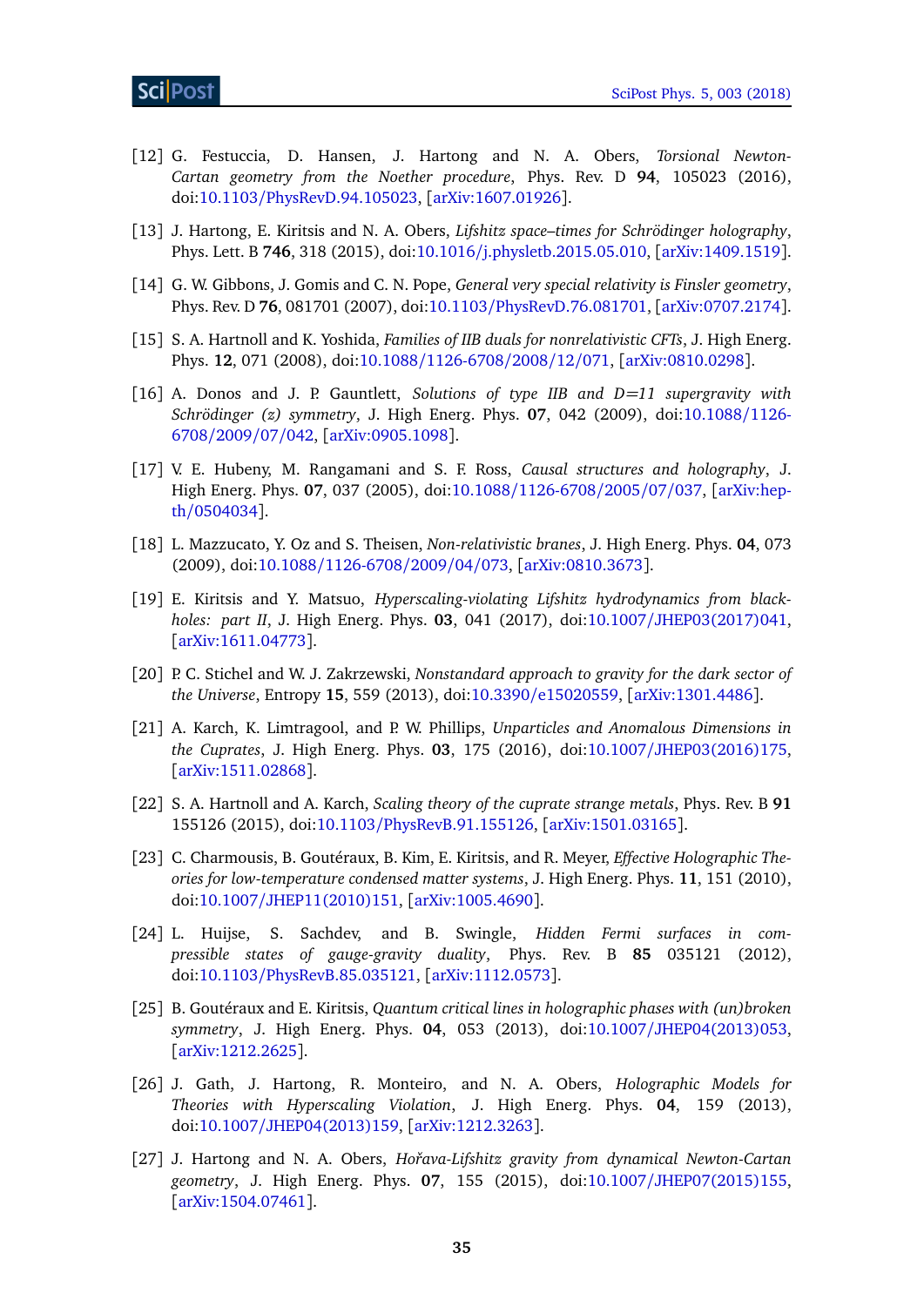[12] G. Festuccia, D. Hansen, J. Hartong and N. A. Obers, *Torsional Newton-Cartan geometry from the Noether procedure*, Phys. Rev. D **94**, 105023 (2016), doi:10.1103/PhysRevD.94.105023, [arXiv:1607.01926].

[13] J. Hartong, E. Kiritsis and N. A. Obers, *Lifshitz space–times for Schrödinger holography*, Phys. Lett. B **746**, 318 (2015), doi:10.1016/j.physletb.2015.05.010, [arXiv:1409.1519].

[14] G. W. Gibbons, J. Gomis and C. N. Pope, *General very special relativity is Finsler geometry*, Phys. Rev. D **76**, 081701 (2007), doi:10.1103/PhysRevD.76.081701, [arXiv:0707.2174].

[15] S. A. Hartnoll and K. Yoshida, *Families of IIB duals for nonrelativistic CFTs*, J. High Energ. Phys. **12**, 071 (2008), doi:10.1088/1126-6708/2008/12/071, [arXiv:0810.0298].

[16] A. Donos and J. P. Gauntlett, *Solutions of type IIB and D=11 supergravity with Schrödinger (z) symmetry*, J. High Energ. Phys. **07**, 042 (2009), doi:10.1088/1126-6708/2009/07/042, [arXiv:0905.1098].

[17] V. E. Hubeny, M. Rangamani and S. F. Ross, *Causal structures and holography*, J. High Energ. Phys. **07**, 037 (2005), doi:10.1088/1126-6708/2005/07/037, [arXiv:hep-th/0504034].

[18] L. Mazzucato, Y. Oz and S. Theisen, *Non-relativistic branes*, J. High Energ. Phys. **04**, 073 (2009), doi:10.1088/1126-6708/2009/04/073, [arXiv:0810.3673].

[19] E. Kiritsis and Y. Matsuo, *Hyperscaling-violating Lifshitz hydrodynamics from black-holes: part II*, J. High Energ. Phys. **03**, 041 (2017), doi:10.1007/JHEP03(2017)041, [arXiv:1611.04773].

[20] P. C. Stichel and W. J. Zakrzewski, *Nonstandard approach to gravity for the dark sector of the Universe*, Entropy **15**, 559 (2013), doi:10.3390/e15020559, [arXiv:1301.4486].

[21] A. Karch, K. Limtragool, and P. W. Phillips, *Unparticles and Anomalous Dimensions in the Cuprates*, J. High Energ. Phys. **03**, 175 (2016), doi:10.1007/JHEP03(2016)175, [arXiv:1511.02868].

[22] S. A. Hartnoll and A. Karch, *Scaling theory of the cuprate strange metals*, Phys. Rev. B **91** 155126 (2015), doi:10.1103/PhysRevB.91.155126, [arXiv:1501.03165].

[23] C. Charmousis, B. Goutéraux, B. Kim, E. Kiritsis, and R. Meyer, *Effective Holographic Theories for low-temperature condensed matter systems*, J. High Energ. Phys. **11**, 151 (2010), doi:10.1007/JHEP11(2010)151, [arXiv:1005.4690].

[24] L. Huijse, S. Sachdev, and B. Swingle, *Hidden Fermi surfaces in compressible states of gauge-gravity duality*, Phys. Rev. B **85** 035121 (2012), doi:10.1103/PhysRevB.85.035121, [arXiv:1112.0573].

[25] B. Goutéraux and E. Kiritsis, *Quantum critical lines in holographic phases with (un)broken symmetry*, J. High Energ. Phys. **04**, 053 (2013), doi:10.1007/JHEP04(2013)053, [arXiv:1212.2625].

[26] J. Gath, J. Hartong, R. Monteiro, and N. A. Obers, *Holographic Models for Theories with Hyperscaling Violation*, J. High Energ. Phys. **04**, 159 (2013), doi:10.1007/JHEP04(2013)159, [arXiv:1212.3263].

[27] J. Hartong and N. A. Obers, *Hořava-Lifshitz gravity from dynamical Newton-Cartan geometry*, J. High Energ. Phys. **07**, 155 (2015), doi:10.1007/JHEP07(2015)155, [arXiv:1504.07461].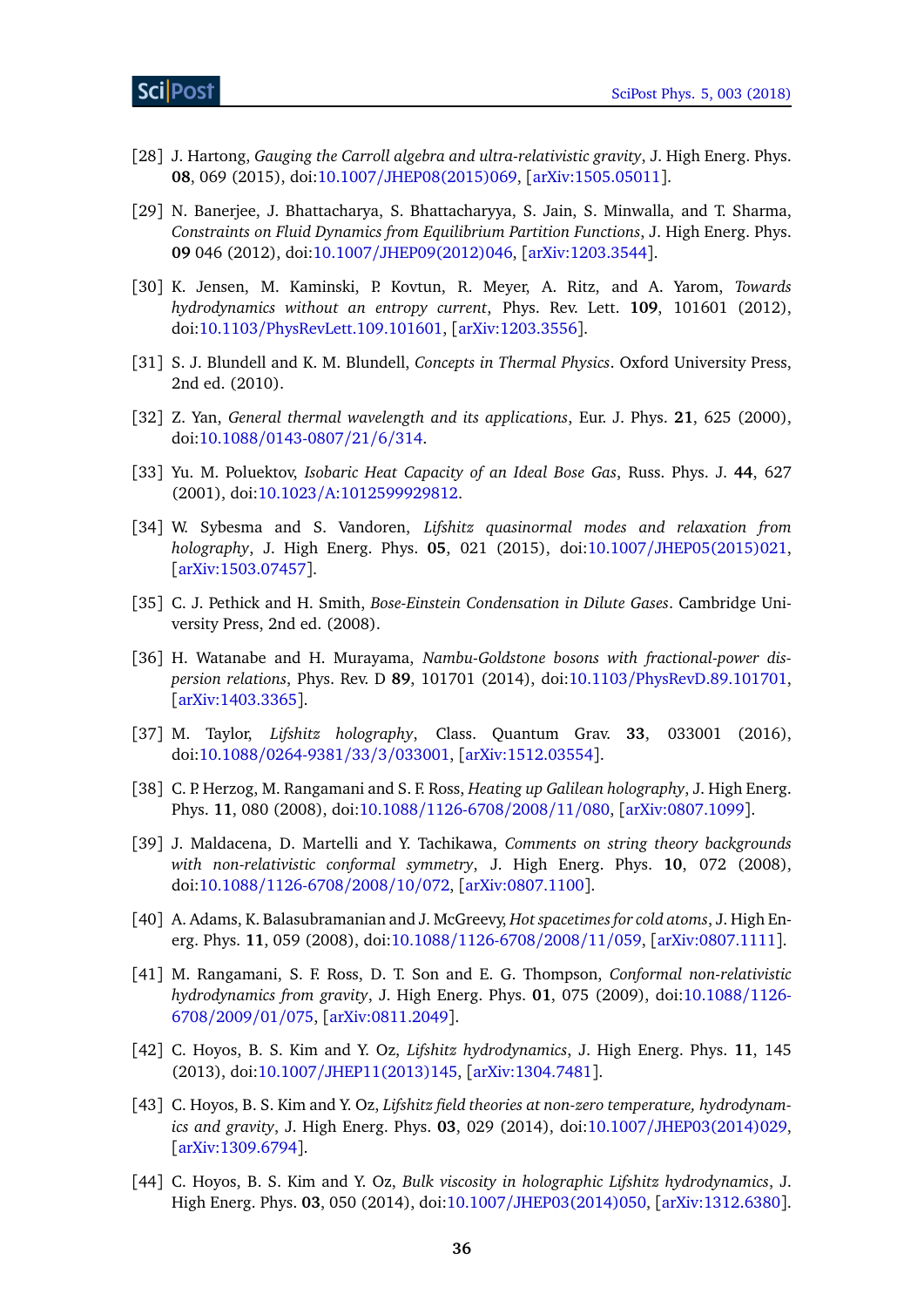[28] J. Hartong, *Gauging the Carroll algebra and ultra-relativistic gravity*, J. High Energ. Phys. **08**, 069 (2015), doi:10.1007/JHEP08(2015)069, [arXiv:1505.05011].

[29] N. Banerjee, J. Bhattacharya, S. Bhattacharyya, S. Jain, S. Minwalla, and T. Sharma, *Constraints on Fluid Dynamics from Equilibrium Partition Functions*, J. High Energ. Phys. **09** 046 (2012), doi:10.1007/JHEP09(2012)046, [arXiv:1203.3544].

[30] K. Jensen, M. Kaminski, P. Kovtun, R. Meyer, A. Ritz, and A. Yarom, *Towards hydrodynamics without an entropy current*, Phys. Rev. Lett. **109**, 101601 (2012), doi:10.1103/PhysRevLett.109.101601, [arXiv:1203.3556].

[31] S. J. Blundell and K. M. Blundell, *Concepts in Thermal Physics*. Oxford University Press, 2nd ed. (2010).

[32] Z. Yan, *General thermal wavelength and its applications*, Eur. J. Phys. **21**, 625 (2000), doi:10.1088/0143-0807/21/6/314.

[33] Yu. M. Poluektov, *Isobaric Heat Capacity of an Ideal Bose Gas*, Russ. Phys. J. **44**, 627 (2001), doi:10.1023/A:1012599929812.

[34] W. Sybesma and S. Vandoren, *Lifshitz quasinormal modes and relaxation from holography*, J. High Energ. Phys. **05**, 021 (2015), doi:10.1007/JHEP05(2015)021, [arXiv:1503.07457].

[35] C. J. Pethick and H. Smith, *Bose-Einstein Condensation in Dilute Gases*. Cambridge University Press, 2nd ed. (2008).

[36] H. Watanabe and H. Murayama, *Nambu-Goldstone bosons with fractional-power dispersion relations*, Phys. Rev. D **89**, 101701 (2014), doi:10.1103/PhysRevD.89.101701, [arXiv:1403.3365].

[37] M. Taylor, *Lifshitz holography*, Class. Quantum Grav. **33**, 033001 (2016), doi:10.1088/0264-9381/33/3/033001, [arXiv:1512.03554].

[38] C. P. Herzog, M. Rangamani and S. F. Ross, *Heating up Galilean holography*, J. High Energ. Phys. **11**, 080 (2008), doi:10.1088/1126-6708/2008/11/080, [arXiv:0807.1099].

[39] J. Maldacena, D. Martelli and Y. Tachikawa, *Comments on string theory backgrounds with non-relativistic conformal symmetry*, J. High Energ. Phys. **10**, 072 (2008), doi:10.1088/1126-6708/2008/10/072, [arXiv:0807.1100].

[40] A. Adams, K. Balasubramanian and J. McGreevy, *Hot spacetimes for cold atoms*, J. High Energ. Phys. **11**, 059 (2008), doi:10.1088/1126-6708/2008/11/059, [arXiv:0807.1111].

[41] M. Rangamani, S. F. Ross, D. T. Son and E. G. Thompson, *Conformal non-relativistic hydrodynamics from gravity*, J. High Energ. Phys. **01**, 075 (2009), doi:10.1088/1126-6708/2009/01/075, [arXiv:0811.2049].

[42] C. Hoyos, B. S. Kim and Y. Oz, *Lifshitz hydrodynamics*, J. High Energ. Phys. **11**, 145 (2013), doi:10.1007/JHEP11(2013)145, [arXiv:1304.7481].

[43] C. Hoyos, B. S. Kim and Y. Oz, *Lifshitz field theories at non-zero temperature, hydrodynamics and gravity*, J. High Energ. Phys. **03**, 029 (2014), doi:10.1007/JHEP03(2014)029, [arXiv:1309.6794].

[44] C. Hoyos, B. S. Kim and Y. Oz, *Bulk viscosity in holographic Lifshitz hydrodynamics*, J. High Energ. Phys. **03**, 050 (2014), doi:10.1007/JHEP03(2014)050, [arXiv:1312.6380].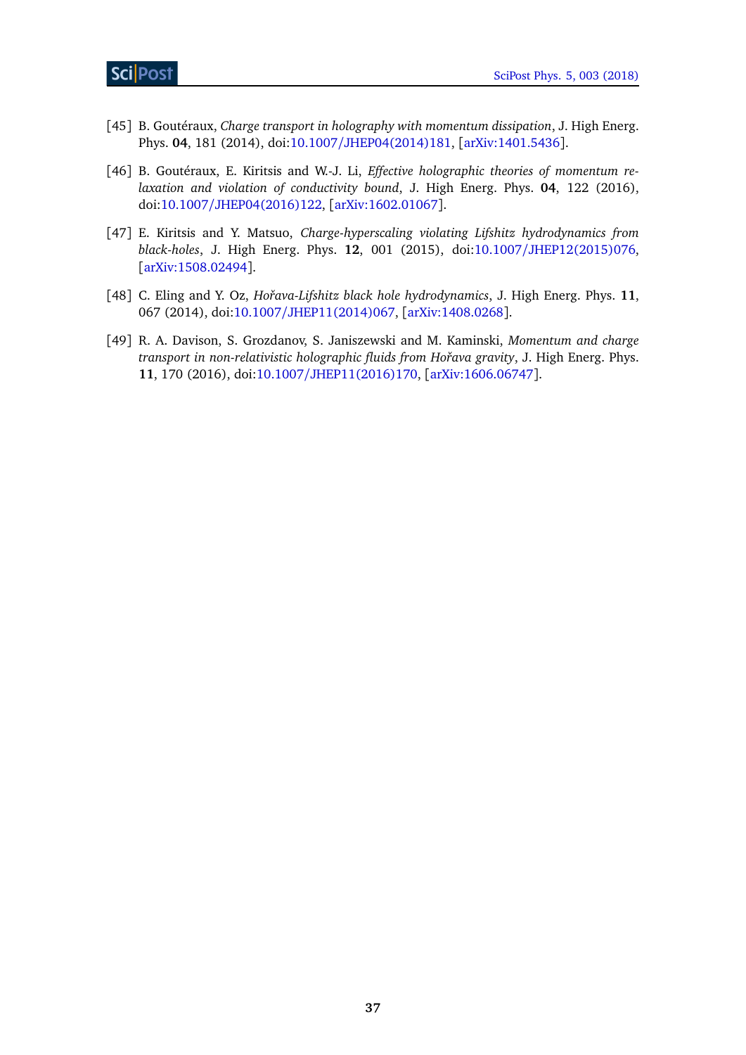[45] B. Goutéraux, *Charge transport in holography with momentum dissipation*, J. High Energ. Phys. **04**, 181 (2014), doi:10.1007/JHEP04(2014)181, [arXiv:1401.5436].

[46] B. Goutéraux, E. Kiritsis and W.-J. Li, *Effective holographic theories of momentum relaxation and violation of conductivity bound*, J. High Energ. Phys. **04**, 122 (2016), doi:10.1007/JHEP04(2016)122, [arXiv:1602.01067].

[47] E. Kiritsis and Y. Matsuo, *Charge-hyperscaling violating Lifshitz hydrodynamics from black-holes*, J. High Energ. Phys. **12**, 001 (2015), doi:10.1007/JHEP12(2015)076, [arXiv:1508.02494].

[48] C. Eling and Y. Oz, *Hořava-Lifshitz black hole hydrodynamics*, J. High Energ. Phys. **11**, 067 (2014), doi:10.1007/JHEP11(2014)067, [arXiv:1408.0268].

[49] R. A. Davison, S. Grozdanov, S. Janiszewski and M. Kaminski, *Momentum and charge transport in non-relativistic holographic fluids from Hořava gravity*, J. High Energ. Phys. **11**, 170 (2016), doi:10.1007/JHEP11(2016)170, [arXiv:1606.06747].